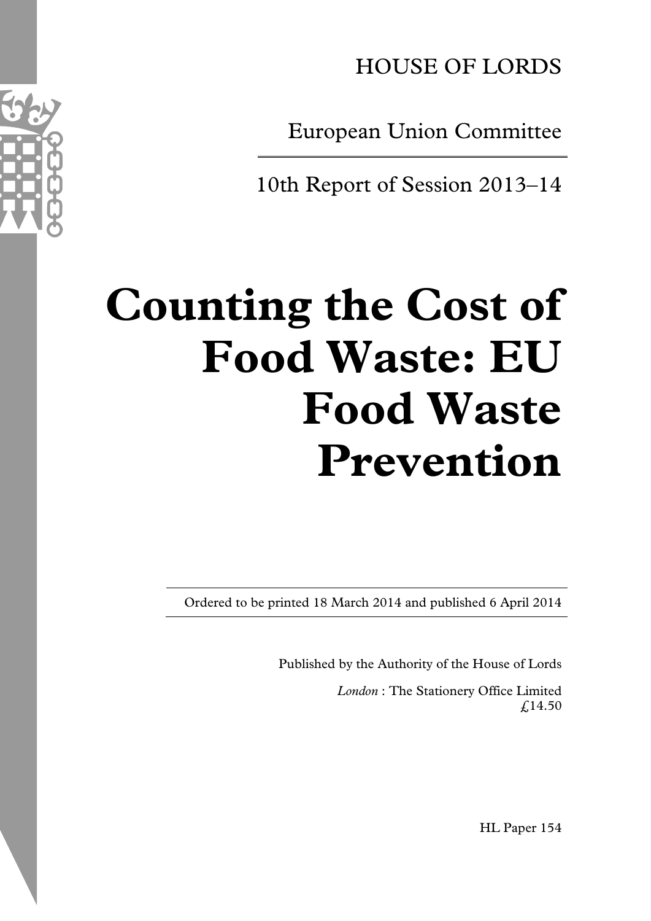HOUSE OF LORDS

European Union Committee

10th Report of Session 2013–14

# Counting the Cost of Food Waste: EU Food Waste Prevention

Ordered to be printed 18 March 2014 and published 6 April 2014

Published by the Authority of the House of Lords

*London* : The Stationery Office Limited
£14.50

HL Paper 154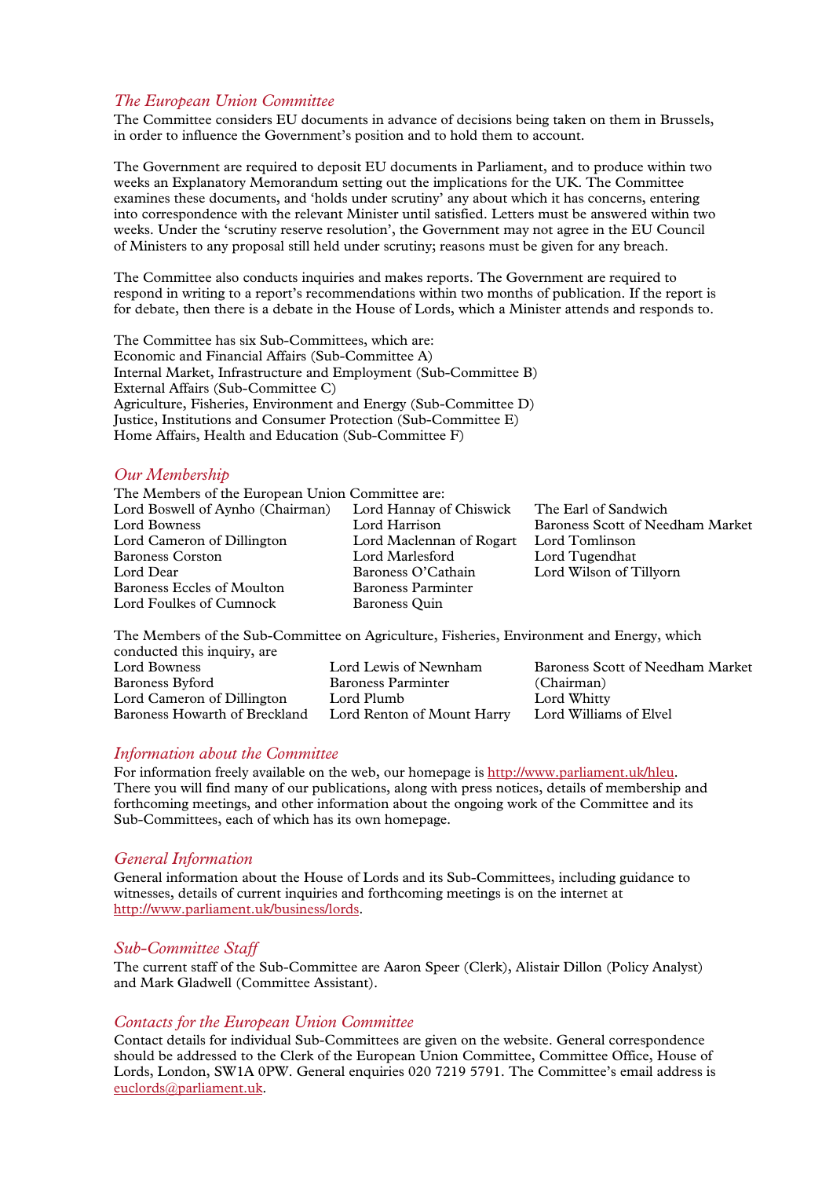## *The European Union Committee*

The Committee considers EU documents in advance of decisions being taken on them in Brussels, in order to influence the Government's position and to hold them to account.

The Government are required to deposit EU documents in Parliament, and to produce within two weeks an Explanatory Memorandum setting out the implications for the UK. The Committee examines these documents, and 'holds under scrutiny' any about which it has concerns, entering into correspondence with the relevant Minister until satisfied. Letters must be answered within two weeks. Under the 'scrutiny reserve resolution', the Government may not agree in the EU Council of Ministers to any proposal still held under scrutiny; reasons must be given for any breach.

The Committee also conducts inquiries and makes reports. The Government are required to respond in writing to a report's recommendations within two months of publication. If the report is for debate, then there is a debate in the House of Lords, which a Minister attends and responds to.

The Committee has six Sub-Committees, which are:
Economic and Financial Affairs (Sub-Committee A)
Internal Market, Infrastructure and Employment (Sub-Committee B)
External Affairs (Sub-Committee C)
Agriculture, Fisheries, Environment and Energy (Sub-Committee D)
Justice, Institutions and Consumer Protection (Sub-Committee E)
Home Affairs, Health and Education (Sub-Committee F)

## *Our Membership*

The Members of the European Union Committee are:

Lord Boswell of Aynho (Chairman)
Lord Bowness
Lord Cameron of Dillington
Baroness Corston
Lord Dear
Baroness Eccles of Moulton
Lord Foulkes of Cumnock
Lord Hannay of Chiswick
Lord Harrison
Lord Maclennan of Rogart
Lord Marlesford
Baroness O'Cathain
Baroness Parminter
Baroness Quin
The Earl of Sandwich
Baroness Scott of Needham Market
Lord Tomlinson
Lord Tugendhat
Lord Wilson of Tillyorn

The Members of the Sub-Committee on Agriculture, Fisheries, Environment and Energy, which conducted this inquiry, are

Lord Bowness
Baroness Byford
Lord Cameron of Dillington
Baroness Howarth of Breckland
Lord Lewis of Newnham
Baroness Parminter
Lord Plumb
Lord Renton of Mount Harry
Baroness Scott of Needham Market (Chairman)
Lord Whitty
Lord Williams of Elvel

## *Information about the Committee*

For information freely available on the web, our homepage is http://www.parliament.uk/hleu. There you will find many of our publications, along with press notices, details of membership and forthcoming meetings, and other information about the ongoing work of the Committee and its Sub-Committees, each of which has its own homepage.

## *General Information*

General information about the House of Lords and its Sub-Committees, including guidance to witnesses, details of current inquiries and forthcoming meetings is on the internet at http://www.parliament.uk/business/lords.

## *Sub-Committee Staff*

The current staff of the Sub-Committee are Aaron Speer (Clerk), Alistair Dillon (Policy Analyst) and Mark Gladwell (Committee Assistant).

## *Contacts for the European Union Committee*

Contact details for individual Sub-Committees are given on the website. General correspondence should be addressed to the Clerk of the European Union Committee, Committee Office, House of Lords, London, SW1A 0PW. General enquiries 020 7219 5791. The Committee's email address is euclords@parliament.uk.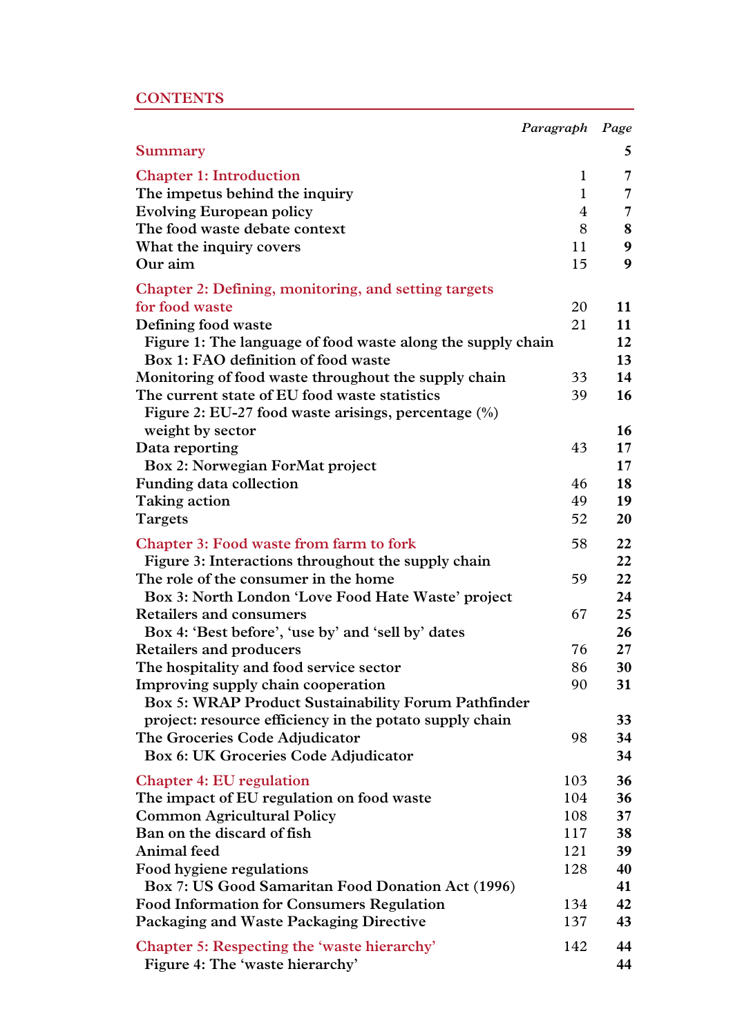## CONTENTS

| | Paragraph | Page |
|---|---|---|
| **Summary** | | **5** |
| **Chapter 1: Introduction** | 1 | **7** |
| The impetus behind the inquiry | 1 | **7** |
| Evolving European policy | 4 | **7** |
| The food waste debate context | 8 | **8** |
| What the inquiry covers | 11 | **9** |
| Our aim | 15 | **9** |
| **Chapter 2: Defining, monitoring, and setting targets for food waste** | 20 | **11** |
| Defining food waste | 21 | **11** |
| Figure 1: The language of food waste along the supply chain | | **12** |
| Box 1: FAO definition of food waste | | **13** |
| Monitoring of food waste throughout the supply chain | 33 | **14** |
| The current state of EU food waste statistics | 39 | **16** |
| Figure 2: EU-27 food waste arisings, percentage (%) weight by sector | | **16** |
| Data reporting | 43 | **17** |
| Box 2: Norwegian ForMat project | | **17** |
| Funding data collection | 46 | **18** |
| Taking action | 49 | **19** |
| Targets | 52 | **20** |
| **Chapter 3: Food waste from farm to fork** | 58 | **22** |
| Figure 3: Interactions throughout the supply chain | | **22** |
| The role of the consumer in the home | 59 | **22** |
| Box 3: North London 'Love Food Hate Waste' project | | **24** |
| Retailers and consumers | 67 | **25** |
| Box 4: 'Best before', 'use by' and 'sell by' dates | | **26** |
| Retailers and producers | 76 | **27** |
| The hospitality and food service sector | 86 | **30** |
| Improving supply chain cooperation | 90 | **31** |
| Box 5: WRAP Product Sustainability Forum Pathfinder project: resource efficiency in the potato supply chain | | **33** |
| The Groceries Code Adjudicator | 98 | **34** |
| Box 6: UK Groceries Code Adjudicator | | **34** |
| **Chapter 4: EU regulation** | 103 | **36** |
| The impact of EU regulation on food waste | 104 | **36** |
| Common Agricultural Policy | 108 | **37** |
| Ban on the discard of fish | 117 | **38** |
| Animal feed | 121 | **39** |
| Food hygiene regulations | 128 | **40** |
| Box 7: US Good Samaritan Food Donation Act (1996) | | **41** |
| Food Information for Consumers Regulation | 134 | **42** |
| Packaging and Waste Packaging Directive | 137 | **43** |
| **Chapter 5: Respecting the 'waste hierarchy'** | 142 | **44** |
| Figure 4: The 'waste hierarchy' | | **44** |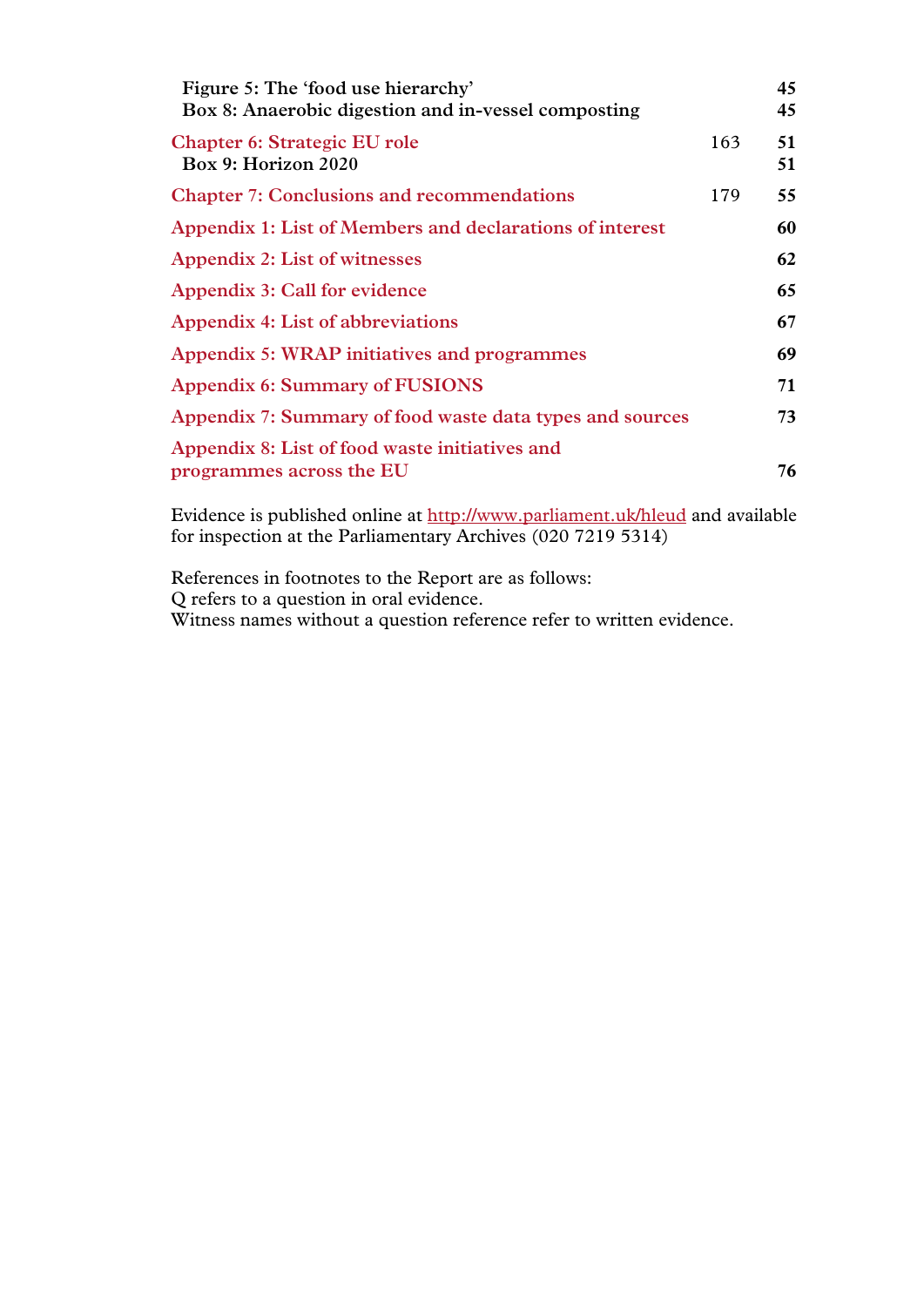| | | |
|---|---|---|
| **Figure 5: The 'food use hierarchy'** | | **45** |
| **Box 8: Anaerobic digestion and in-vessel composting** | | **45** |
| **Chapter 6: Strategic EU role** | 163 | **51** |
| **Box 9: Horizon 2020** | | **51** |
| **Chapter 7: Conclusions and recommendations** | 179 | **55** |
| **Appendix 1: List of Members and declarations of interest** | | **60** |
| **Appendix 2: List of witnesses** | | **62** |
| **Appendix 3: Call for evidence** | | **65** |
| **Appendix 4: List of abbreviations** | | **67** |
| **Appendix 5: WRAP initiatives and programmes** | | **69** |
| **Appendix 6: Summary of FUSIONS** | | **71** |
| **Appendix 7: Summary of food waste data types and sources** | | **73** |
| **Appendix 8: List of food waste initiatives and programmes across the EU** | | **76** |

Evidence is published online at http://www.parliament.uk/hleud and available for inspection at the Parliamentary Archives (020 7219 5314)

References in footnotes to the Report are as follows:
Q refers to a question in oral evidence.
Witness names without a question reference refer to written evidence.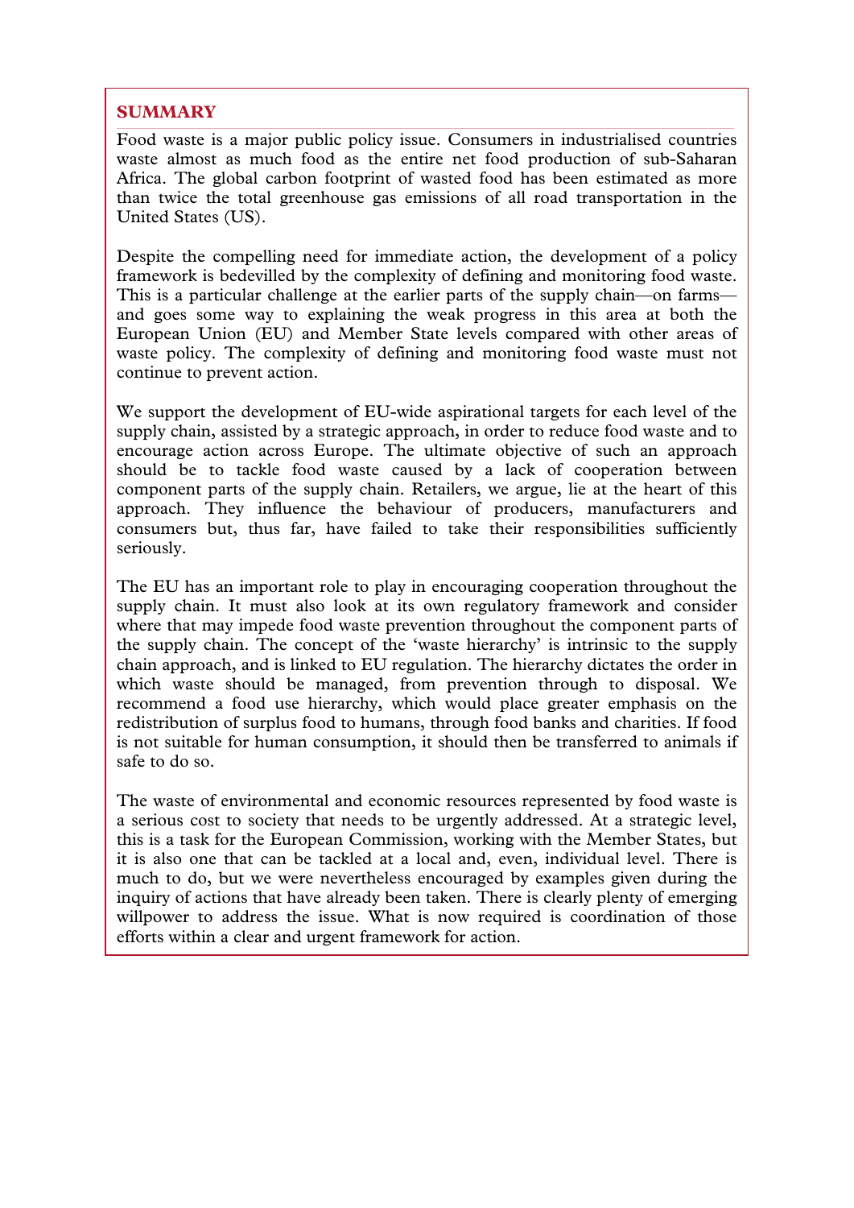## SUMMARY

Food waste is a major public policy issue. Consumers in industrialised countries waste almost as much food as the entire net food production of sub-Saharan Africa. The global carbon footprint of wasted food has been estimated as more than twice the total greenhouse gas emissions of all road transportation in the United States (US).

Despite the compelling need for immediate action, the development of a policy framework is bedevilled by the complexity of defining and monitoring food waste. This is a particular challenge at the earlier parts of the supply chain—on farms—and goes some way to explaining the weak progress in this area at both the European Union (EU) and Member State levels compared with other areas of waste policy. The complexity of defining and monitoring food waste must not continue to prevent action.

We support the development of EU-wide aspirational targets for each level of the supply chain, assisted by a strategic approach, in order to reduce food waste and to encourage action across Europe. The ultimate objective of such an approach should be to tackle food waste caused by a lack of cooperation between component parts of the supply chain. Retailers, we argue, lie at the heart of this approach. They influence the behaviour of producers, manufacturers and consumers but, thus far, have failed to take their responsibilities sufficiently seriously.

The EU has an important role to play in encouraging cooperation throughout the supply chain. It must also look at its own regulatory framework and consider where that may impede food waste prevention throughout the component parts of the supply chain. The concept of the 'waste hierarchy' is intrinsic to the supply chain approach, and is linked to EU regulation. The hierarchy dictates the order in which waste should be managed, from prevention through to disposal. We recommend a food use hierarchy, which would place greater emphasis on the redistribution of surplus food to humans, through food banks and charities. If food is not suitable for human consumption, it should then be transferred to animals if safe to do so.

The waste of environmental and economic resources represented by food waste is a serious cost to society that needs to be urgently addressed. At a strategic level, this is a task for the European Commission, working with the Member States, but it is also one that can be tackled at a local and, even, individual level. There is much to do, but we were nevertheless encouraged by examples given during the inquiry of actions that have already been taken. There is clearly plenty of emerging willpower to address the issue. What is now required is coordination of those efforts within a clear and urgent framework for action.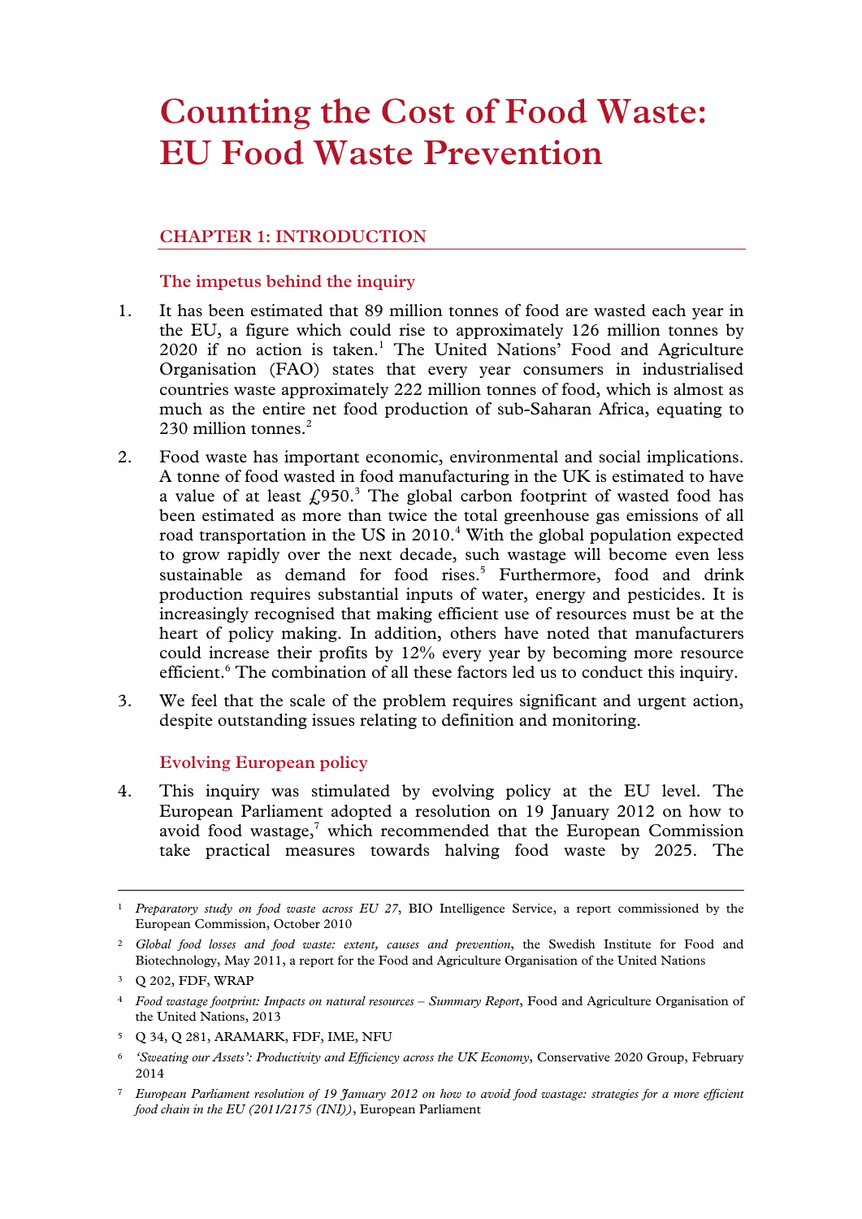# Counting the Cost of Food Waste: EU Food Waste Prevention

## CHAPTER 1: INTRODUCTION

### The impetus behind the inquiry

1. It has been estimated that 89 million tonnes of food are wasted each year in the EU, a figure which could rise to approximately 126 million tonnes by 2020 if no action is taken.[1] The United Nations' Food and Agriculture Organisation (FAO) states that every year consumers in industrialised countries waste approximately 222 million tonnes of food, which is almost as much as the entire net food production of sub-Saharan Africa, equating to 230 million tonnes.[2]

2. Food waste has important economic, environmental and social implications. A tonne of food wasted in food manufacturing in the UK is estimated to have a value of at least £950.[3] The global carbon footprint of wasted food has been estimated as more than twice the total greenhouse gas emissions of all road transportation in the US in 2010.[4] With the global population expected to grow rapidly over the next decade, such wastage will become even less sustainable as demand for food rises.[5] Furthermore, food and drink production requires substantial inputs of water, energy and pesticides. It is increasingly recognised that making efficient use of resources must be at the heart of policy making. In addition, others have noted that manufacturers could increase their profits by 12% every year by becoming more resource efficient.[6] The combination of all these factors led us to conduct this inquiry.

3. We feel that the scale of the problem requires significant and urgent action, despite outstanding issues relating to definition and monitoring.

### Evolving European policy

4. This inquiry was stimulated by evolving policy at the EU level. The European Parliament adopted a resolution on 19 January 2012 on how to avoid food wastage,[7] which recommended that the European Commission take practical measures towards halving food waste by 2025. The

---

[1] *Preparatory study on food waste across EU 27*, BIO Intelligence Service, a report commissioned by the European Commission, October 2010

[2] *Global food losses and food waste: extent, causes and prevention*, the Swedish Institute for Food and Biotechnology, May 2011, a report for the Food and Agriculture Organisation of the United Nations

[3] Q 202, FDF, WRAP

[4] *Food wastage footprint: Impacts on natural resources – Summary Report*, Food and Agriculture Organisation of the United Nations, 2013

[5] Q 34, Q 281, ARAMARK, FDF, IME, NFU

[6] *'Sweating our Assets': Productivity and Efficiency across the UK Economy*, Conservative 2020 Group, February 2014

[7] *European Parliament resolution of 19 January 2012 on how to avoid food wastage: strategies for a more efficient food chain in the EU (2011/2175 (INI))*, European Parliament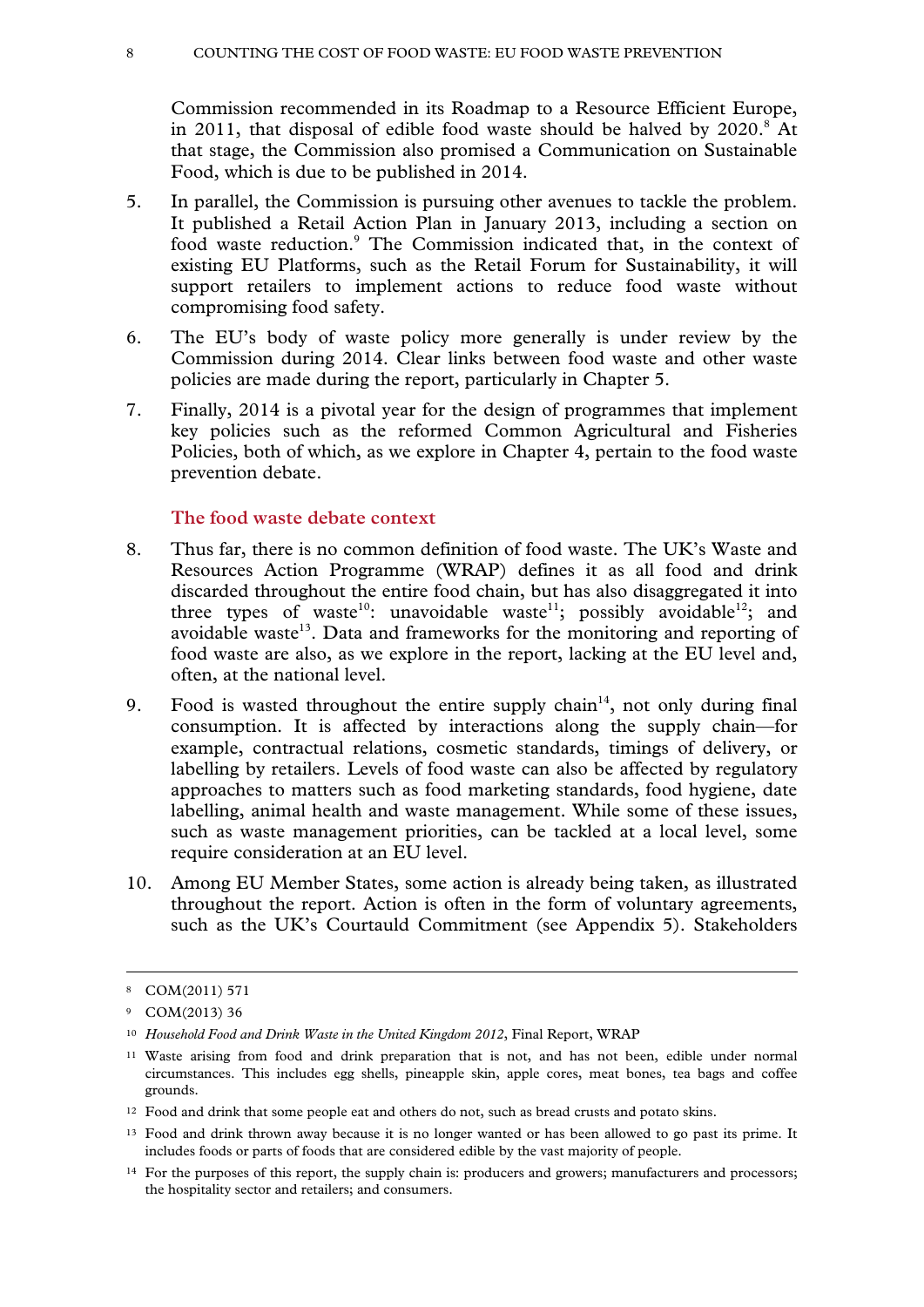Commission recommended in its Roadmap to a Resource Efficient Europe, in 2011, that disposal of edible food waste should be halved by 2020.[8] At that stage, the Commission also promised a Communication on Sustainable Food, which is due to be published in 2014.

5. In parallel, the Commission is pursuing other avenues to tackle the problem. It published a Retail Action Plan in January 2013, including a section on food waste reduction.[9] The Commission indicated that, in the context of existing EU Platforms, such as the Retail Forum for Sustainability, it will support retailers to implement actions to reduce food waste without compromising food safety.

6. The EU's body of waste policy more generally is under review by the Commission during 2014. Clear links between food waste and other waste policies are made during the report, particularly in Chapter 5.

7. Finally, 2014 is a pivotal year for the design of programmes that implement key policies such as the reformed Common Agricultural and Fisheries Policies, both of which, as we explore in Chapter 4, pertain to the food waste prevention debate.

## The food waste debate context

8. Thus far, there is no common definition of food waste. The UK's Waste and Resources Action Programme (WRAP) defines it as all food and drink discarded throughout the entire food chain, but has also disaggregated it into three types of waste[10]: unavoidable waste[11]; possibly avoidable[12]; and avoidable waste[13]. Data and frameworks for the monitoring and reporting of food waste are also, as we explore in the report, lacking at the EU level and, often, at the national level.

9. Food is wasted throughout the entire supply chain[14], not only during final consumption. It is affected by interactions along the supply chain—for example, contractual relations, cosmetic standards, timings of delivery, or labelling by retailers. Levels of food waste can also be affected by regulatory approaches to matters such as food marketing standards, food hygiene, date labelling, animal health and waste management. While some of these issues, such as waste management priorities, can be tackled at a local level, some require consideration at an EU level.

10. Among EU Member States, some action is already being taken, as illustrated throughout the report. Action is often in the form of voluntary agreements, such as the UK's Courtauld Commitment (see Appendix 5). Stakeholders

---

[8] COM(2011) 571

[9] COM(2013) 36

[10] *Household Food and Drink Waste in the United Kingdom 2012*, Final Report, WRAP

[11] Waste arising from food and drink preparation that is not, and has not been, edible under normal circumstances. This includes egg shells, pineapple skin, apple cores, meat bones, tea bags and coffee grounds.

[12] Food and drink that some people eat and others do not, such as bread crusts and potato skins.

[13] Food and drink thrown away because it is no longer wanted or has been allowed to go past its prime. It includes foods or parts of foods that are considered edible by the vast majority of people.

[14] For the purposes of this report, the supply chain is: producers and growers; manufacturers and processors; the hospitality sector and retailers; and consumers.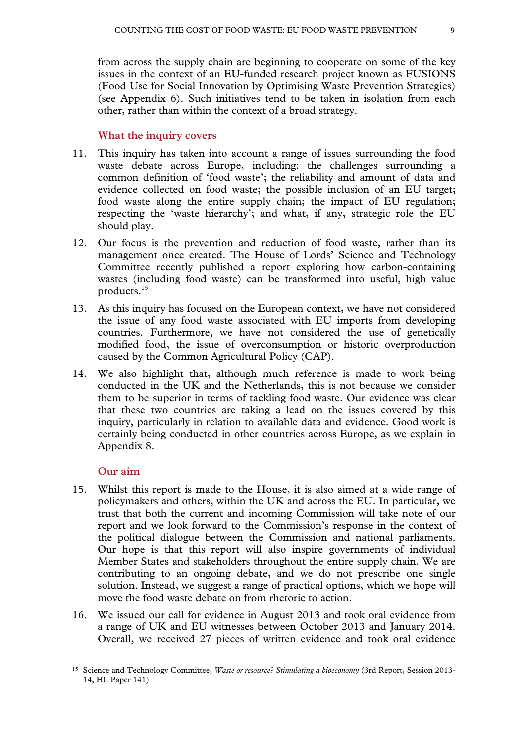from across the supply chain are beginning to cooperate on some of the key issues in the context of an EU-funded research project known as FUSIONS (Food Use for Social Innovation by Optimising Waste Prevention Strategies) (see Appendix 6). Such initiatives tend to be taken in isolation from each other, rather than within the context of a broad strategy.

### What the inquiry covers

11. This inquiry has taken into account a range of issues surrounding the food waste debate across Europe, including: the challenges surrounding a common definition of 'food waste'; the reliability and amount of data and evidence collected on food waste; the possible inclusion of an EU target; food waste along the entire supply chain; the impact of EU regulation; respecting the 'waste hierarchy'; and what, if any, strategic role the EU should play.

12. Our focus is the prevention and reduction of food waste, rather than its management once created. The House of Lords' Science and Technology Committee recently published a report exploring how carbon-containing wastes (including food waste) can be transformed into useful, high value products.[15]

13. As this inquiry has focused on the European context, we have not considered the issue of any food waste associated with EU imports from developing countries. Furthermore, we have not considered the use of genetically modified food, the issue of overconsumption or historic overproduction caused by the Common Agricultural Policy (CAP).

14. We also highlight that, although much reference is made to work being conducted in the UK and the Netherlands, this is not because we consider them to be superior in terms of tackling food waste. Our evidence was clear that these two countries are taking a lead on the issues covered by this inquiry, particularly in relation to available data and evidence. Good work is certainly being conducted in other countries across Europe, as we explain in Appendix 8.

### Our aim

15. Whilst this report is made to the House, it is also aimed at a wide range of policymakers and others, within the UK and across the EU. In particular, we trust that both the current and incoming Commission will take note of our report and we look forward to the Commission's response in the context of the political dialogue between the Commission and national parliaments. Our hope is that this report will also inspire governments of individual Member States and stakeholders throughout the entire supply chain. We are contributing to an ongoing debate, and we do not prescribe one single solution. Instead, we suggest a range of practical options, which we hope will move the food waste debate on from rhetoric to action.

16. We issued our call for evidence in August 2013 and took oral evidence from a range of UK and EU witnesses between October 2013 and January 2014. Overall, we received 27 pieces of written evidence and took oral evidence

---

[15] Science and Technology Committee, *Waste or resource? Stimulating a bioeconomy* (3rd Report, Session 2013-14, HL Paper 141)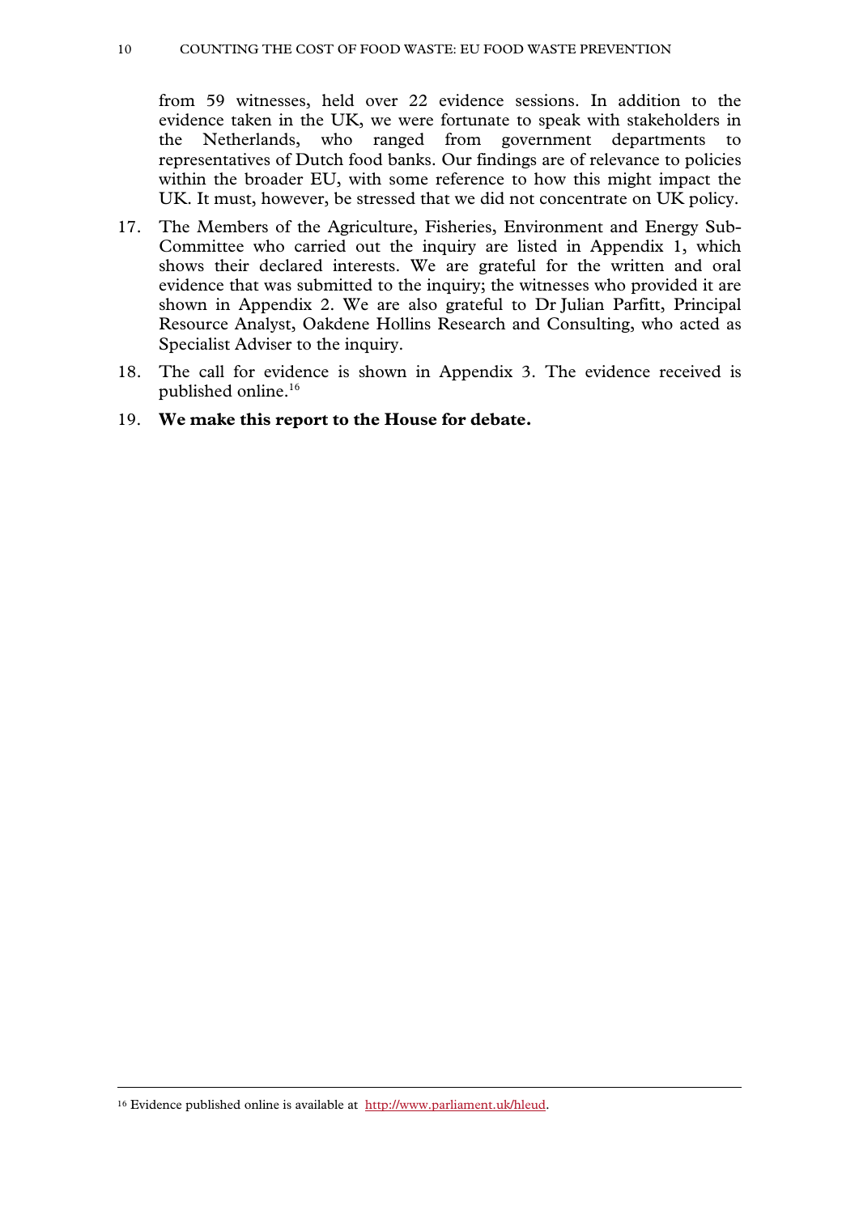from 59 witnesses, held over 22 evidence sessions. In addition to the evidence taken in the UK, we were fortunate to speak with stakeholders in the Netherlands, who ranged from government departments to representatives of Dutch food banks. Our findings are of relevance to policies within the broader EU, with some reference to how this might impact the UK. It must, however, be stressed that we did not concentrate on UK policy.

17. The Members of the Agriculture, Fisheries, Environment and Energy Sub-Committee who carried out the inquiry are listed in Appendix 1, which shows their declared interests. We are grateful for the written and oral evidence that was submitted to the inquiry; the witnesses who provided it are shown in Appendix 2. We are also grateful to Dr Julian Parfitt, Principal Resource Analyst, Oakdene Hollins Research and Consulting, who acted as Specialist Adviser to the inquiry.

18. The call for evidence is shown in Appendix 3. The evidence received is published online.[16]

19. **We make this report to the House for debate.**

[16] Evidence published online is available at http://www.parliament.uk/hleud.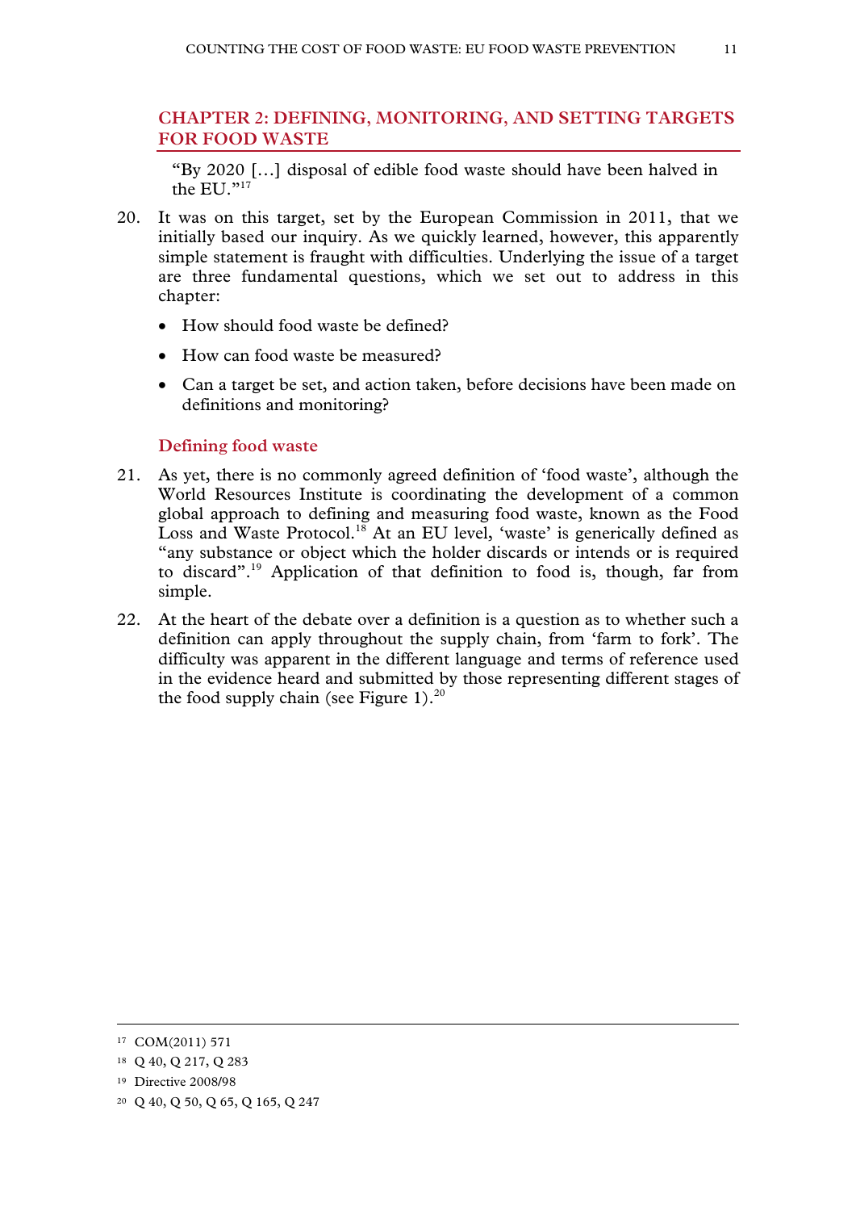## CHAPTER 2: DEFINING, MONITORING, AND SETTING TARGETS FOR FOOD WASTE

> "By 2020 […] disposal of edible food waste should have been halved in the EU."[17]

20. It was on this target, set by the European Commission in 2011, that we initially based our inquiry. As we quickly learned, however, this apparently simple statement is fraught with difficulties. Underlying the issue of a target are three fundamental questions, which we set out to address in this chapter:

    - How should food waste be defined?
    - How can food waste be measured?
    - Can a target be set, and action taken, before decisions have been made on definitions and monitoring?

### Defining food waste

21. As yet, there is no commonly agreed definition of 'food waste', although the World Resources Institute is coordinating the development of a common global approach to defining and measuring food waste, known as the Food Loss and Waste Protocol.[18] At an EU level, 'waste' is generically defined as "any substance or object which the holder discards or intends or is required to discard".[19] Application of that definition to food is, though, far from simple.

22. At the heart of the debate over a definition is a question as to whether such a definition can apply throughout the supply chain, from 'farm to fork'. The difficulty was apparent in the different language and terms of reference used in the evidence heard and submitted by those representing different stages of the food supply chain (see Figure 1).[20]

---

[17] COM(2011) 571

[18] Q 40, Q 217, Q 283

[19] Directive 2008/98

[20] Q 40, Q 50, Q 65, Q 165, Q 247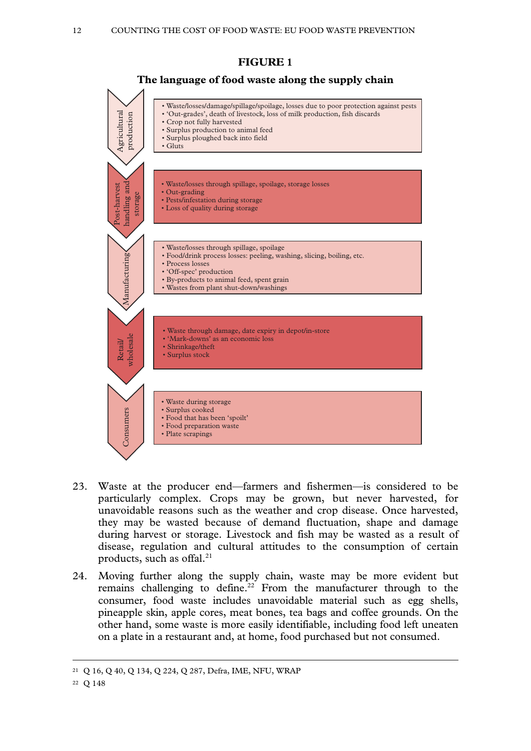**FIGURE 1**

**The language of food waste along the supply chain**

| Stage | Description |
| --- | --- |
| Agricultural production | • Waste/losses/damage/spillage/spoilage, losses due to poor protection against pests<br>• 'Out-grades', death of livestock, loss of milk production, fish discards<br>• Crop not fully harvested<br>• Surplus production to animal feed<br>• Surplus ploughed back into field<br>• Gluts |
| Post-harvest handling and storage | • Waste/losses through spillage, spoilage, storage losses<br>• Out-grading<br>• Pests/infestation during storage<br>• Loss of quality during storage |
| Manufacturing | • Waste/losses through spillage, spoilage<br>• Food/drink process losses: peeling, washing, slicing, boiling, etc.<br>• Process losses<br>• 'Off-spec' production<br>• By-products to animal feed, spent grain<br>• Wastes from plant shut-down/washings |
| Retail/ wholesale | • Waste through damage, date expiry in depot/in-store<br>• 'Mark-downs' as an economic loss<br>• Shrinkage/theft<br>• Surplus stock |
| Consumers | • Waste during storage<br>• Surplus cooked<br>• Food that has been 'spoilt'<br>• Food preparation waste<br>• Plate scrapings |

23. Waste at the producer end—farmers and fishermen—is considered to be particularly complex. Crops may be grown, but never harvested, for unavoidable reasons such as the weather and crop disease. Once harvested, they may be wasted because of demand fluctuation, shape and damage during harvest or storage. Livestock and fish may be wasted as a result of disease, regulation and cultural attitudes to the consumption of certain products, such as offal.[21]

24. Moving further along the supply chain, waste may be more evident but remains challenging to define.[22] From the manufacturer through to the consumer, food waste includes unavoidable material such as egg shells, pineapple skin, apple cores, meat bones, tea bags and coffee grounds. On the other hand, some waste is more easily identifiable, including food left uneaten on a plate in a restaurant and, at home, food purchased but not consumed.

---

[21] Q 16, Q 40, Q 134, Q 224, Q 287, Defra, IME, NFU, WRAP

[22] Q 148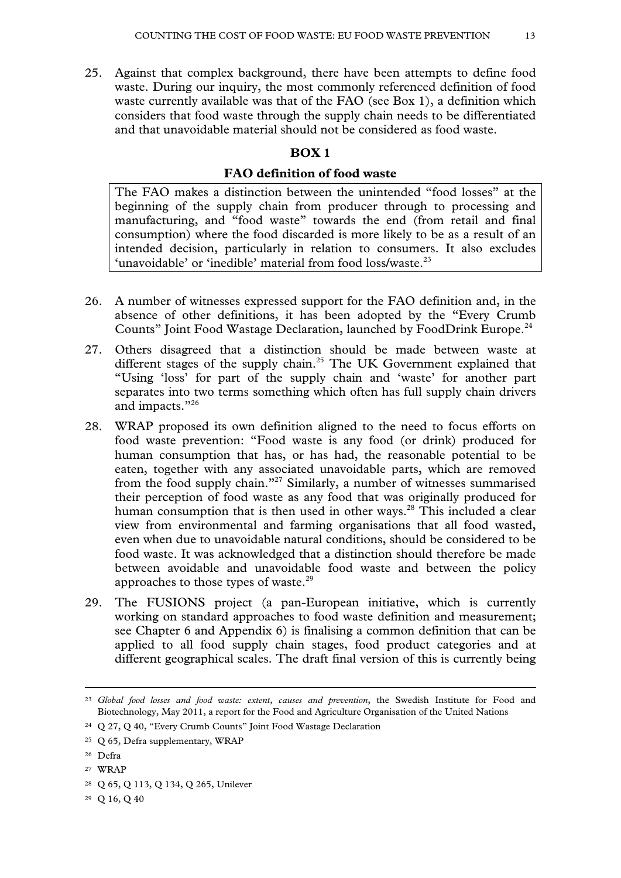25. Against that complex background, there have been attempts to define food waste. During our inquiry, the most commonly referenced definition of food waste currently available was that of the FAO (see Box 1), a definition which considers that food waste through the supply chain needs to be differentiated and that unavoidable material should not be considered as food waste.

**BOX 1**

**FAO definition of food waste**

> The FAO makes a distinction between the unintended "food losses" at the beginning of the supply chain from producer through to processing and manufacturing, and "food waste" towards the end (from retail and final consumption) where the food discarded is more likely to be as a result of an intended decision, particularly in relation to consumers. It also excludes 'unavoidable' or 'inedible' material from food loss/waste.[23]

26. A number of witnesses expressed support for the FAO definition and, in the absence of other definitions, it has been adopted by the "Every Crumb Counts" Joint Food Wastage Declaration, launched by FoodDrink Europe.[24]

27. Others disagreed that a distinction should be made between waste at different stages of the supply chain.[25] The UK Government explained that "Using 'loss' for part of the supply chain and 'waste' for another part separates into two terms something which often has full supply chain drivers and impacts."[26]

28. WRAP proposed its own definition aligned to the need to focus efforts on food waste prevention: "Food waste is any food (or drink) produced for human consumption that has, or has had, the reasonable potential to be eaten, together with any associated unavoidable parts, which are removed from the food supply chain."[27] Similarly, a number of witnesses summarised their perception of food waste as any food that was originally produced for human consumption that is then used in other ways.[28] This included a clear view from environmental and farming organisations that all food wasted, even when due to unavoidable natural conditions, should be considered to be food waste. It was acknowledged that a distinction should therefore be made between avoidable and unavoidable food waste and between the policy approaches to those types of waste.[29]

29. The FUSIONS project (a pan-European initiative, which is currently working on standard approaches to food waste definition and measurement; see Chapter 6 and Appendix 6) is finalising a common definition that can be applied to all food supply chain stages, food product categories and at different geographical scales. The draft final version of this is currently being

---

[23] *Global food losses and food waste: extent, causes and prevention*, the Swedish Institute for Food and Biotechnology, May 2011, a report for the Food and Agriculture Organisation of the United Nations

[24] Q 27, Q 40, "Every Crumb Counts" Joint Food Wastage Declaration

[25] Q 65, Defra supplementary, WRAP

[26] Defra

[27] WRAP

[28] Q 65, Q 113, Q 134, Q 265, Unilever

[29] Q 16, Q 40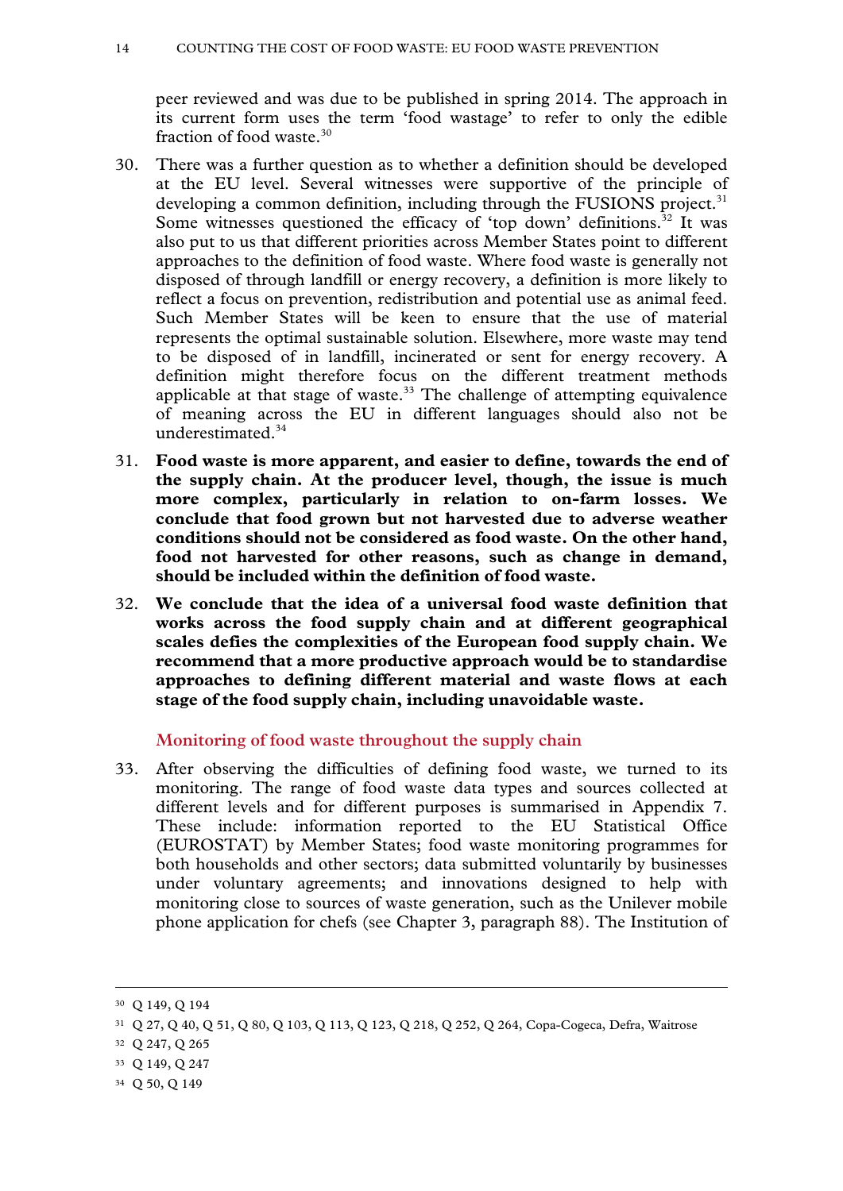peer reviewed and was due to be published in spring 2014. The approach in its current form uses the term 'food wastage' to refer to only the edible fraction of food waste.[30]

30. There was a further question as to whether a definition should be developed at the EU level. Several witnesses were supportive of the principle of developing a common definition, including through the FUSIONS project.[31] Some witnesses questioned the efficacy of 'top down' definitions.[32] It was also put to us that different priorities across Member States point to different approaches to the definition of food waste. Where food waste is generally not disposed of through landfill or energy recovery, a definition is more likely to reflect a focus on prevention, redistribution and potential use as animal feed. Such Member States will be keen to ensure that the use of material represents the optimal sustainable solution. Elsewhere, more waste may tend to be disposed of in landfill, incinerated or sent for energy recovery. A definition might therefore focus on the different treatment methods applicable at that stage of waste.[33] The challenge of attempting equivalence of meaning across the EU in different languages should also not be underestimated.[34]

31. **Food waste is more apparent, and easier to define, towards the end of the supply chain. At the producer level, though, the issue is much more complex, particularly in relation to on-farm losses. We conclude that food grown but not harvested due to adverse weather conditions should not be considered as food waste. On the other hand, food not harvested for other reasons, such as change in demand, should be included within the definition of food waste.**

32. **We conclude that the idea of a universal food waste definition that works across the food supply chain and at different geographical scales defies the complexities of the European food supply chain. We recommend that a more productive approach would be to standardise approaches to defining different material and waste flows at each stage of the food supply chain, including unavoidable waste.**

### Monitoring of food waste throughout the supply chain

33. After observing the difficulties of defining food waste, we turned to its monitoring. The range of food waste data types and sources collected at different levels and for different purposes is summarised in Appendix 7. These include: information reported to the EU Statistical Office (EUROSTAT) by Member States; food waste monitoring programmes for both households and other sectors; data submitted voluntarily by businesses under voluntary agreements; and innovations designed to help with monitoring close to sources of waste generation, such as the Unilever mobile phone application for chefs (see Chapter 3, paragraph 88). The Institution of

---

[30] Q 149, Q 194

[31] Q 27, Q 40, Q 51, Q 80, Q 103, Q 113, Q 123, Q 218, Q 252, Q 264, Copa-Cogeca, Defra, Waitrose

[32] Q 247, Q 265

[33] Q 149, Q 247

[34] Q 50, Q 149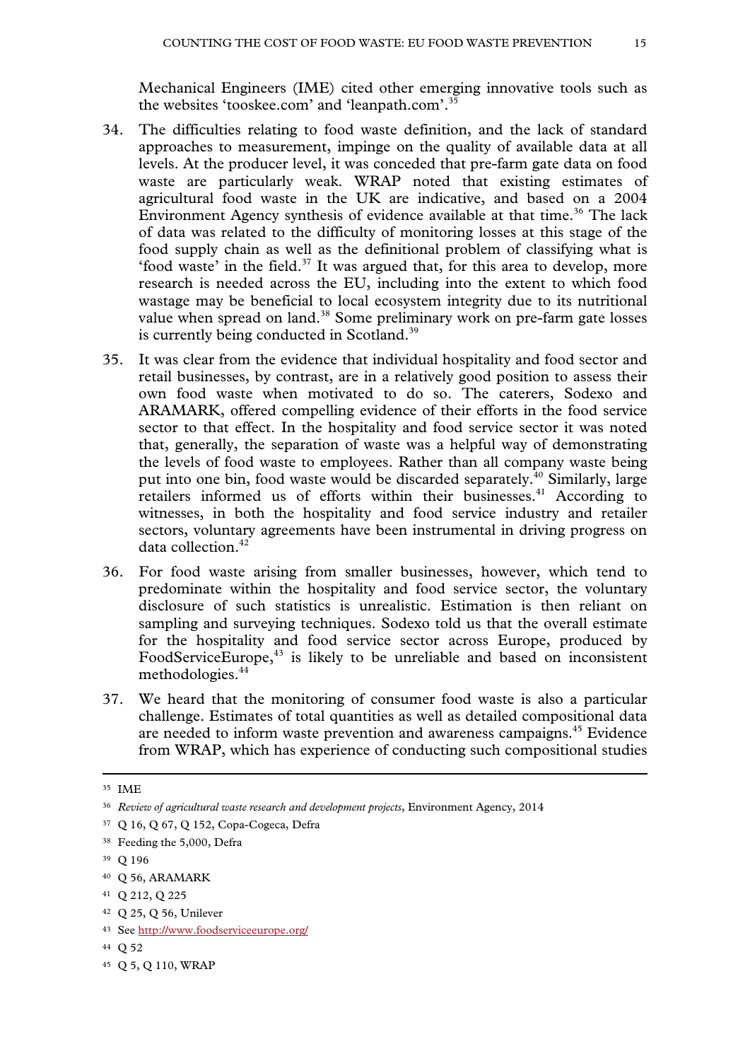Mechanical Engineers (IME) cited other emerging innovative tools such as the websites 'tooskee.com' and 'leanpath.com'.[35]

34. The difficulties relating to food waste definition, and the lack of standard approaches to measurement, impinge on the quality of available data at all levels. At the producer level, it was conceded that pre-farm gate data on food waste are particularly weak. WRAP noted that existing estimates of agricultural food waste in the UK are indicative, and based on a 2004 Environment Agency synthesis of evidence available at that time.[36] The lack of data was related to the difficulty of monitoring losses at this stage of the food supply chain as well as the definitional problem of classifying what is 'food waste' in the field.[37] It was argued that, for this area to develop, more research is needed across the EU, including into the extent to which food wastage may be beneficial to local ecosystem integrity due to its nutritional value when spread on land.[38] Some preliminary work on pre-farm gate losses is currently being conducted in Scotland.[39]

35. It was clear from the evidence that individual hospitality and food sector and retail businesses, by contrast, are in a relatively good position to assess their own food waste when motivated to do so. The caterers, Sodexo and ARAMARK, offered compelling evidence of their efforts in the food service sector to that effect. In the hospitality and food service sector it was noted that, generally, the separation of waste was a helpful way of demonstrating the levels of food waste to employees. Rather than all company waste being put into one bin, food waste would be discarded separately.[40] Similarly, large retailers informed us of efforts within their businesses.[41] According to witnesses, in both the hospitality and food service industry and retailer sectors, voluntary agreements have been instrumental in driving progress on data collection.[42]

36. For food waste arising from smaller businesses, however, which tend to predominate within the hospitality and food service sector, the voluntary disclosure of such statistics is unrealistic. Estimation is then reliant on sampling and surveying techniques. Sodexo told us that the overall estimate for the hospitality and food service sector across Europe, produced by FoodServiceEurope,[43] is likely to be unreliable and based on inconsistent methodologies.[44]

37. We heard that the monitoring of consumer food waste is also a particular challenge. Estimates of total quantities as well as detailed compositional data are needed to inform waste prevention and awareness campaigns.[45] Evidence from WRAP, which has experience of conducting such compositional studies

---

[35] IME

[36] *Review of agricultural waste research and development projects*, Environment Agency, 2014

[37] Q 16, Q 67, Q 152, Copa-Cogeca, Defra

[38] Feeding the 5,000, Defra

[39] Q 196

[40] Q 56, ARAMARK

[41] Q 212, Q 225

[42] Q 25, Q 56, Unilever

[43] See http://www.foodserviceeurope.org/

[44] Q 52

[45] Q 5, Q 110, WRAP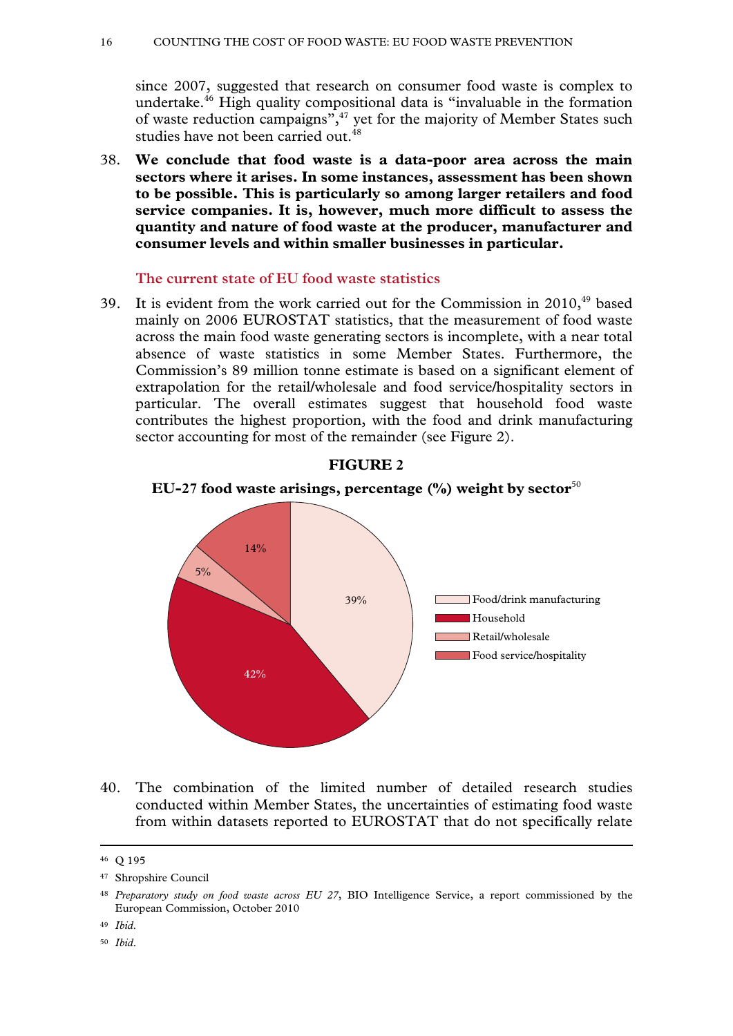since 2007, suggested that research on consumer food waste is complex to undertake.[46] High quality compositional data is "invaluable in the formation of waste reduction campaigns",[47] yet for the majority of Member States such studies have not been carried out.[48]

38. **We conclude that food waste is a data-poor area across the main sectors where it arises. In some instances, assessment has been shown to be possible. This is particularly so among larger retailers and food service companies. It is, however, much more difficult to assess the quantity and nature of food waste at the producer, manufacturer and consumer levels and within smaller businesses in particular.**

### The current state of EU food waste statistics

39. It is evident from the work carried out for the Commission in 2010,[49] based mainly on 2006 EUROSTAT statistics, that the measurement of food waste across the main food waste generating sectors is incomplete, with a near total absence of waste statistics in some Member States. Furthermore, the Commission's 89 million tonne estimate is based on a significant element of extrapolation for the retail/wholesale and food service/hospitality sectors in particular. The overall estimates suggest that household food waste contributes the highest proportion, with the food and drink manufacturing sector accounting for most of the remainder (see Figure 2).

**FIGURE 2**

**EU-27 food waste arisings, percentage (%) weight by sector**[50]

| Sector | % |
|---|---|
| Food/drink manufacturing | 39% |
| Household | 42% |
| Retail/wholesale | 5% |
| Food service/hospitality | 14% |

40. The combination of the limited number of detailed research studies conducted within Member States, the uncertainties of estimating food waste from within datasets reported to EUROSTAT that do not specifically relate

---

[46] Q 195

[47] Shropshire Council

[48] *Preparatory study on food waste across EU 27*, BIO Intelligence Service, a report commissioned by the European Commission, October 2010

[49] *Ibid.*

[50] *Ibid.*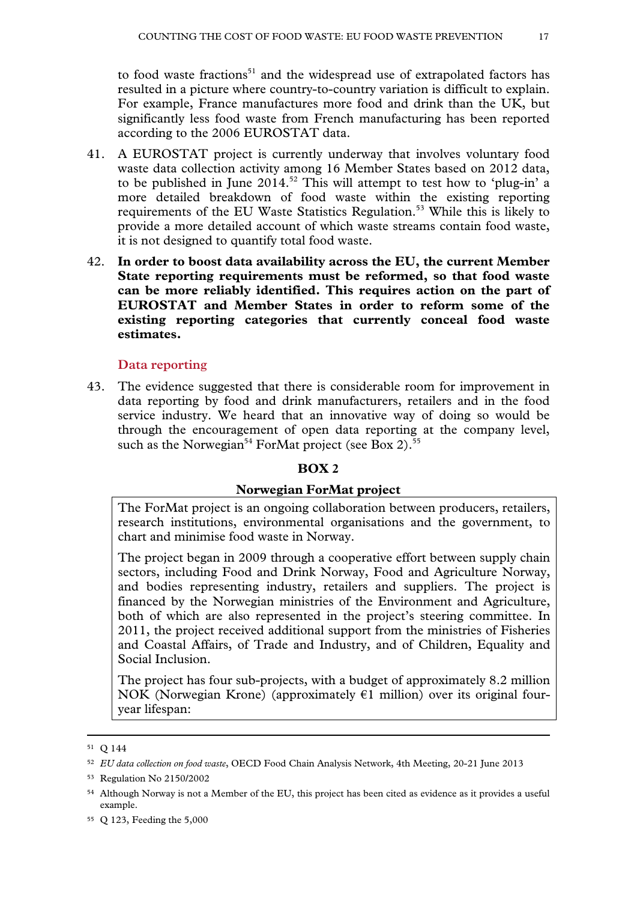to food waste fractions[51] and the widespread use of extrapolated factors has resulted in a picture where country-to-country variation is difficult to explain. For example, France manufactures more food and drink than the UK, but significantly less food waste from French manufacturing has been reported according to the 2006 EUROSTAT data.

41. A EUROSTAT project is currently underway that involves voluntary food waste data collection activity among 16 Member States based on 2012 data, to be published in June 2014.[52] This will attempt to test how to 'plug-in' a more detailed breakdown of food waste within the existing reporting requirements of the EU Waste Statistics Regulation.[53] While this is likely to provide a more detailed account of which waste streams contain food waste, it is not designed to quantify total food waste.

42. **In order to boost data availability across the EU, the current Member State reporting requirements must be reformed, so that food waste can be more reliably identified. This requires action on the part of EUROSTAT and Member States in order to reform some of the existing reporting categories that currently conceal food waste estimates.**

### Data reporting

43. The evidence suggested that there is considerable room for improvement in data reporting by food and drink manufacturers, retailers and in the food service industry. We heard that an innovative way of doing so would be through the encouragement of open data reporting at the company level, such as the Norwegian[54] ForMat project (see Box 2).[55]

**BOX 2**

**Norwegian ForMat project**

The ForMat project is an ongoing collaboration between producers, retailers, research institutions, environmental organisations and the government, to chart and minimise food waste in Norway.

The project began in 2009 through a cooperative effort between supply chain sectors, including Food and Drink Norway, Food and Agriculture Norway, and bodies representing industry, retailers and suppliers. The project is financed by the Norwegian ministries of the Environment and Agriculture, both of which are also represented in the project's steering committee. In 2011, the project received additional support from the ministries of Fisheries and Coastal Affairs, of Trade and Industry, and of Children, Equality and Social Inclusion.

The project has four sub-projects, with a budget of approximately 8.2 million NOK (Norwegian Krone) (approximately €1 million) over its original four-year lifespan:

---

[51] Q 144

[52] *EU data collection on food waste*, OECD Food Chain Analysis Network, 4th Meeting, 20-21 June 2013

[53] Regulation No 2150/2002

[54] Although Norway is not a Member of the EU, this project has been cited as evidence as it provides a useful example.

[55] Q 123, Feeding the 5,000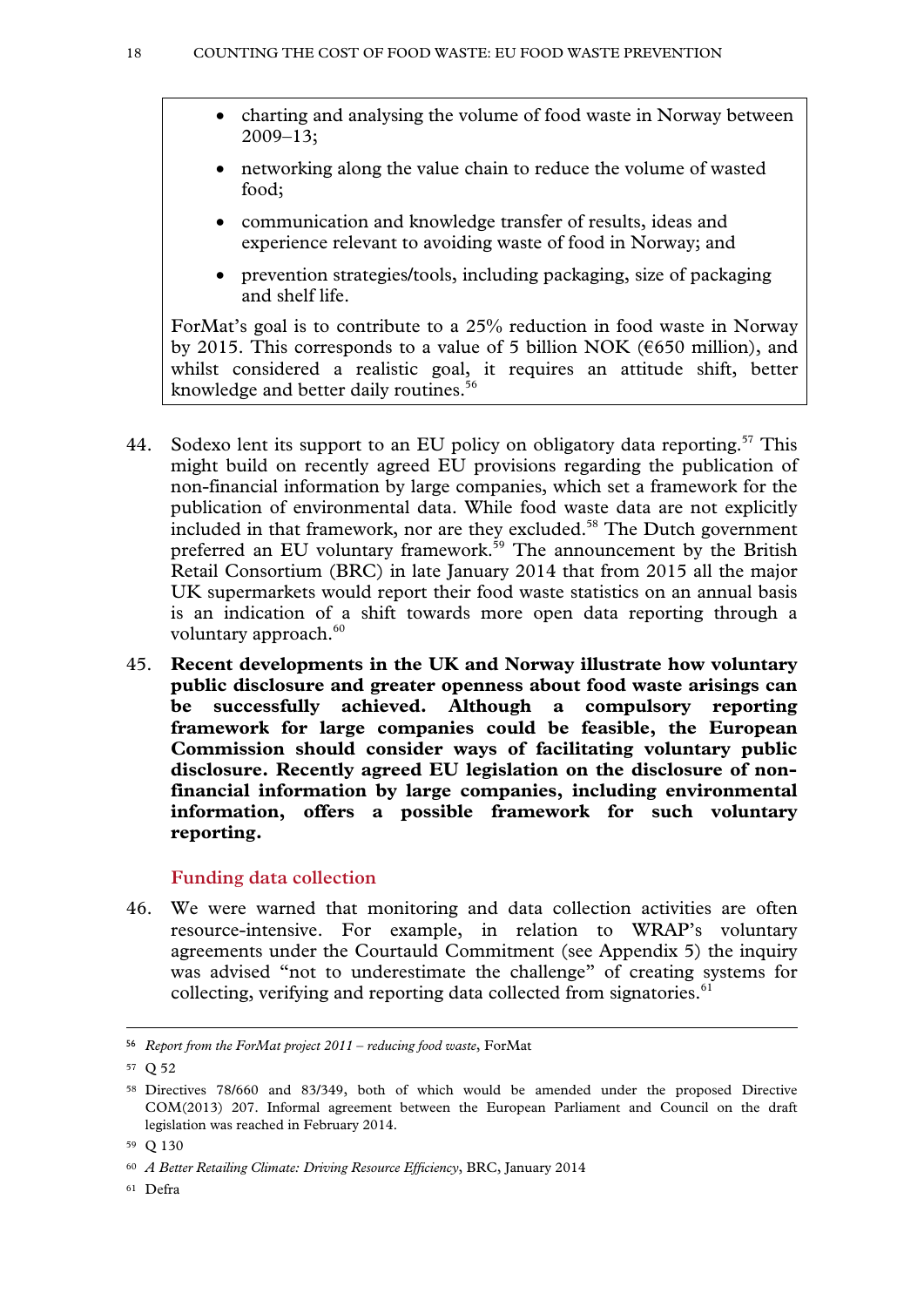- charting and analysing the volume of food waste in Norway between 2009–13;
- networking along the value chain to reduce the volume of wasted food;
- communication and knowledge transfer of results, ideas and experience relevant to avoiding waste of food in Norway; and
- prevention strategies/tools, including packaging, size of packaging and shelf life.

ForMat's goal is to contribute to a 25% reduction in food waste in Norway by 2015. This corresponds to a value of 5 billion NOK (€650 million), and whilst considered a realistic goal, it requires an attitude shift, better knowledge and better daily routines.[56]

44. Sodexo lent its support to an EU policy on obligatory data reporting.[57] This might build on recently agreed EU provisions regarding the publication of non-financial information by large companies, which set a framework for the publication of environmental data. While food waste data are not explicitly included in that framework, nor are they excluded.[58] The Dutch government preferred an EU voluntary framework.[59] The announcement by the British Retail Consortium (BRC) in late January 2014 that from 2015 all the major UK supermarkets would report their food waste statistics on an annual basis is an indication of a shift towards more open data reporting through a voluntary approach.[60]

45. **Recent developments in the UK and Norway illustrate how voluntary public disclosure and greater openness about food waste arisings can be successfully achieved. Although a compulsory reporting framework for large companies could be feasible, the European Commission should consider ways of facilitating voluntary public disclosure. Recently agreed EU legislation on the disclosure of non-financial information by large companies, including environmental information, offers a possible framework for such voluntary reporting.**

### Funding data collection

46. We were warned that monitoring and data collection activities are often resource-intensive. For example, in relation to WRAP's voluntary agreements under the Courtauld Commitment (see Appendix 5) the inquiry was advised "not to underestimate the challenge" of creating systems for collecting, verifying and reporting data collected from signatories.[61]

---

[56] *Report from the ForMat project 2011 – reducing food waste*, ForMat

[57] Q 52

[58] Directives 78/660 and 83/349, both of which would be amended under the proposed Directive COM(2013) 207. Informal agreement between the European Parliament and Council on the draft legislation was reached in February 2014.

[59] Q 130

[60] *A Better Retailing Climate: Driving Resource Efficiency*, BRC, January 2014

[61] Defra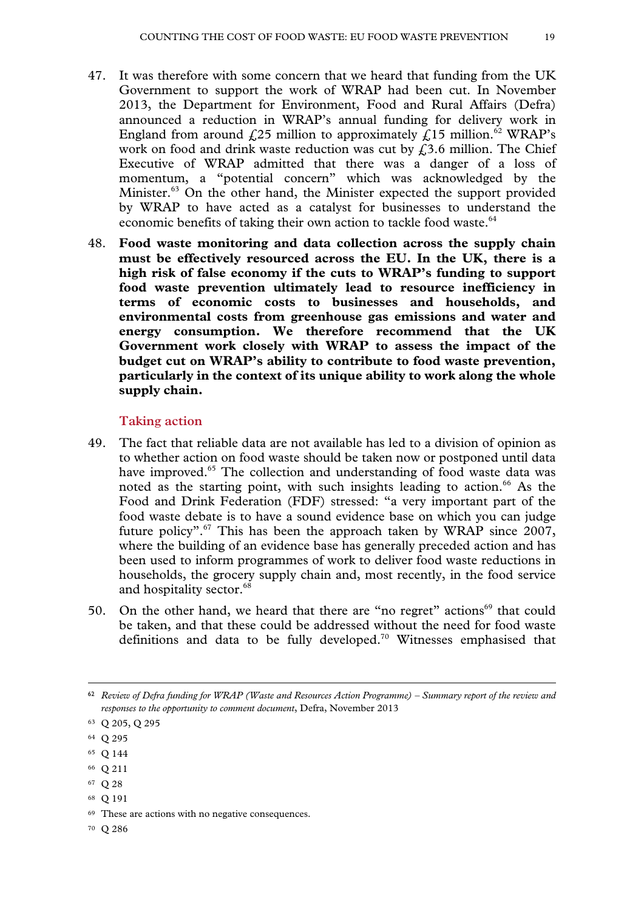47. It was therefore with some concern that we heard that funding from the UK Government to support the work of WRAP had been cut. In November 2013, the Department for Environment, Food and Rural Affairs (Defra) announced a reduction in WRAP's annual funding for delivery work in England from around £25 million to approximately £15 million.[62] WRAP's work on food and drink waste reduction was cut by £3.6 million. The Chief Executive of WRAP admitted that there was a danger of a loss of momentum, a "potential concern" which was acknowledged by the Minister.[63] On the other hand, the Minister expected the support provided by WRAP to have acted as a catalyst for businesses to understand the economic benefits of taking their own action to tackle food waste.[64]

48. **Food waste monitoring and data collection across the supply chain must be effectively resourced across the EU. In the UK, there is a high risk of false economy if the cuts to WRAP's funding to support food waste prevention ultimately lead to resource inefficiency in terms of economic costs to businesses and households, and environmental costs from greenhouse gas emissions and water and energy consumption. We therefore recommend that the UK Government work closely with WRAP to assess the impact of the budget cut on WRAP's ability to contribute to food waste prevention, particularly in the context of its unique ability to work along the whole supply chain.**

### Taking action

49. The fact that reliable data are not available has led to a division of opinion as to whether action on food waste should be taken now or postponed until data have improved.[65] The collection and understanding of food waste data was noted as the starting point, with such insights leading to action.[66] As the Food and Drink Federation (FDF) stressed: "a very important part of the food waste debate is to have a sound evidence base on which you can judge future policy".[67] This has been the approach taken by WRAP since 2007, where the building of an evidence base has generally preceded action and has been used to inform programmes of work to deliver food waste reductions in households, the grocery supply chain and, most recently, in the food service and hospitality sector.[68]

50. On the other hand, we heard that there are "no regret" actions[69] that could be taken, and that these could be addressed without the need for food waste definitions and data to be fully developed.[70] Witnesses emphasised that

---

[62] *Review of Defra funding for WRAP (Waste and Resources Action Programme) – Summary report of the review and responses to the opportunity to comment document*, Defra, November 2013

[63] Q 205, Q 295

[64] Q 295

[65] Q 144

[66] Q 211

[67] Q 28

[68] Q 191

[69] These are actions with no negative consequences.

[70] Q 286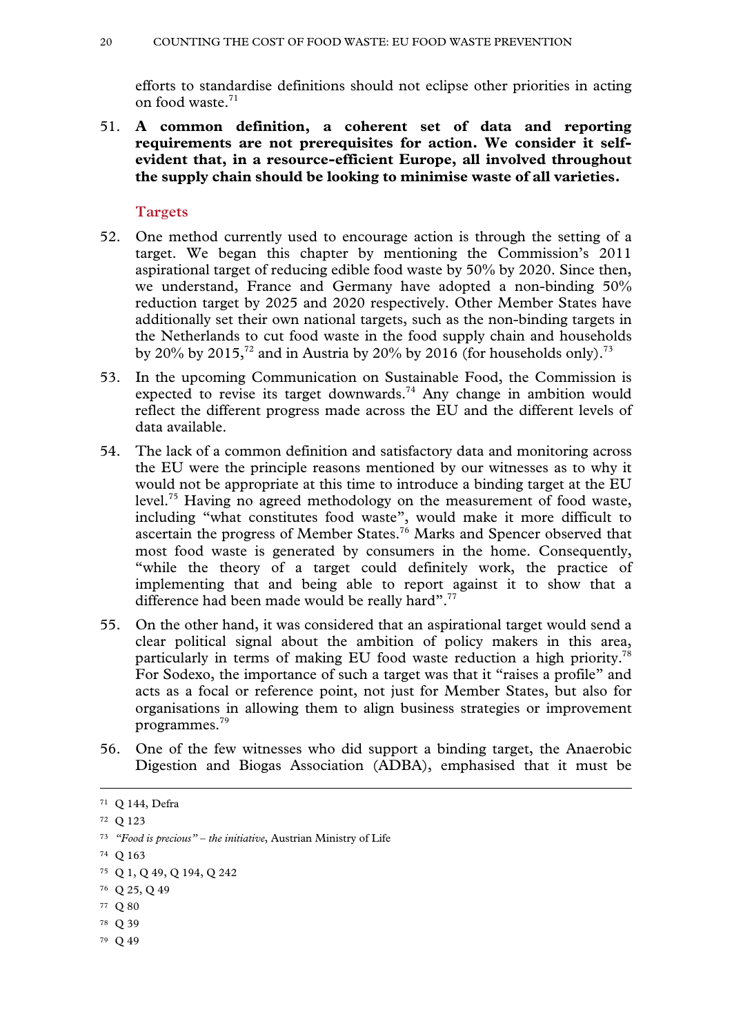efforts to standardise definitions should not eclipse other priorities in acting on food waste.[71]

51. **A common definition, a coherent set of data and reporting requirements are not prerequisites for action. We consider it self-evident that, in a resource-efficient Europe, all involved throughout the supply chain should be looking to minimise waste of all varieties.**

### Targets

52. One method currently used to encourage action is through the setting of a target. We began this chapter by mentioning the Commission's 2011 aspirational target of reducing edible food waste by 50% by 2020. Since then, we understand, France and Germany have adopted a non-binding 50% reduction target by 2025 and 2020 respectively. Other Member States have additionally set their own national targets, such as the non-binding targets in the Netherlands to cut food waste in the food supply chain and households by 20% by 2015,[72] and in Austria by 20% by 2016 (for households only).[73]

53. In the upcoming Communication on Sustainable Food, the Commission is expected to revise its target downwards.[74] Any change in ambition would reflect the different progress made across the EU and the different levels of data available.

54. The lack of a common definition and satisfactory data and monitoring across the EU were the principle reasons mentioned by our witnesses as to why it would not be appropriate at this time to introduce a binding target at the EU level.[75] Having no agreed methodology on the measurement of food waste, including "what constitutes food waste", would make it more difficult to ascertain the progress of Member States.[76] Marks and Spencer observed that most food waste is generated by consumers in the home. Consequently, "while the theory of a target could definitely work, the practice of implementing that and being able to report against it to show that a difference had been made would be really hard".[77]

55. On the other hand, it was considered that an aspirational target would send a clear political signal about the ambition of policy makers in this area, particularly in terms of making EU food waste reduction a high priority.[78] For Sodexo, the importance of such a target was that it "raises a profile" and acts as a focal or reference point, not just for Member States, but also for organisations in allowing them to align business strategies or improvement programmes.[79]

56. One of the few witnesses who did support a binding target, the Anaerobic Digestion and Biogas Association (ADBA), emphasised that it must be

---

[71] Q 144, Defra

[72] Q 123

[73] *"Food is precious" – the initiative*, Austrian Ministry of Life

[74] Q 163

[75] Q 1, Q 49, Q 194, Q 242

[76] Q 25, Q 49

[77] Q 80

[78] Q 39

[79] Q 49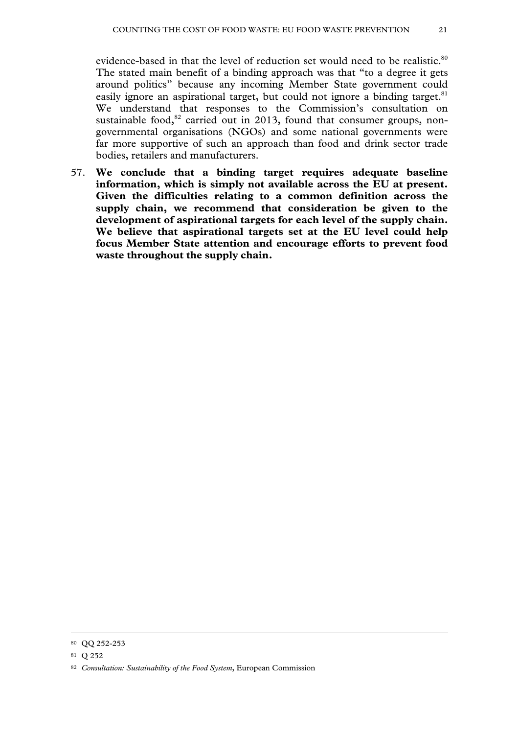evidence-based in that the level of reduction set would need to be realistic.[80] The stated main benefit of a binding approach was that "to a degree it gets around politics" because any incoming Member State government could easily ignore an aspirational target, but could not ignore a binding target.[81] We understand that responses to the Commission's consultation on sustainable food,[82] carried out in 2013, found that consumer groups, non-governmental organisations (NGOs) and some national governments were far more supportive of such an approach than food and drink sector trade bodies, retailers and manufacturers.

57. **We conclude that a binding target requires adequate baseline information, which is simply not available across the EU at present. Given the difficulties relating to a common definition across the supply chain, we recommend that consideration be given to the development of aspirational targets for each level of the supply chain. We believe that aspirational targets set at the EU level could help focus Member State attention and encourage efforts to prevent food waste throughout the supply chain.**

---

80 QQ 252-253

81 Q 252

82 *Consultation: Sustainability of the Food System*, European Commission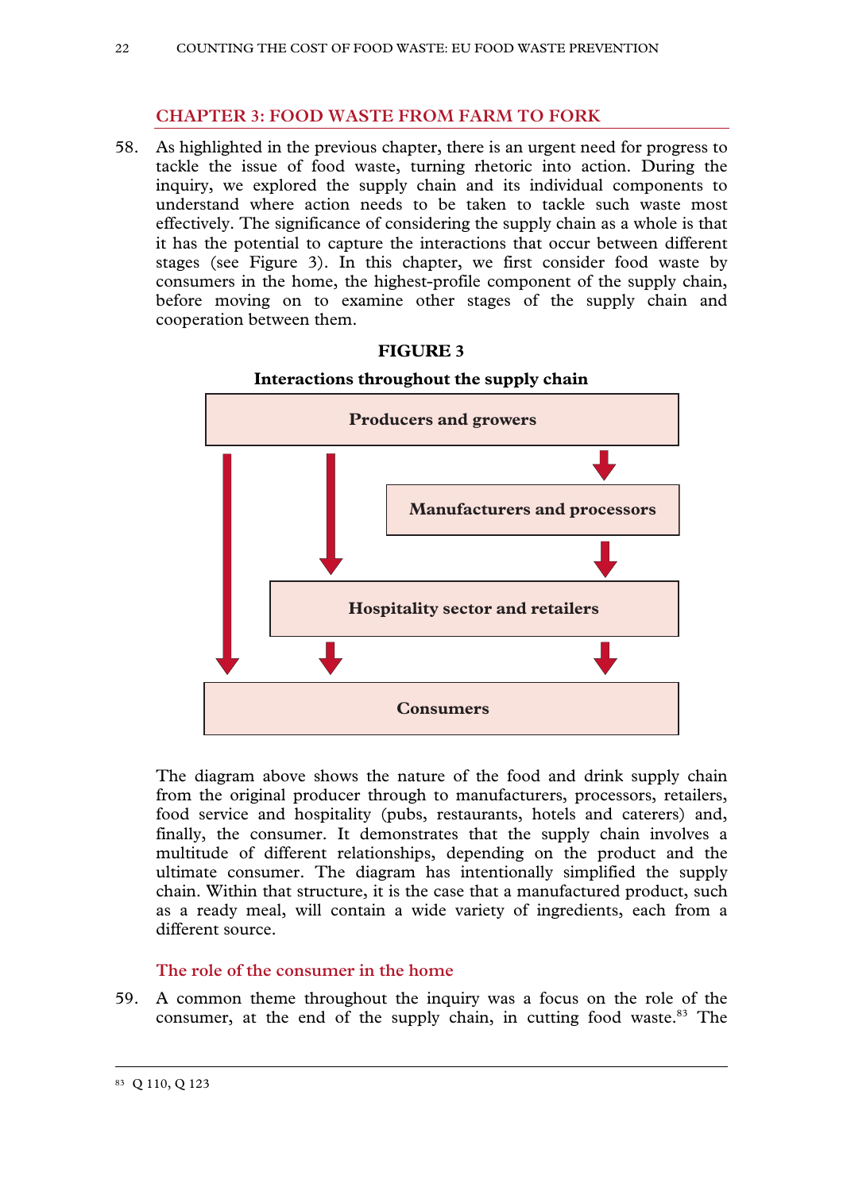## CHAPTER 3: FOOD WASTE FROM FARM TO FORK

58. As highlighted in the previous chapter, there is an urgent need for progress to tackle the issue of food waste, turning rhetoric into action. During the inquiry, we explored the supply chain and its individual components to understand where action needs to be taken to tackle such waste most effectively. The significance of considering the supply chain as a whole is that it has the potential to capture the interactions that occur between different stages (see Figure 3). In this chapter, we first consider food waste by consumers in the home, the highest-profile component of the supply chain, before moving on to examine other stages of the supply chain and cooperation between them.

**FIGURE 3**

**Interactions throughout the supply chain**

**Producers and growers**

**Manufacturers and processors**

**Hospitality sector and retailers**

**Consumers**

The diagram above shows the nature of the food and drink supply chain from the original producer through to manufacturers, processors, retailers, food service and hospitality (pubs, restaurants, hotels and caterers) and, finally, the consumer. It demonstrates that the supply chain involves a multitude of different relationships, depending on the product and the ultimate consumer. The diagram has intentionally simplified the supply chain. Within that structure, it is the case that a manufactured product, such as a ready meal, will contain a wide variety of ingredients, each from a different source.

### The role of the consumer in the home

59. A common theme throughout the inquiry was a focus on the role of the consumer, at the end of the supply chain, in cutting food waste.[83] The

[83] Q 110, Q 123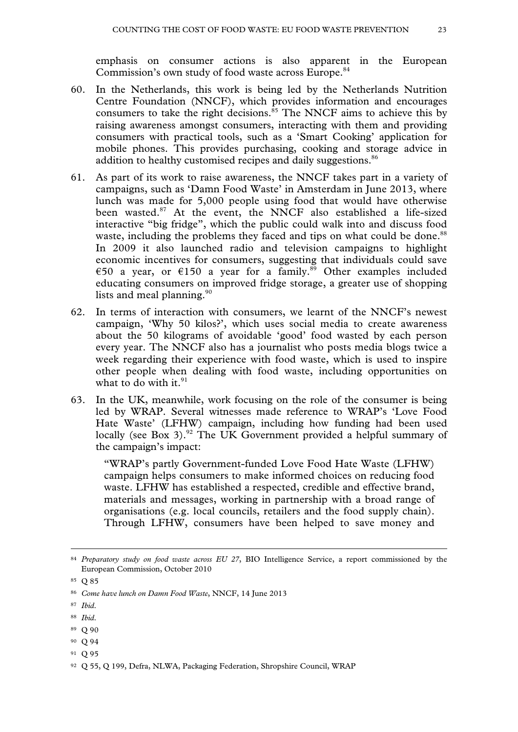emphasis on consumer actions is also apparent in the European Commission's own study of food waste across Europe.[84]

60. In the Netherlands, this work is being led by the Netherlands Nutrition Centre Foundation (NNCF), which provides information and encourages consumers to take the right decisions.[85] The NNCF aims to achieve this by raising awareness amongst consumers, interacting with them and providing consumers with practical tools, such as a 'Smart Cooking' application for mobile phones. This provides purchasing, cooking and storage advice in addition to healthy customised recipes and daily suggestions.[86]

61. As part of its work to raise awareness, the NNCF takes part in a variety of campaigns, such as 'Damn Food Waste' in Amsterdam in June 2013, where lunch was made for 5,000 people using food that would have otherwise been wasted.[87] At the event, the NNCF also established a life-sized interactive "big fridge", which the public could walk into and discuss food waste, including the problems they faced and tips on what could be done.[88] In 2009 it also launched radio and television campaigns to highlight economic incentives for consumers, suggesting that individuals could save €50 a year, or €150 a year for a family.[89] Other examples included educating consumers on improved fridge storage, a greater use of shopping lists and meal planning.[90]

62. In terms of interaction with consumers, we learnt of the NNCF's newest campaign, 'Why 50 kilos?', which uses social media to create awareness about the 50 kilograms of avoidable 'good' food wasted by each person every year. The NNCF also has a journalist who posts media blogs twice a week regarding their experience with food waste, which is used to inspire other people when dealing with food waste, including opportunities on what to do with it.[91]

63. In the UK, meanwhile, work focusing on the role of the consumer is being led by WRAP. Several witnesses made reference to WRAP's 'Love Food Hate Waste' (LFHW) campaign, including how funding had been used locally (see Box 3).[92] The UK Government provided a helpful summary of the campaign's impact:

> "WRAP's partly Government-funded Love Food Hate Waste (LFHW) campaign helps consumers to make informed choices on reducing food waste. LFHW has established a respected, credible and effective brand, materials and messages, working in partnership with a broad range of organisations (e.g. local councils, retailers and the food supply chain). Through LFHW, consumers have been helped to save money and

---

[84] *Preparatory study on food waste across EU 27*, BIO Intelligence Service, a report commissioned by the European Commission, October 2010

[85] Q 85

[86] *Come have lunch on Damn Food Waste*, NNCF, 14 June 2013

[87] *Ibid*.

[88] *Ibid*.

[89] Q 90

[90] Q 94

[91] Q 95

[92] Q 55, Q 199, Defra, NLWA, Packaging Federation, Shropshire Council, WRAP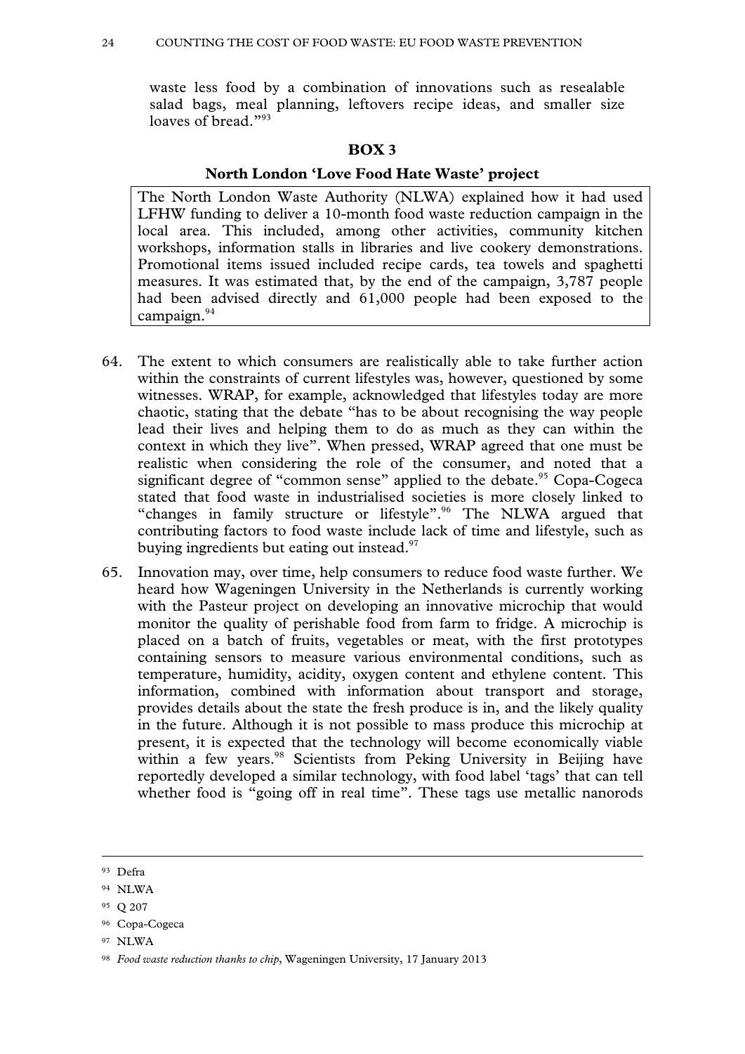waste less food by a combination of innovations such as resealable salad bags, meal planning, leftovers recipe ideas, and smaller size loaves of bread."[93]

**BOX 3**

**North London 'Love Food Hate Waste' project**

The North London Waste Authority (NLWA) explained how it had used LFHW funding to deliver a 10-month food waste reduction campaign in the local area. This included, among other activities, community kitchen workshops, information stalls in libraries and live cookery demonstrations. Promotional items issued included recipe cards, tea towels and spaghetti measures. It was estimated that, by the end of the campaign, 3,787 people had been advised directly and 61,000 people had been exposed to the campaign.[94]

64. The extent to which consumers are realistically able to take further action within the constraints of current lifestyles was, however, questioned by some witnesses. WRAP, for example, acknowledged that lifestyles today are more chaotic, stating that the debate "has to be about recognising the way people lead their lives and helping them to do as much as they can within the context in which they live". When pressed, WRAP agreed that one must be realistic when considering the role of the consumer, and noted that a significant degree of "common sense" applied to the debate.[95] Copa-Cogeca stated that food waste in industrialised societies is more closely linked to "changes in family structure or lifestyle".[96] The NLWA argued that contributing factors to food waste include lack of time and lifestyle, such as buying ingredients but eating out instead.[97]

65. Innovation may, over time, help consumers to reduce food waste further. We heard how Wageningen University in the Netherlands is currently working with the Pasteur project on developing an innovative microchip that would monitor the quality of perishable food from farm to fridge. A microchip is placed on a batch of fruits, vegetables or meat, with the first prototypes containing sensors to measure various environmental conditions, such as temperature, humidity, acidity, oxygen content and ethylene content. This information, combined with information about transport and storage, provides details about the state the fresh produce is in, and the likely quality in the future. Although it is not possible to mass produce this microchip at present, it is expected that the technology will become economically viable within a few years.[98] Scientists from Peking University in Beijing have reportedly developed a similar technology, with food label 'tags' that can tell whether food is "going off in real time". These tags use metallic nanorods

---

93 Defra

94 NLWA

95 Q 207

96 Copa-Cogeca

97 NLWA

98 *Food waste reduction thanks to chip*, Wageningen University, 17 January 2013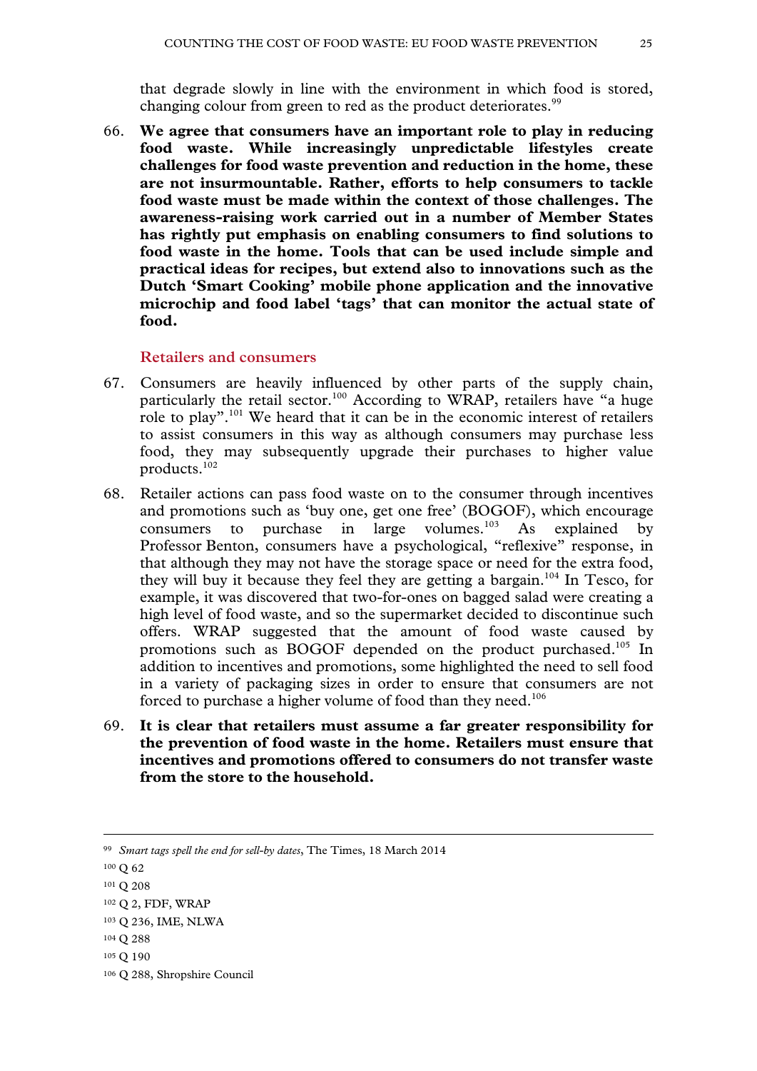that degrade slowly in line with the environment in which food is stored, changing colour from green to red as the product deteriorates.[99]

66. **We agree that consumers have an important role to play in reducing food waste. While increasingly unpredictable lifestyles create challenges for food waste prevention and reduction in the home, these are not insurmountable. Rather, efforts to help consumers to tackle food waste must be made within the context of those challenges. The awareness-raising work carried out in a number of Member States has rightly put emphasis on enabling consumers to find solutions to food waste in the home. Tools that can be used include simple and practical ideas for recipes, but extend also to innovations such as the Dutch 'Smart Cooking' mobile phone application and the innovative microchip and food label 'tags' that can monitor the actual state of food.**

### Retailers and consumers

67. Consumers are heavily influenced by other parts of the supply chain, particularly the retail sector.[100] According to WRAP, retailers have "a huge role to play".[101] We heard that it can be in the economic interest of retailers to assist consumers in this way as although consumers may purchase less food, they may subsequently upgrade their purchases to higher value products.[102]

68. Retailer actions can pass food waste on to the consumer through incentives and promotions such as 'buy one, get one free' (BOGOF), which encourage consumers to purchase in large volumes.[103] As explained by Professor Benton, consumers have a psychological, "reflexive" response, in that although they may not have the storage space or need for the extra food, they will buy it because they feel they are getting a bargain.[104] In Tesco, for example, it was discovered that two-for-ones on bagged salad were creating a high level of food waste, and so the supermarket decided to discontinue such offers. WRAP suggested that the amount of food waste caused by promotions such as BOGOF depended on the product purchased.[105] In addition to incentives and promotions, some highlighted the need to sell food in a variety of packaging sizes in order to ensure that consumers are not forced to purchase a higher volume of food than they need.[106]

69. **It is clear that retailers must assume a far greater responsibility for the prevention of food waste in the home. Retailers must ensure that incentives and promotions offered to consumers do not transfer waste from the store to the household.**

---

[99] *Smart tags spell the end for sell-by dates*, The Times, 18 March 2014

[100] Q 62

[101] Q 208

[102] Q 2, FDF, WRAP

[103] Q 236, IME, NLWA

[104] Q 288

[105] Q 190

[106] Q 288, Shropshire Council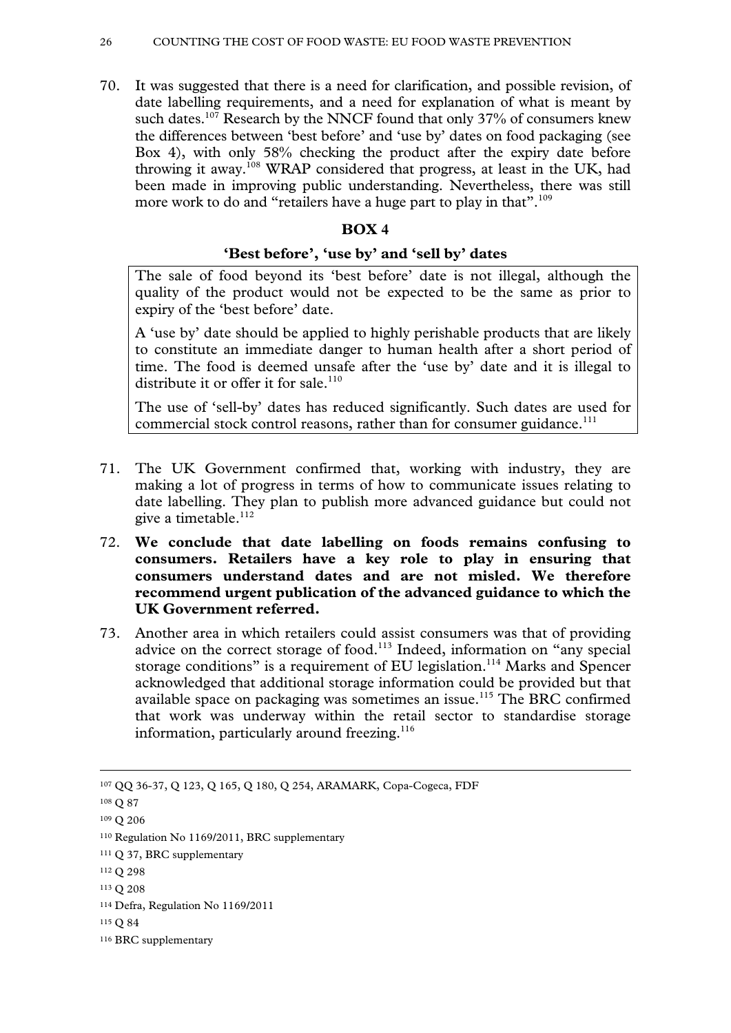70. It was suggested that there is a need for clarification, and possible revision, of date labelling requirements, and a need for explanation of what is meant by such dates.[107] Research by the NNCF found that only 37% of consumers knew the differences between 'best before' and 'use by' dates on food packaging (see Box 4), with only 58% checking the product after the expiry date before throwing it away.[108] WRAP considered that progress, at least in the UK, had been made in improving public understanding. Nevertheless, there was still more work to do and "retailers have a huge part to play in that".[109]

**BOX 4**

**'Best before', 'use by' and 'sell by' dates**

The sale of food beyond its 'best before' date is not illegal, although the quality of the product would not be expected to be the same as prior to expiry of the 'best before' date.

A 'use by' date should be applied to highly perishable products that are likely to constitute an immediate danger to human health after a short period of time. The food is deemed unsafe after the 'use by' date and it is illegal to distribute it or offer it for sale.[110]

The use of 'sell-by' dates has reduced significantly. Such dates are used for commercial stock control reasons, rather than for consumer guidance.[111]

71. The UK Government confirmed that, working with industry, they are making a lot of progress in terms of how to communicate issues relating to date labelling. They plan to publish more advanced guidance but could not give a timetable.[112]

72. **We conclude that date labelling on foods remains confusing to consumers. Retailers have a key role to play in ensuring that consumers understand dates and are not misled. We therefore recommend urgent publication of the advanced guidance to which the UK Government referred.**

73. Another area in which retailers could assist consumers was that of providing advice on the correct storage of food.[113] Indeed, information on "any special storage conditions" is a requirement of EU legislation.[114] Marks and Spencer acknowledged that additional storage information could be provided but that available space on packaging was sometimes an issue.[115] The BRC confirmed that work was underway within the retail sector to standardise storage information, particularly around freezing.[116]

---

[107] QQ 36-37, Q 123, Q 165, Q 180, Q 254, ARAMARK, Copa-Cogeca, FDF

[108] Q 87

[109] Q 206

[110] Regulation No 1169/2011, BRC supplementary

[111] Q 37, BRC supplementary

[112] Q 298

[113] Q 208

[114] Defra, Regulation No 1169/2011

[115] Q 84

[116] BRC supplementary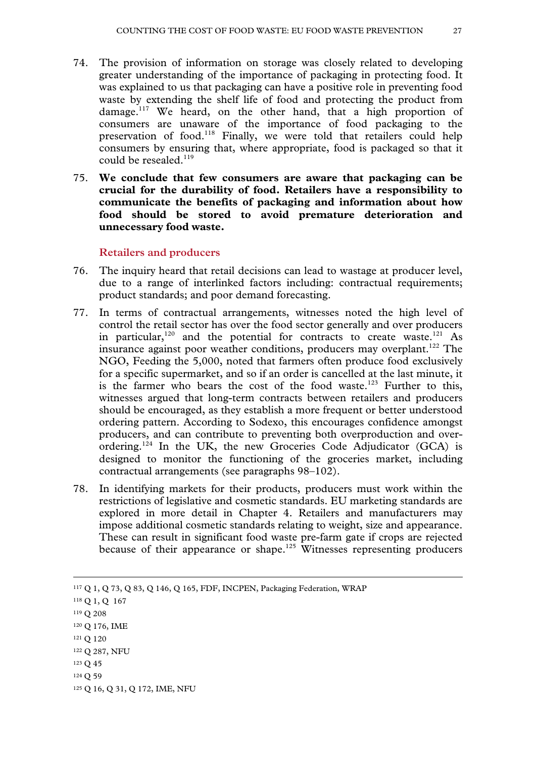74. The provision of information on storage was closely related to developing greater understanding of the importance of packaging in protecting food. It was explained to us that packaging can have a positive role in preventing food waste by extending the shelf life of food and protecting the product from damage.[117] We heard, on the other hand, that a high proportion of consumers are unaware of the importance of food packaging to the preservation of food.[118] Finally, we were told that retailers could help consumers by ensuring that, where appropriate, food is packaged so that it could be resealed.[119]

75. **We conclude that few consumers are aware that packaging can be crucial for the durability of food. Retailers have a responsibility to communicate the benefits of packaging and information about how food should be stored to avoid premature deterioration and unnecessary food waste.**

### Retailers and producers

76. The inquiry heard that retail decisions can lead to wastage at producer level, due to a range of interlinked factors including: contractual requirements; product standards; and poor demand forecasting.

77. In terms of contractual arrangements, witnesses noted the high level of control the retail sector has over the food sector generally and over producers in particular,[120] and the potential for contracts to create waste.[121] As insurance against poor weather conditions, producers may overplant.[122] The NGO, Feeding the 5,000, noted that farmers often produce food exclusively for a specific supermarket, and so if an order is cancelled at the last minute, it is the farmer who bears the cost of the food waste.[123] Further to this, witnesses argued that long-term contracts between retailers and producers should be encouraged, as they establish a more frequent or better understood ordering pattern. According to Sodexo, this encourages confidence amongst producers, and can contribute to preventing both overproduction and over-ordering.[124] In the UK, the new Groceries Code Adjudicator (GCA) is designed to monitor the functioning of the groceries market, including contractual arrangements (see paragraphs 98–102).

78. In identifying markets for their products, producers must work within the restrictions of legislative and cosmetic standards. EU marketing standards are explored in more detail in Chapter 4. Retailers and manufacturers may impose additional cosmetic standards relating to weight, size and appearance. These can result in significant food waste pre-farm gate if crops are rejected because of their appearance or shape.[125] Witnesses representing producers

---

[117] Q 1, Q 73, Q 83, Q 146, Q 165, FDF, INCPEN, Packaging Federation, WRAP

[118] Q 1, Q 167

[119] Q 208

[120] Q 176, IME

[121] Q 120

[122] Q 287, NFU

[123] Q 45

[124] Q 59

[125] Q 16, Q 31, Q 172, IME, NFU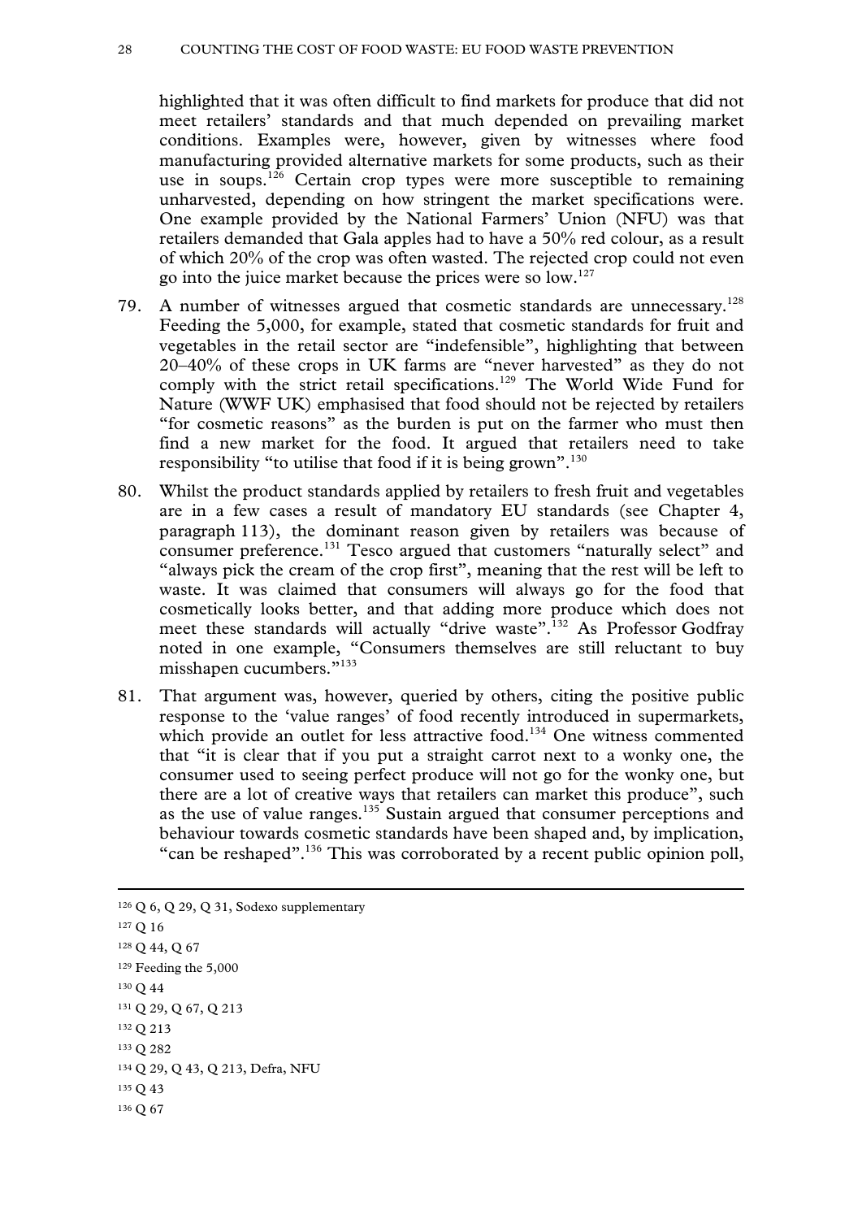highlighted that it was often difficult to find markets for produce that did not meet retailers' standards and that much depended on prevailing market conditions. Examples were, however, given by witnesses where food manufacturing provided alternative markets for some products, such as their use in soups.[126] Certain crop types were more susceptible to remaining unharvested, depending on how stringent the market specifications were. One example provided by the National Farmers' Union (NFU) was that retailers demanded that Gala apples had to have a 50% red colour, as a result of which 20% of the crop was often wasted. The rejected crop could not even go into the juice market because the prices were so low.[127]

79. A number of witnesses argued that cosmetic standards are unnecessary.[128] Feeding the 5,000, for example, stated that cosmetic standards for fruit and vegetables in the retail sector are "indefensible", highlighting that between 20–40% of these crops in UK farms are "never harvested" as they do not comply with the strict retail specifications.[129] The World Wide Fund for Nature (WWF UK) emphasised that food should not be rejected by retailers "for cosmetic reasons" as the burden is put on the farmer who must then find a new market for the food. It argued that retailers need to take responsibility "to utilise that food if it is being grown".[130]

80. Whilst the product standards applied by retailers to fresh fruit and vegetables are in a few cases a result of mandatory EU standards (see Chapter 4, paragraph 113), the dominant reason given by retailers was because of consumer preference.[131] Tesco argued that customers "naturally select" and "always pick the cream of the crop first", meaning that the rest will be left to waste. It was claimed that consumers will always go for the food that cosmetically looks better, and that adding more produce which does not meet these standards will actually "drive waste".[132] As Professor Godfray noted in one example, "Consumers themselves are still reluctant to buy misshapen cucumbers."[133]

81. That argument was, however, queried by others, citing the positive public response to the 'value ranges' of food recently introduced in supermarkets, which provide an outlet for less attractive food.[134] One witness commented that "it is clear that if you put a straight carrot next to a wonky one, the consumer used to seeing perfect produce will not go for the wonky one, but there are a lot of creative ways that retailers can market this produce", such as the use of value ranges.[135] Sustain argued that consumer perceptions and behaviour towards cosmetic standards have been shaped and, by implication, "can be reshaped".[136] This was corroborated by a recent public opinion poll,

---

[126] Q 6, Q 29, Q 31, Sodexo supplementary

[127] Q 16

[128] Q 44, Q 67

[129] Feeding the 5,000

[130] Q 44

[131] Q 29, Q 67, Q 213

[132] Q 213

[133] Q 282

[134] Q 29, Q 43, Q 213, Defra, NFU

[135] Q 43

[136] Q 67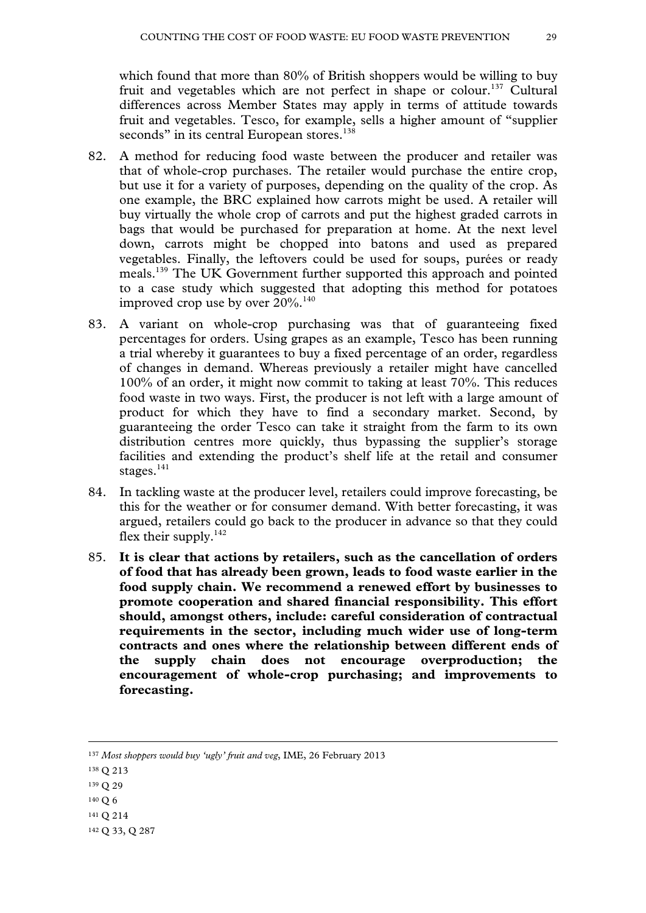which found that more than 80% of British shoppers would be willing to buy fruit and vegetables which are not perfect in shape or colour.[137] Cultural differences across Member States may apply in terms of attitude towards fruit and vegetables. Tesco, for example, sells a higher amount of "supplier seconds" in its central European stores.[138]

82. A method for reducing food waste between the producer and retailer was that of whole-crop purchases. The retailer would purchase the entire crop, but use it for a variety of purposes, depending on the quality of the crop. As one example, the BRC explained how carrots might be used. A retailer will buy virtually the whole crop of carrots and put the highest graded carrots in bags that would be purchased for preparation at home. At the next level down, carrots might be chopped into batons and used as prepared vegetables. Finally, the leftovers could be used for soups, purées or ready meals.[139] The UK Government further supported this approach and pointed to a case study which suggested that adopting this method for potatoes improved crop use by over 20%.[140]

83. A variant on whole-crop purchasing was that of guaranteeing fixed percentages for orders. Using grapes as an example, Tesco has been running a trial whereby it guarantees to buy a fixed percentage of an order, regardless of changes in demand. Whereas previously a retailer might have cancelled 100% of an order, it might now commit to taking at least 70%. This reduces food waste in two ways. First, the producer is not left with a large amount of product for which they have to find a secondary market. Second, by guaranteeing the order Tesco can take it straight from the farm to its own distribution centres more quickly, thus bypassing the supplier's storage facilities and extending the product's shelf life at the retail and consumer stages.[141]

84. In tackling waste at the producer level, retailers could improve forecasting, be this for the weather or for consumer demand. With better forecasting, it was argued, retailers could go back to the producer in advance so that they could flex their supply.[142]

85. **It is clear that actions by retailers, such as the cancellation of orders of food that has already been grown, leads to food waste earlier in the food supply chain. We recommend a renewed effort by businesses to promote cooperation and shared financial responsibility. This effort should, amongst others, include: careful consideration of contractual requirements in the sector, including much wider use of long-term contracts and ones where the relationship between different ends of the supply chain does not encourage overproduction; the encouragement of whole-crop purchasing; and improvements to forecasting.**

---

[137] *Most shoppers would buy 'ugly' fruit and veg*, IME, 26 February 2013

[138] Q 213

[139] Q 29

[140] Q 6

[141] Q 214

[142] Q 33, Q 287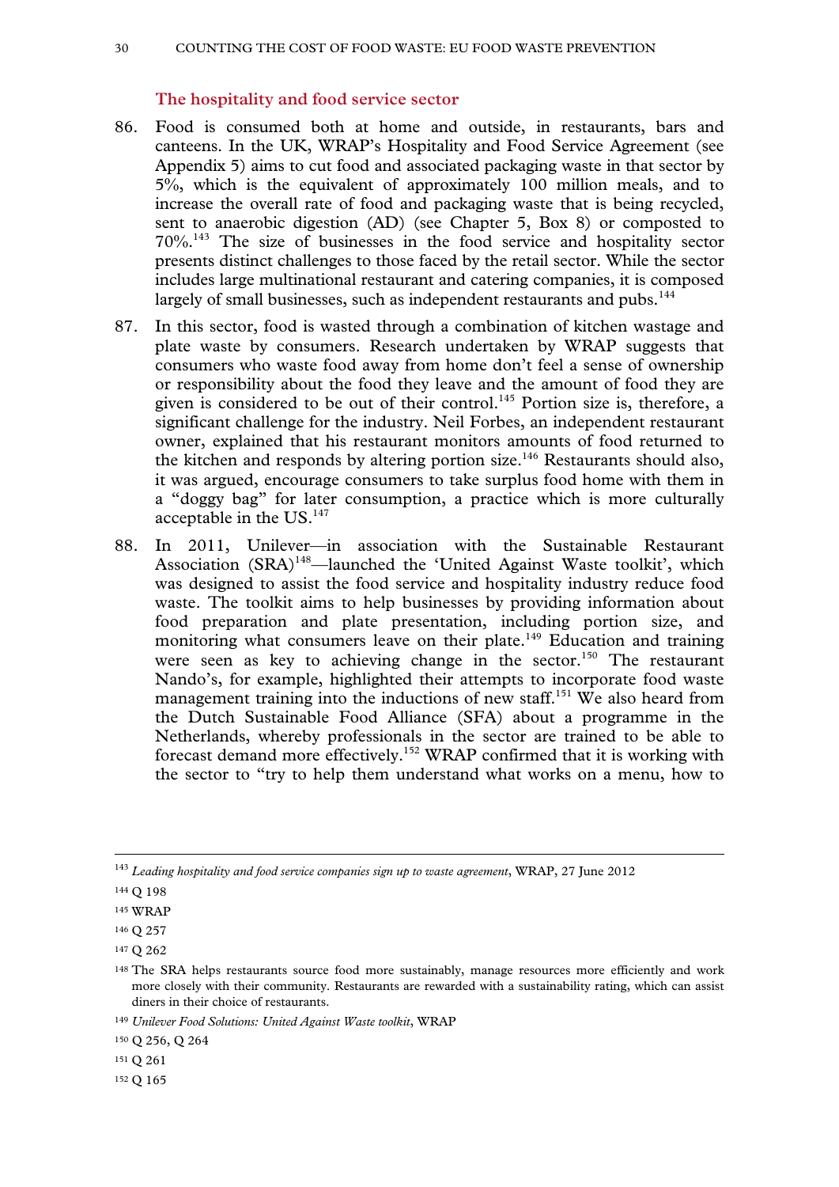### The hospitality and food service sector

86. Food is consumed both at home and outside, in restaurants, bars and canteens. In the UK, WRAP's Hospitality and Food Service Agreement (see Appendix 5) aims to cut food and associated packaging waste in that sector by 5%, which is the equivalent of approximately 100 million meals, and to increase the overall rate of food and packaging waste that is being recycled, sent to anaerobic digestion (AD) (see Chapter 5, Box 8) or composted to 70%.[143] The size of businesses in the food service and hospitality sector presents distinct challenges to those faced by the retail sector. While the sector includes large multinational restaurant and catering companies, it is composed largely of small businesses, such as independent restaurants and pubs.[144]

87. In this sector, food is wasted through a combination of kitchen wastage and plate waste by consumers. Research undertaken by WRAP suggests that consumers who waste food away from home don't feel a sense of ownership or responsibility about the food they leave and the amount of food they are given is considered to be out of their control.[145] Portion size is, therefore, a significant challenge for the industry. Neil Forbes, an independent restaurant owner, explained that his restaurant monitors amounts of food returned to the kitchen and responds by altering portion size.[146] Restaurants should also, it was argued, encourage consumers to take surplus food home with them in a "doggy bag" for later consumption, a practice which is more culturally acceptable in the US.[147]

88. In 2011, Unilever—in association with the Sustainable Restaurant Association (SRA)[148]—launched the 'United Against Waste toolkit', which was designed to assist the food service and hospitality industry reduce food waste. The toolkit aims to help businesses by providing information about food preparation and plate presentation, including portion size, and monitoring what consumers leave on their plate.[149] Education and training were seen as key to achieving change in the sector.[150] The restaurant Nando's, for example, highlighted their attempts to incorporate food waste management training into the inductions of new staff.[151] We also heard from the Dutch Sustainable Food Alliance (SFA) about a programme in the Netherlands, whereby professionals in the sector are trained to be able to forecast demand more effectively.[152] WRAP confirmed that it is working with the sector to "try to help them understand what works on a menu, how to

---

143 *Leading hospitality and food service companies sign up to waste agreement*, WRAP, 27 June 2012

144 Q 198

145 WRAP

146 Q 257

147 Q 262

148 The SRA helps restaurants source food more sustainably, manage resources more efficiently and work more closely with their community. Restaurants are rewarded with a sustainability rating, which can assist diners in their choice of restaurants.

149 *Unilever Food Solutions: United Against Waste toolkit*, WRAP

150 Q 256, Q 264

151 Q 261

152 Q 165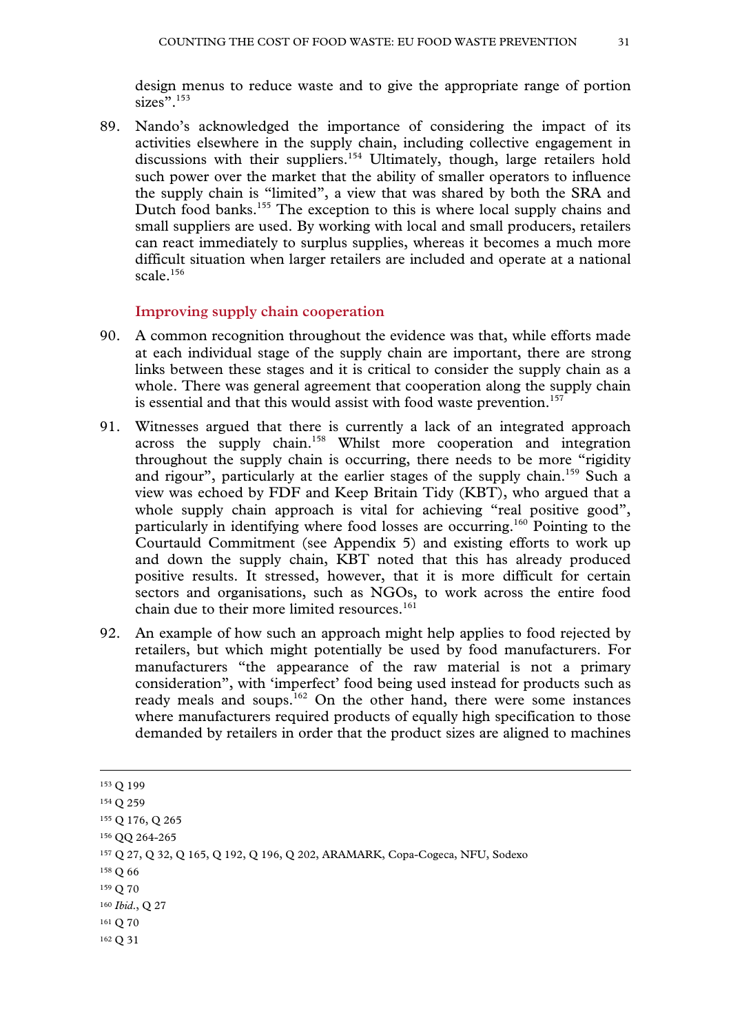design menus to reduce waste and to give the appropriate range of portion sizes".[153]

89. Nando's acknowledged the importance of considering the impact of its activities elsewhere in the supply chain, including collective engagement in discussions with their suppliers.[154] Ultimately, though, large retailers hold such power over the market that the ability of smaller operators to influence the supply chain is "limited", a view that was shared by both the SRA and Dutch food banks.[155] The exception to this is where local supply chains and small suppliers are used. By working with local and small producers, retailers can react immediately to surplus supplies, whereas it becomes a much more difficult situation when larger retailers are included and operate at a national scale.[156]

### Improving supply chain cooperation

90. A common recognition throughout the evidence was that, while efforts made at each individual stage of the supply chain are important, there are strong links between these stages and it is critical to consider the supply chain as a whole. There was general agreement that cooperation along the supply chain is essential and that this would assist with food waste prevention.[157]

91. Witnesses argued that there is currently a lack of an integrated approach across the supply chain.[158] Whilst more cooperation and integration throughout the supply chain is occurring, there needs to be more "rigidity and rigour", particularly at the earlier stages of the supply chain.[159] Such a view was echoed by FDF and Keep Britain Tidy (KBT), who argued that a whole supply chain approach is vital for achieving "real positive good", particularly in identifying where food losses are occurring.[160] Pointing to the Courtauld Commitment (see Appendix 5) and existing efforts to work up and down the supply chain, KBT noted that this has already produced positive results. It stressed, however, that it is more difficult for certain sectors and organisations, such as NGOs, to work across the entire food chain due to their more limited resources.[161]

92. An example of how such an approach might help applies to food rejected by retailers, but which might potentially be used by food manufacturers. For manufacturers "the appearance of the raw material is not a primary consideration", with 'imperfect' food being used instead for products such as ready meals and soups.[162] On the other hand, there were some instances where manufacturers required products of equally high specification to those demanded by retailers in order that the product sizes are aligned to machines

---

[153] Q 199

[154] Q 259

[155] Q 176, Q 265

[156] QQ 264-265

[157] Q 27, Q 32, Q 165, Q 192, Q 196, Q 202, ARAMARK, Copa-Cogeca, NFU, Sodexo

[158] Q 66

[159] Q 70

[160] *Ibid.*, Q 27

[161] Q 70

[162] Q 31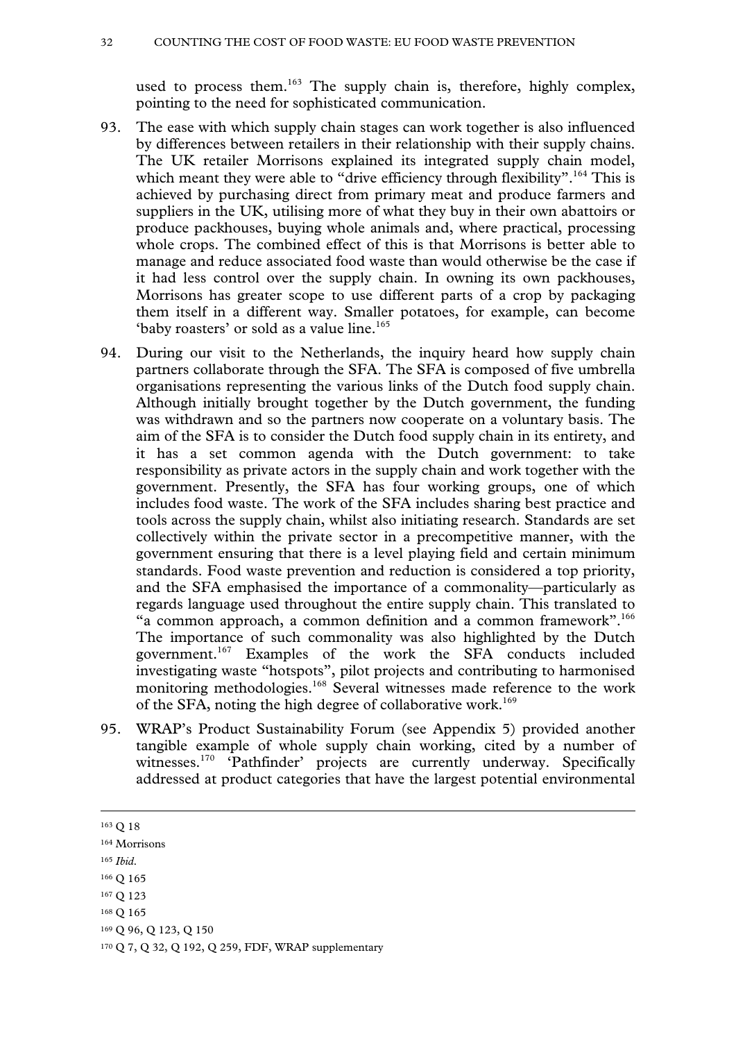used to process them.[163] The supply chain is, therefore, highly complex, pointing to the need for sophisticated communication.

93. The ease with which supply chain stages can work together is also influenced by differences between retailers in their relationship with their supply chains. The UK retailer Morrisons explained its integrated supply chain model, which meant they were able to "drive efficiency through flexibility".[164] This is achieved by purchasing direct from primary meat and produce farmers and suppliers in the UK, utilising more of what they buy in their own abattoirs or produce packhouses, buying whole animals and, where practical, processing whole crops. The combined effect of this is that Morrisons is better able to manage and reduce associated food waste than would otherwise be the case if it had less control over the supply chain. In owning its own packhouses, Morrisons has greater scope to use different parts of a crop by packaging them itself in a different way. Smaller potatoes, for example, can become 'baby roasters' or sold as a value line.[165]

94. During our visit to the Netherlands, the inquiry heard how supply chain partners collaborate through the SFA. The SFA is composed of five umbrella organisations representing the various links of the Dutch food supply chain. Although initially brought together by the Dutch government, the funding was withdrawn and so the partners now cooperate on a voluntary basis. The aim of the SFA is to consider the Dutch food supply chain in its entirety, and it has a set common agenda with the Dutch government: to take responsibility as private actors in the supply chain and work together with the government. Presently, the SFA has four working groups, one of which includes food waste. The work of the SFA includes sharing best practice and tools across the supply chain, whilst also initiating research. Standards are set collectively within the private sector in a precompetitive manner, with the government ensuring that there is a level playing field and certain minimum standards. Food waste prevention and reduction is considered a top priority, and the SFA emphasised the importance of a commonality—particularly as regards language used throughout the entire supply chain. This translated to "a common approach, a common definition and a common framework".[166] The importance of such commonality was also highlighted by the Dutch government.[167] Examples of the work the SFA conducts included investigating waste "hotspots", pilot projects and contributing to harmonised monitoring methodologies.[168] Several witnesses made reference to the work of the SFA, noting the high degree of collaborative work.[169]

95. WRAP's Product Sustainability Forum (see Appendix 5) provided another tangible example of whole supply chain working, cited by a number of witnesses.[170] 'Pathfinder' projects are currently underway. Specifically addressed at product categories that have the largest potential environmental

---

[163] Q 18

[164] Morrisons

[165] *Ibid.*

[166] Q 165

[167] Q 123

[168] Q 165

[169] Q 96, Q 123, Q 150

[170] Q 7, Q 32, Q 192, Q 259, FDF, WRAP supplementary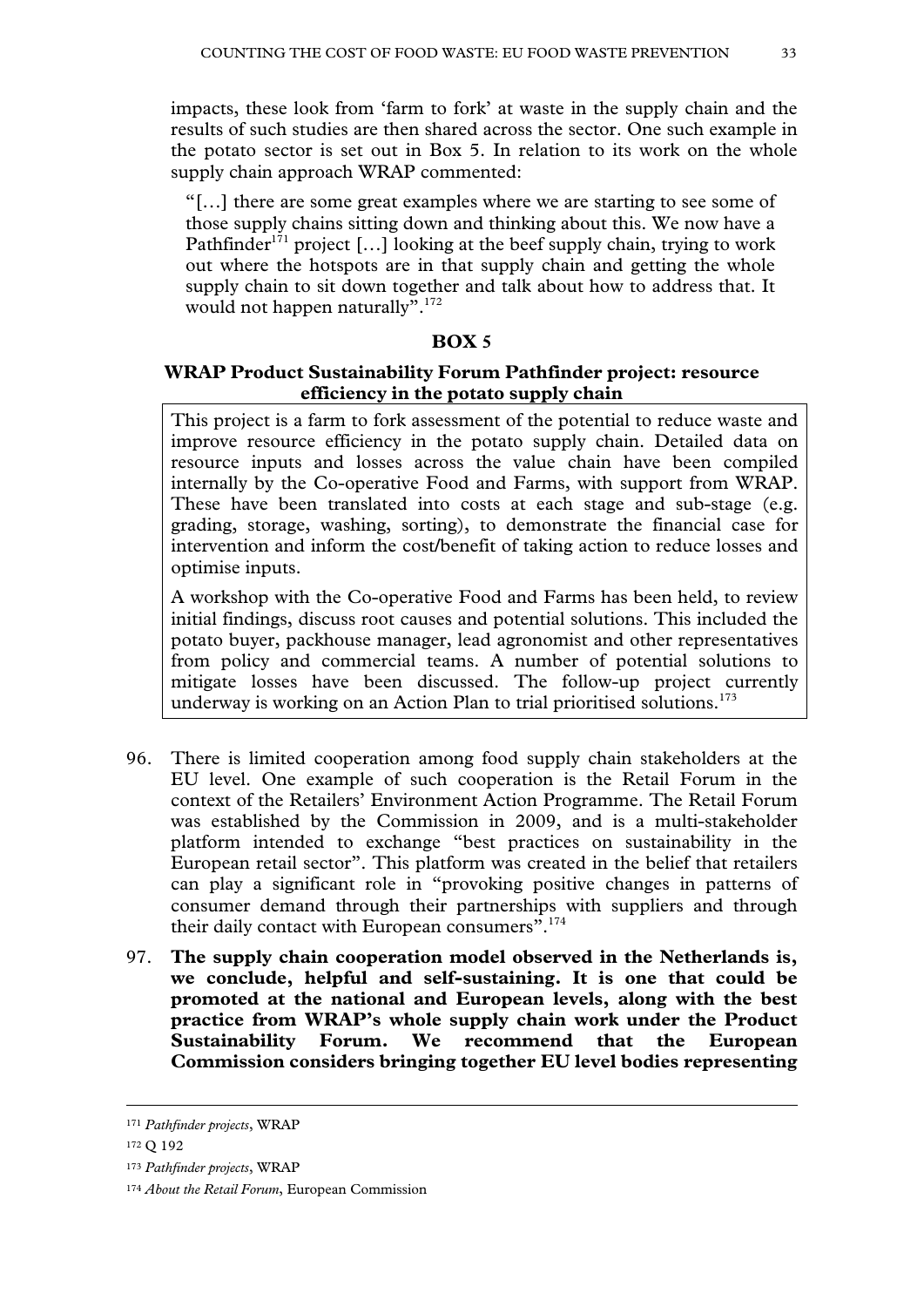impacts, these look from 'farm to fork' at waste in the supply chain and the results of such studies are then shared across the sector. One such example in the potato sector is set out in Box 5. In relation to its work on the whole supply chain approach WRAP commented:

> "[…] there are some great examples where we are starting to see some of those supply chains sitting down and thinking about this. We now have a Pathfinder[171] project […] looking at the beef supply chain, trying to work out where the hotspots are in that supply chain and getting the whole supply chain to sit down together and talk about how to address that. It would not happen naturally".[172]

**BOX 5**

**WRAP Product Sustainability Forum Pathfinder project: resource efficiency in the potato supply chain**

This project is a farm to fork assessment of the potential to reduce waste and improve resource efficiency in the potato supply chain. Detailed data on resource inputs and losses across the value chain have been compiled internally by the Co-operative Food and Farms, with support from WRAP. These have been translated into costs at each stage and sub-stage (e.g. grading, storage, washing, sorting), to demonstrate the financial case for intervention and inform the cost/benefit of taking action to reduce losses and optimise inputs.

A workshop with the Co-operative Food and Farms has been held, to review initial findings, discuss root causes and potential solutions. This included the potato buyer, packhouse manager, lead agronomist and other representatives from policy and commercial teams. A number of potential solutions to mitigate losses have been discussed. The follow-up project currently underway is working on an Action Plan to trial prioritised solutions.[173]

96. There is limited cooperation among food supply chain stakeholders at the EU level. One example of such cooperation is the Retail Forum in the context of the Retailers' Environment Action Programme. The Retail Forum was established by the Commission in 2009, and is a multi-stakeholder platform intended to exchange "best practices on sustainability in the European retail sector". This platform was created in the belief that retailers can play a significant role in "provoking positive changes in patterns of consumer demand through their partnerships with suppliers and through their daily contact with European consumers".[174]

97. **The supply chain cooperation model observed in the Netherlands is, we conclude, helpful and self-sustaining. It is one that could be promoted at the national and European levels, along with the best practice from WRAP's whole supply chain work under the Product Sustainability Forum. We recommend that the European Commission considers bringing together EU level bodies representing**

---

[171] *Pathfinder projects*, WRAP

[172] Q 192

[173] *Pathfinder projects*, WRAP

[174] *About the Retail Forum*, European Commission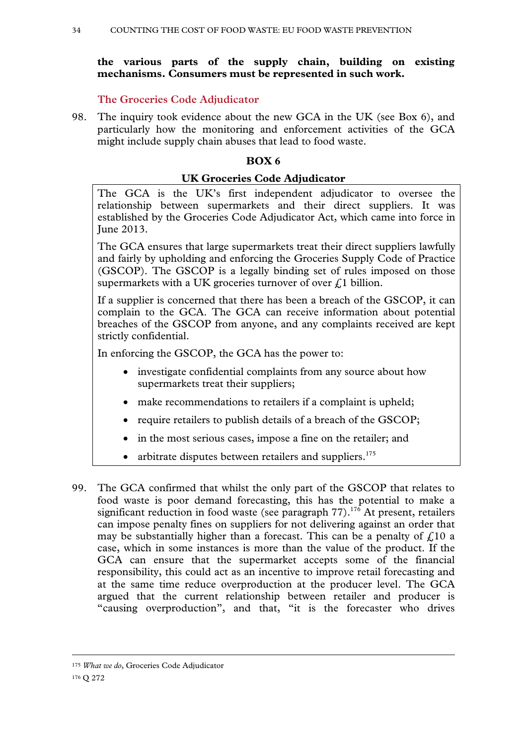**the various parts of the supply chain, building on existing mechanisms. Consumers must be represented in such work.**

### The Groceries Code Adjudicator

98. The inquiry took evidence about the new GCA in the UK (see Box 6), and particularly how the monitoring and enforcement activities of the GCA might include supply chain abuses that lead to food waste.

**BOX 6**

**UK Groceries Code Adjudicator**

The GCA is the UK's first independent adjudicator to oversee the relationship between supermarkets and their direct suppliers. It was established by the Groceries Code Adjudicator Act, which came into force in June 2013.

The GCA ensures that large supermarkets treat their direct suppliers lawfully and fairly by upholding and enforcing the Groceries Supply Code of Practice (GSCOP). The GSCOP is a legally binding set of rules imposed on those supermarkets with a UK groceries turnover of over £1 billion.

If a supplier is concerned that there has been a breach of the GSCOP, it can complain to the GCA. The GCA can receive information about potential breaches of the GSCOP from anyone, and any complaints received are kept strictly confidential.

In enforcing the GSCOP, the GCA has the power to:

- investigate confidential complaints from any source about how supermarkets treat their suppliers;
- make recommendations to retailers if a complaint is upheld;
- require retailers to publish details of a breach of the GSCOP;
- in the most serious cases, impose a fine on the retailer; and
- arbitrate disputes between retailers and suppliers.[175]

99. The GCA confirmed that whilst the only part of the GSCOP that relates to food waste is poor demand forecasting, this has the potential to make a significant reduction in food waste (see paragraph 77).[176] At present, retailers can impose penalty fines on suppliers for not delivering against an order that may be substantially higher than a forecast. This can be a penalty of £10 a case, which in some instances is more than the value of the product. If the GCA can ensure that the supermarket accepts some of the financial responsibility, this could act as an incentive to improve retail forecasting and at the same time reduce overproduction at the producer level. The GCA argued that the current relationship between retailer and producer is "causing overproduction", and that, "it is the forecaster who drives

---

[175] *What we do*, Groceries Code Adjudicator

[176] Q 272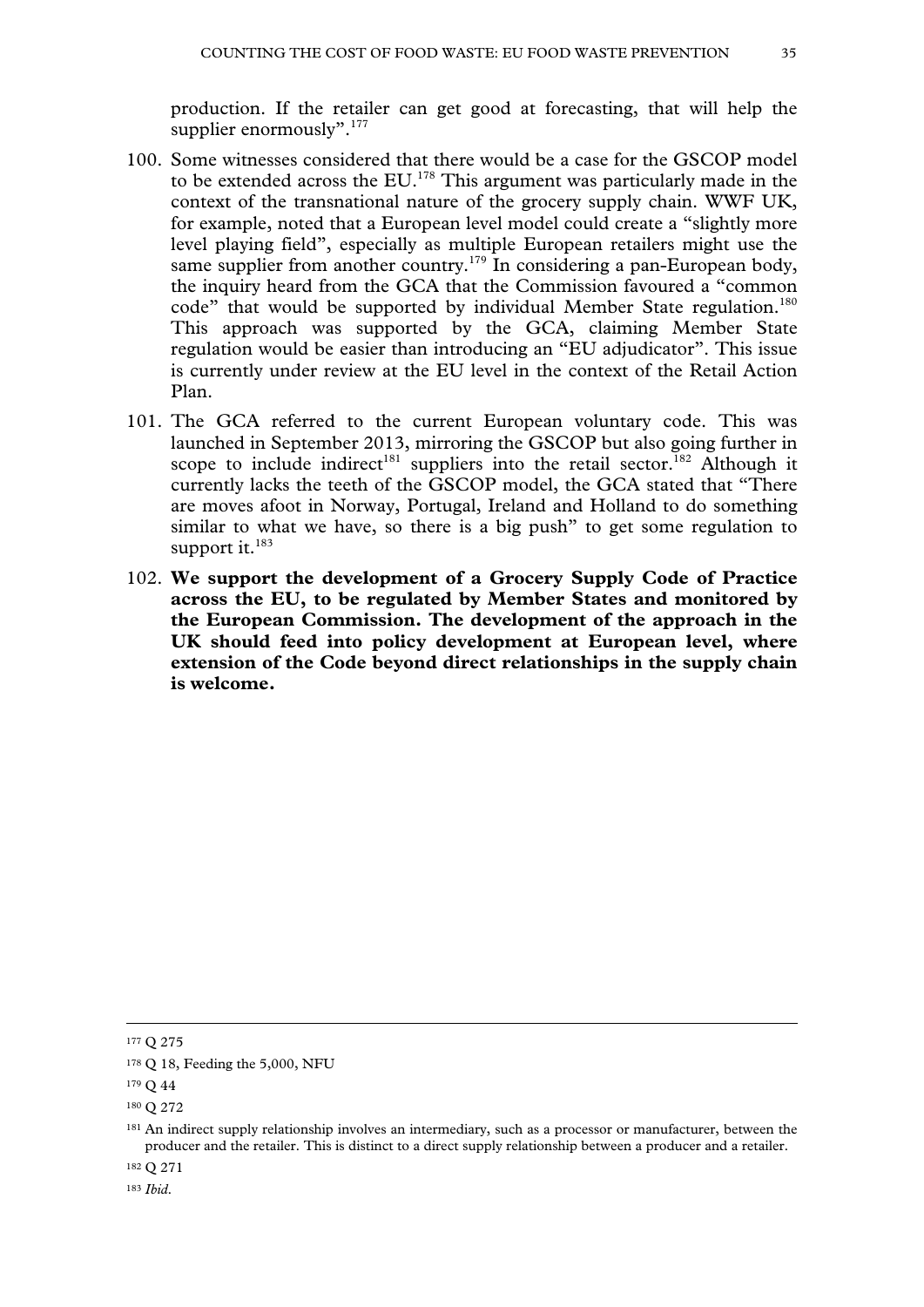production. If the retailer can get good at forecasting, that will help the supplier enormously”.[177]

100. Some witnesses considered that there would be a case for the GSCOP model to be extended across the EU.[178] This argument was particularly made in the context of the transnational nature of the grocery supply chain. WWF UK, for example, noted that a European level model could create a “slightly more level playing field”, especially as multiple European retailers might use the same supplier from another country.[179] In considering a pan-European body, the inquiry heard from the GCA that the Commission favoured a “common code” that would be supported by individual Member State regulation.[180] This approach was supported by the GCA, claiming Member State regulation would be easier than introducing an “EU adjudicator”. This issue is currently under review at the EU level in the context of the Retail Action Plan.

101. The GCA referred to the current European voluntary code. This was launched in September 2013, mirroring the GSCOP but also going further in scope to include indirect[181] suppliers into the retail sector.[182] Although it currently lacks the teeth of the GSCOP model, the GCA stated that “There are moves afoot in Norway, Portugal, Ireland and Holland to do something similar to what we have, so there is a big push” to get some regulation to support it.[183]

102. **We support the development of a Grocery Supply Code of Practice across the EU, to be regulated by Member States and monitored by the European Commission. The development of the approach in the UK should feed into policy development at European level, where extension of the Code beyond direct relationships in the supply chain is welcome.**

---

[177] Q 275

[178] Q 18, Feeding the 5,000, NFU

[179] Q 44

[180] Q 272

[181] An indirect supply relationship involves an intermediary, such as a processor or manufacturer, between the producer and the retailer. This is distinct to a direct supply relationship between a producer and a retailer.

[182] Q 271

[183] *Ibid.*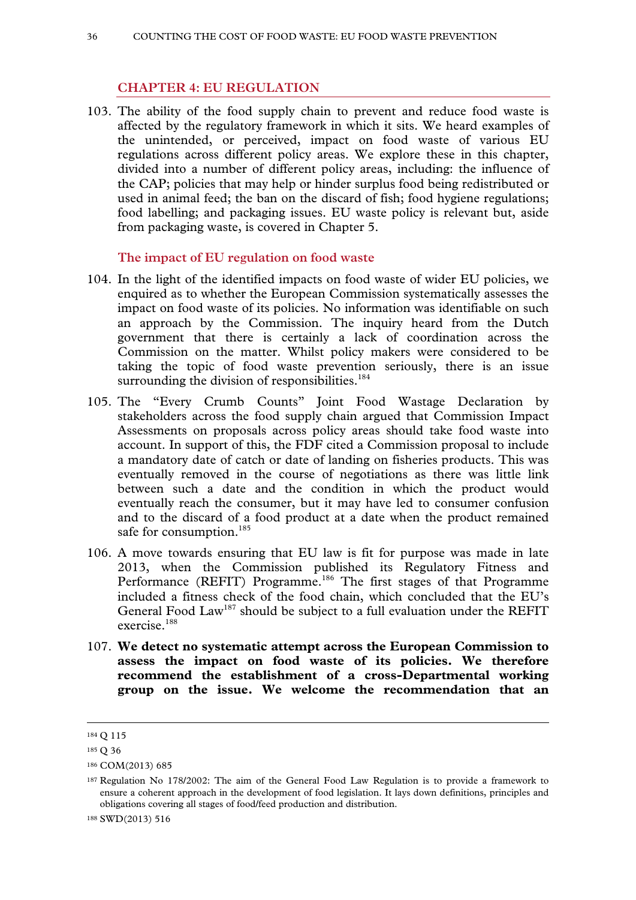## CHAPTER 4: EU REGULATION

103. The ability of the food supply chain to prevent and reduce food waste is affected by the regulatory framework in which it sits. We heard examples of the unintended, or perceived, impact on food waste of various EU regulations across different policy areas. We explore these in this chapter, divided into a number of different policy areas, including: the influence of the CAP; policies that may help or hinder surplus food being redistributed or used in animal feed; the ban on the discard of fish; food hygiene regulations; food labelling; and packaging issues. EU waste policy is relevant but, aside from packaging waste, is covered in Chapter 5.

### The impact of EU regulation on food waste

104. In the light of the identified impacts on food waste of wider EU policies, we enquired as to whether the European Commission systematically assesses the impact on food waste of its policies. No information was identifiable on such an approach by the Commission. The inquiry heard from the Dutch government that there is certainly a lack of coordination across the Commission on the matter. Whilst policy makers were considered to be taking the topic of food waste prevention seriously, there is an issue surrounding the division of responsibilities.[184]

105. The "Every Crumb Counts" Joint Food Wastage Declaration by stakeholders across the food supply chain argued that Commission Impact Assessments on proposals across policy areas should take food waste into account. In support of this, the FDF cited a Commission proposal to include a mandatory date of catch or date of landing on fisheries products. This was eventually removed in the course of negotiations as there was little link between such a date and the condition in which the product would eventually reach the consumer, but it may have led to consumer confusion and to the discard of a food product at a date when the product remained safe for consumption.[185]

106. A move towards ensuring that EU law is fit for purpose was made in late 2013, when the Commission published its Regulatory Fitness and Performance (REFIT) Programme.[186] The first stages of that Programme included a fitness check of the food chain, which concluded that the EU's General Food Law[187] should be subject to a full evaluation under the REFIT exercise.[188]

107. **We detect no systematic attempt across the European Commission to assess the impact on food waste of its policies. We therefore recommend the establishment of a cross-Departmental working group on the issue. We welcome the recommendation that an**

---

[184] Q 115

[185] Q 36

[186] COM(2013) 685

[187] Regulation No 178/2002: The aim of the General Food Law Regulation is to provide a framework to ensure a coherent approach in the development of food legislation. It lays down definitions, principles and obligations covering all stages of food/feed production and distribution.

[188] SWD(2013) 516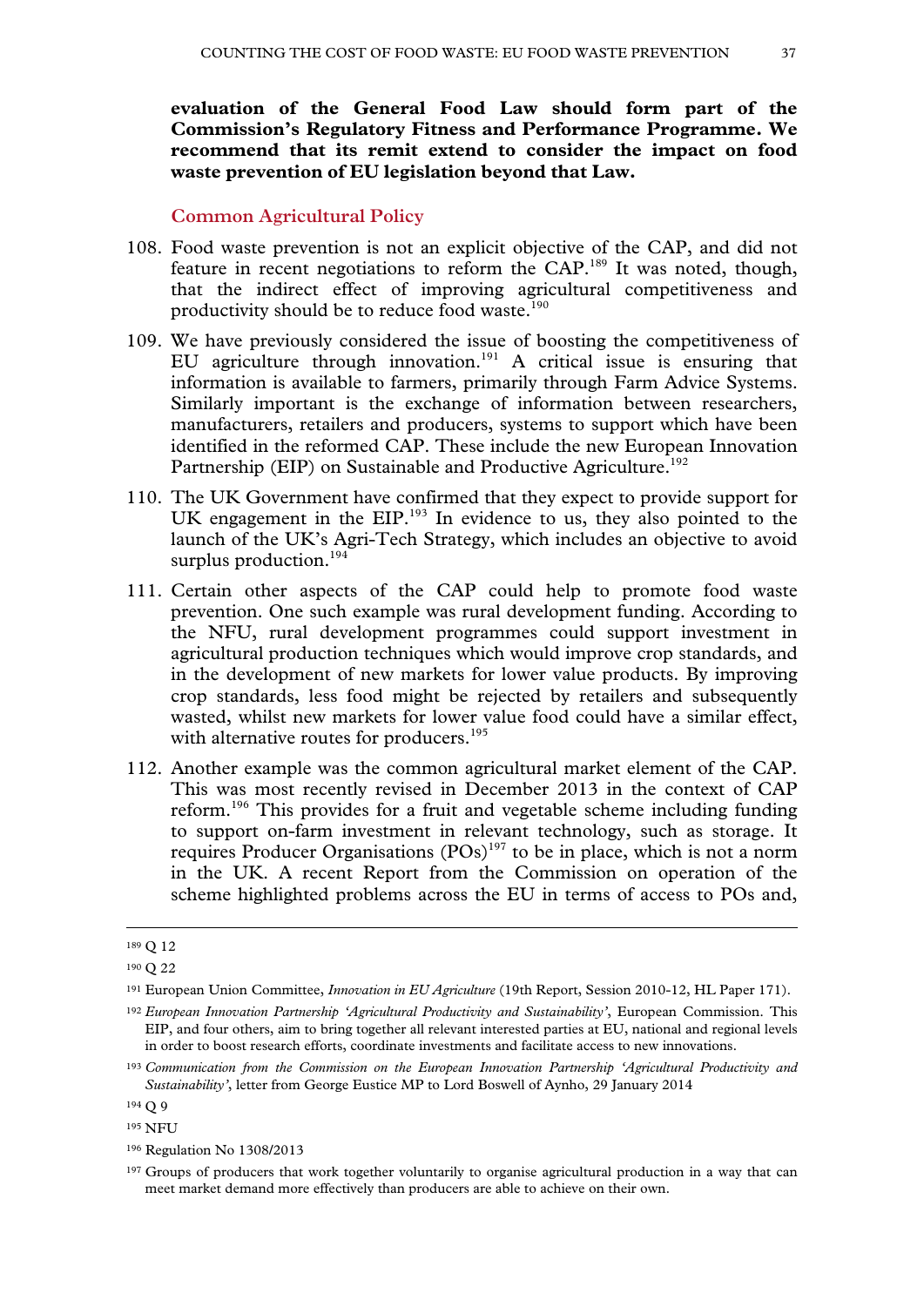**evaluation of the General Food Law should form part of the Commission's Regulatory Fitness and Performance Programme. We recommend that its remit extend to consider the impact on food waste prevention of EU legislation beyond that Law.**

### Common Agricultural Policy

108. Food waste prevention is not an explicit objective of the CAP, and did not feature in recent negotiations to reform the CAP.[189] It was noted, though, that the indirect effect of improving agricultural competitiveness and productivity should be to reduce food waste.[190]

109. We have previously considered the issue of boosting the competitiveness of EU agriculture through innovation.[191] A critical issue is ensuring that information is available to farmers, primarily through Farm Advice Systems. Similarly important is the exchange of information between researchers, manufacturers, retailers and producers, systems to support which have been identified in the reformed CAP. These include the new European Innovation Partnership (EIP) on Sustainable and Productive Agriculture.[192]

110. The UK Government have confirmed that they expect to provide support for UK engagement in the EIP.[193] In evidence to us, they also pointed to the launch of the UK's Agri-Tech Strategy, which includes an objective to avoid surplus production.[194]

111. Certain other aspects of the CAP could help to promote food waste prevention. One such example was rural development funding. According to the NFU, rural development programmes could support investment in agricultural production techniques which would improve crop standards, and in the development of new markets for lower value products. By improving crop standards, less food might be rejected by retailers and subsequently wasted, whilst new markets for lower value food could have a similar effect, with alternative routes for producers.[195]

112. Another example was the common agricultural market element of the CAP. This was most recently revised in December 2013 in the context of CAP reform.[196] This provides for a fruit and vegetable scheme including funding to support on-farm investment in relevant technology, such as storage. It requires Producer Organisations (POs)[197] to be in place, which is not a norm in the UK. A recent Report from the Commission on operation of the scheme highlighted problems across the EU in terms of access to POs and,

---

[189] Q 12

[190] Q 22

[191] European Union Committee, *Innovation in EU Agriculture* (19th Report, Session 2010-12, HL Paper 171).

[192] *European Innovation Partnership 'Agricultural Productivity and Sustainability'*, European Commission. This EIP, and four others, aim to bring together all relevant interested parties at EU, national and regional levels in order to boost research efforts, coordinate investments and facilitate access to new innovations.

[193] *Communication from the Commission on the European Innovation Partnership 'Agricultural Productivity and Sustainability'*, letter from George Eustice MP to Lord Boswell of Aynho, 29 January 2014

[194] Q 9

[195] NFU

[196] Regulation No 1308/2013

[197] Groups of producers that work together voluntarily to organise agricultural production in a way that can meet market demand more effectively than producers are able to achieve on their own.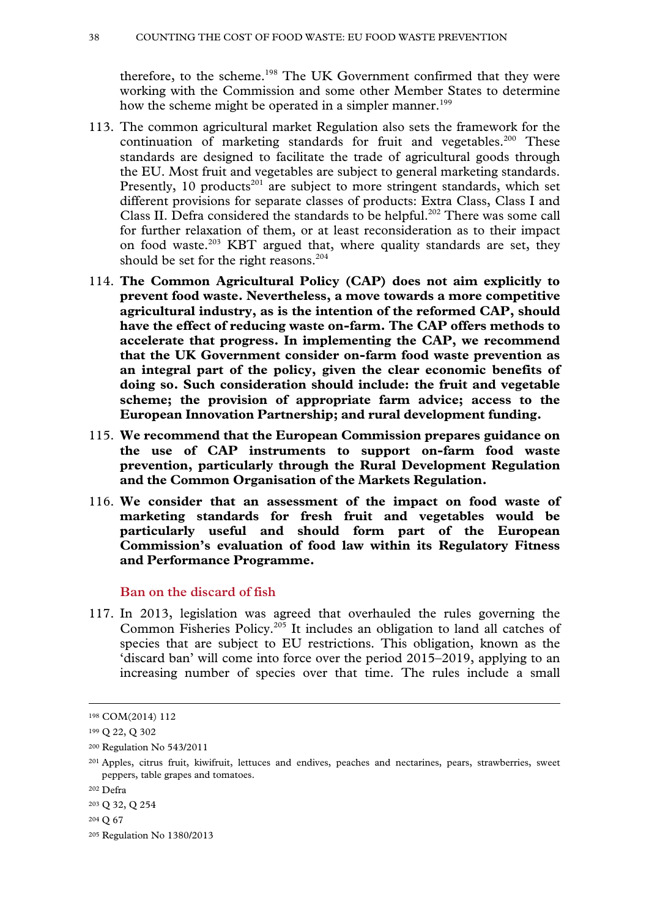therefore, to the scheme.[198] The UK Government confirmed that they were working with the Commission and some other Member States to determine how the scheme might be operated in a simpler manner.[199]

113. The common agricultural market Regulation also sets the framework for the continuation of marketing standards for fruit and vegetables.[200] These standards are designed to facilitate the trade of agricultural goods through the EU. Most fruit and vegetables are subject to general marketing standards. Presently, 10 products[201] are subject to more stringent standards, which set different provisions for separate classes of products: Extra Class, Class I and Class II. Defra considered the standards to be helpful.[202] There was some call for further relaxation of them, or at least reconsideration as to their impact on food waste.[203] KBT argued that, where quality standards are set, they should be set for the right reasons.[204]

114. **The Common Agricultural Policy (CAP) does not aim explicitly to prevent food waste. Nevertheless, a move towards a more competitive agricultural industry, as is the intention of the reformed CAP, should have the effect of reducing waste on-farm. The CAP offers methods to accelerate that progress. In implementing the CAP, we recommend that the UK Government consider on-farm food waste prevention as an integral part of the policy, given the clear economic benefits of doing so. Such consideration should include: the fruit and vegetable scheme; the provision of appropriate farm advice; access to the European Innovation Partnership; and rural development funding.**

115. **We recommend that the European Commission prepares guidance on the use of CAP instruments to support on-farm food waste prevention, particularly through the Rural Development Regulation and the Common Organisation of the Markets Regulation.**

116. **We consider that an assessment of the impact on food waste of marketing standards for fresh fruit and vegetables would be particularly useful and should form part of the European Commission's evaluation of food law within its Regulatory Fitness and Performance Programme.**

### Ban on the discard of fish

117. In 2013, legislation was agreed that overhauled the rules governing the Common Fisheries Policy.[205] It includes an obligation to land all catches of species that are subject to EU restrictions. This obligation, known as the 'discard ban' will come into force over the period 2015–2019, applying to an increasing number of species over that time. The rules include a small

---

[198] COM(2014) 112

[199] Q 22, Q 302

[200] Regulation No 543/2011

[201] Apples, citrus fruit, kiwifruit, lettuces and endives, peaches and nectarines, pears, strawberries, sweet peppers, table grapes and tomatoes.

[202] Defra

[203] Q 32, Q 254

[204] Q 67

[205] Regulation No 1380/2013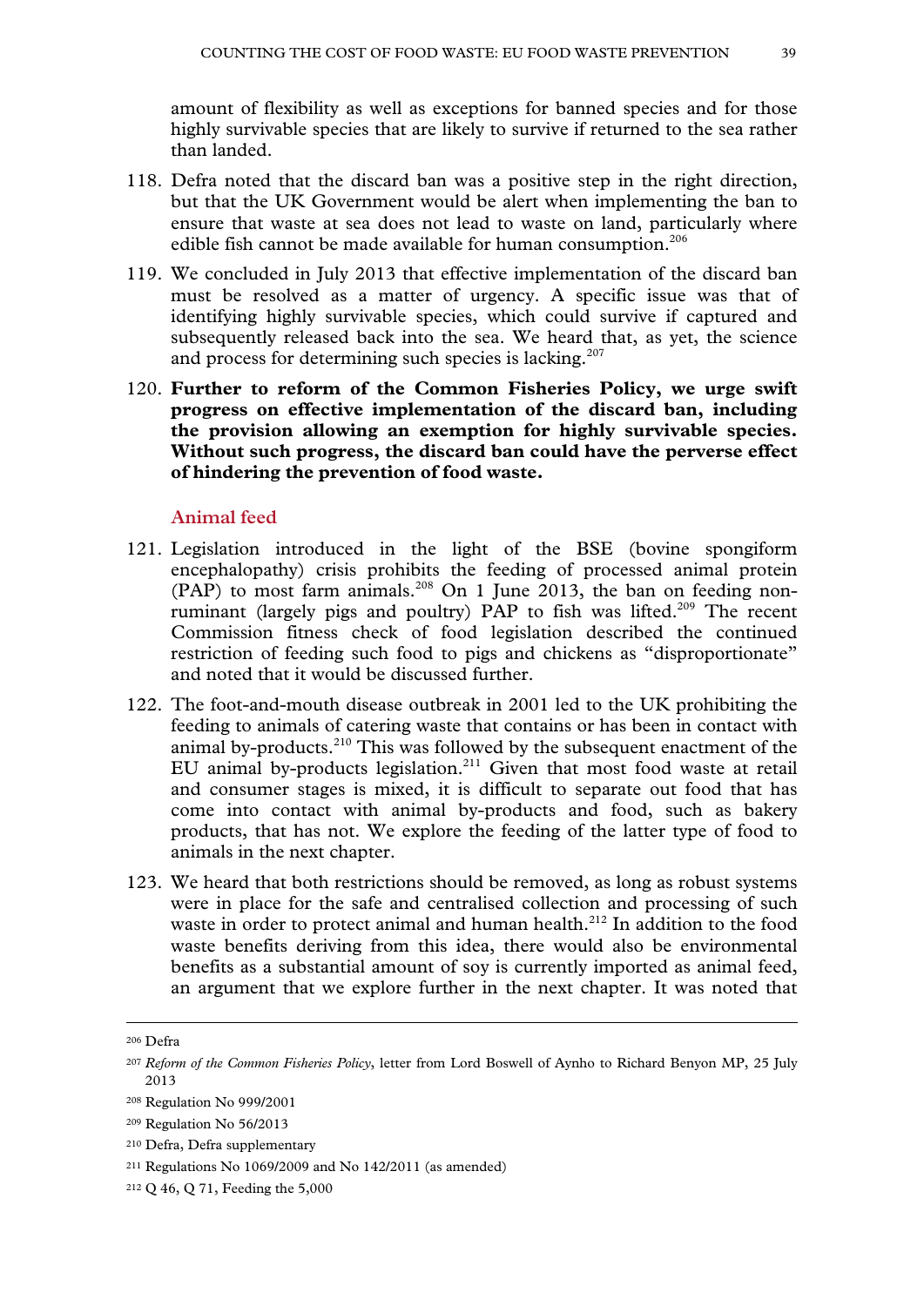amount of flexibility as well as exceptions for banned species and for those highly survivable species that are likely to survive if returned to the sea rather than landed.

118. Defra noted that the discard ban was a positive step in the right direction, but that the UK Government would be alert when implementing the ban to ensure that waste at sea does not lead to waste on land, particularly where edible fish cannot be made available for human consumption.[206]

119. We concluded in July 2013 that effective implementation of the discard ban must be resolved as a matter of urgency. A specific issue was that of identifying highly survivable species, which could survive if captured and subsequently released back into the sea. We heard that, as yet, the science and process for determining such species is lacking.[207]

120. **Further to reform of the Common Fisheries Policy, we urge swift progress on effective implementation of the discard ban, including the provision allowing an exemption for highly survivable species. Without such progress, the discard ban could have the perverse effect of hindering the prevention of food waste.**

### Animal feed

121. Legislation introduced in the light of the BSE (bovine spongiform encephalopathy) crisis prohibits the feeding of processed animal protein (PAP) to most farm animals.[208] On 1 June 2013, the ban on feeding non-ruminant (largely pigs and poultry) PAP to fish was lifted.[209] The recent Commission fitness check of food legislation described the continued restriction of feeding such food to pigs and chickens as "disproportionate" and noted that it would be discussed further.

122. The foot-and-mouth disease outbreak in 2001 led to the UK prohibiting the feeding to animals of catering waste that contains or has been in contact with animal by-products.[210] This was followed by the subsequent enactment of the EU animal by-products legislation.[211] Given that most food waste at retail and consumer stages is mixed, it is difficult to separate out food that has come into contact with animal by-products and food, such as bakery products, that has not. We explore the feeding of the latter type of food to animals in the next chapter.

123. We heard that both restrictions should be removed, as long as robust systems were in place for the safe and centralised collection and processing of such waste in order to protect animal and human health.[212] In addition to the food waste benefits deriving from this idea, there would also be environmental benefits as a substantial amount of soy is currently imported as animal feed, an argument that we explore further in the next chapter. It was noted that

---

[206] Defra

[207] *Reform of the Common Fisheries Policy*, letter from Lord Boswell of Aynho to Richard Benyon MP, 25 July 2013

[208] Regulation No 999/2001

[209] Regulation No 56/2013

[210] Defra, Defra supplementary

[211] Regulations No 1069/2009 and No 142/2011 (as amended)

[212] Q 46, Q 71, Feeding the 5,000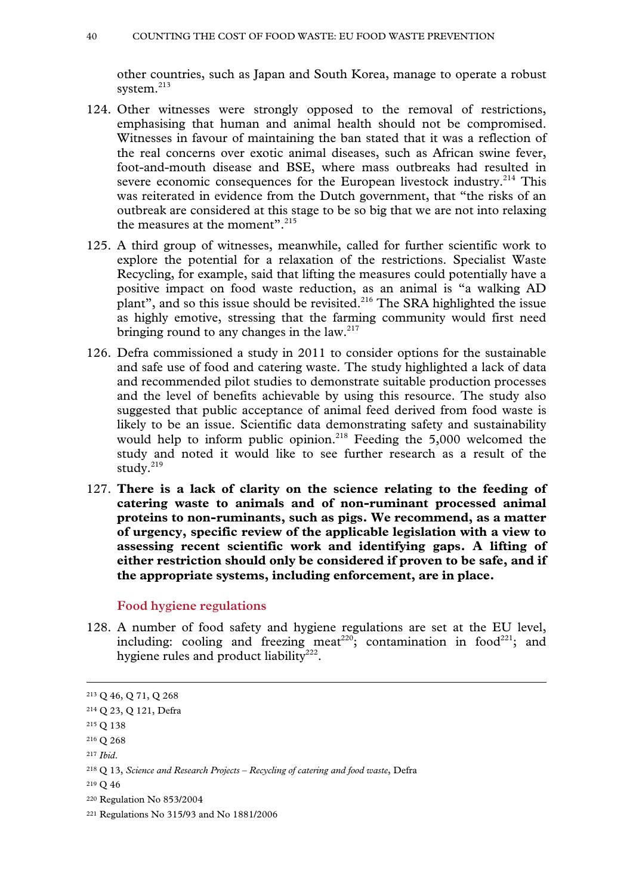other countries, such as Japan and South Korea, manage to operate a robust system.[213]

124. Other witnesses were strongly opposed to the removal of restrictions, emphasising that human and animal health should not be compromised. Witnesses in favour of maintaining the ban stated that it was a reflection of the real concerns over exotic animal diseases, such as African swine fever, foot-and-mouth disease and BSE, where mass outbreaks had resulted in severe economic consequences for the European livestock industry.[214] This was reiterated in evidence from the Dutch government, that "the risks of an outbreak are considered at this stage to be so big that we are not into relaxing the measures at the moment".[215]

125. A third group of witnesses, meanwhile, called for further scientific work to explore the potential for a relaxation of the restrictions. Specialist Waste Recycling, for example, said that lifting the measures could potentially have a positive impact on food waste reduction, as an animal is "a walking AD plant", and so this issue should be revisited.[216] The SRA highlighted the issue as highly emotive, stressing that the farming community would first need bringing round to any changes in the law.[217]

126. Defra commissioned a study in 2011 to consider options for the sustainable and safe use of food and catering waste. The study highlighted a lack of data and recommended pilot studies to demonstrate suitable production processes and the level of benefits achievable by using this resource. The study also suggested that public acceptance of animal feed derived from food waste is likely to be an issue. Scientific data demonstrating safety and sustainability would help to inform public opinion.[218] Feeding the 5,000 welcomed the study and noted it would like to see further research as a result of the study.[219]

127. **There is a lack of clarity on the science relating to the feeding of catering waste to animals and of non-ruminant processed animal proteins to non-ruminants, such as pigs. We recommend, as a matter of urgency, specific review of the applicable legislation with a view to assessing recent scientific work and identifying gaps. A lifting of either restriction should only be considered if proven to be safe, and if the appropriate systems, including enforcement, are in place.**

### Food hygiene regulations

128. A number of food safety and hygiene regulations are set at the EU level, including: cooling and freezing meat[220]; contamination in food[221]; and hygiene rules and product liability[222].

---

[213] Q 46, Q 71, Q 268

[214] Q 23, Q 121, Defra

[215] Q 138

[216] Q 268

[217] *Ibid*.

[218] Q 13, *Science and Research Projects – Recycling of catering and food waste*, Defra

[219] Q 46

[220] Regulation No 853/2004

[221] Regulations No 315/93 and No 1881/2006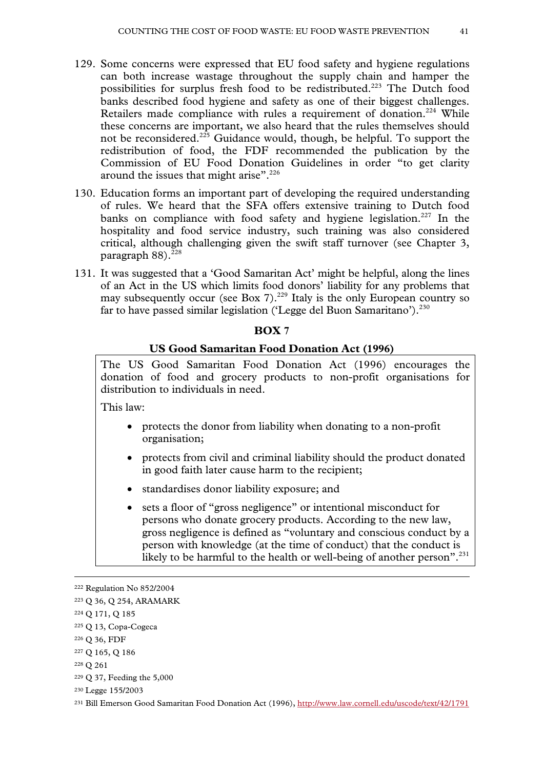129. Some concerns were expressed that EU food safety and hygiene regulations can both increase wastage throughout the supply chain and hamper the possibilities for surplus fresh food to be redistributed.[223] The Dutch food banks described food hygiene and safety as one of their biggest challenges. Retailers made compliance with rules a requirement of donation.[224] While these concerns are important, we also heard that the rules themselves should not be reconsidered.[225] Guidance would, though, be helpful. To support the redistribution of food, the FDF recommended the publication by the Commission of EU Food Donation Guidelines in order "to get clarity around the issues that might arise".[226]

130. Education forms an important part of developing the required understanding of rules. We heard that the SFA offers extensive training to Dutch food banks on compliance with food safety and hygiene legislation.[227] In the hospitality and food service industry, such training was also considered critical, although challenging given the swift staff turnover (see Chapter 3, paragraph 88).[228]

131. It was suggested that a 'Good Samaritan Act' might be helpful, along the lines of an Act in the US which limits food donors' liability for any problems that may subsequently occur (see Box 7).[229] Italy is the only European country so far to have passed similar legislation ('Legge del Buon Samaritano').[230]

**BOX 7**

**US Good Samaritan Food Donation Act (1996)**

The US Good Samaritan Food Donation Act (1996) encourages the donation of food and grocery products to non-profit organisations for distribution to individuals in need.

This law:

- protects the donor from liability when donating to a non-profit organisation;
- protects from civil and criminal liability should the product donated in good faith later cause harm to the recipient;
- standardises donor liability exposure; and
- sets a floor of "gross negligence" or intentional misconduct for persons who donate grocery products. According to the new law, gross negligence is defined as "voluntary and conscious conduct by a person with knowledge (at the time of conduct) that the conduct is likely to be harmful to the health or well-being of another person".[231]

---

[222] Regulation No 852/2004

[223] Q 36, Q 254, ARAMARK

[224] Q 171, Q 185

[225] Q 13, Copa-Cogeca

[226] Q 36, FDF

[227] Q 165, Q 186

[228] Q 261

[229] Q 37, Feeding the 5,000

[230] Legge 155/2003

[231] Bill Emerson Good Samaritan Food Donation Act (1996), http://www.law.cornell.edu/uscode/text/42/1791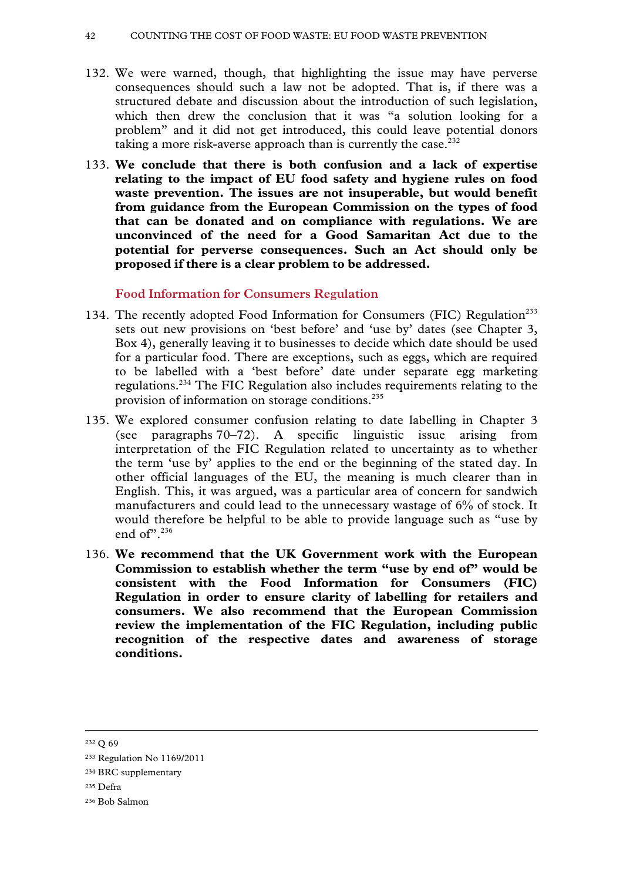132. We were warned, though, that highlighting the issue may have perverse consequences should such a law not be adopted. That is, if there was a structured debate and discussion about the introduction of such legislation, which then drew the conclusion that it was "a solution looking for a problem" and it did not get introduced, this could leave potential donors taking a more risk-averse approach than is currently the case.[232]

133. **We conclude that there is both confusion and a lack of expertise relating to the impact of EU food safety and hygiene rules on food waste prevention. The issues are not insuperable, but would benefit from guidance from the European Commission on the types of food that can be donated and on compliance with regulations. We are unconvinced of the need for a Good Samaritan Act due to the potential for perverse consequences. Such an Act should only be proposed if there is a clear problem to be addressed.**

### Food Information for Consumers Regulation

134. The recently adopted Food Information for Consumers (FIC) Regulation[233] sets out new provisions on 'best before' and 'use by' dates (see Chapter 3, Box 4), generally leaving it to businesses to decide which date should be used for a particular food. There are exceptions, such as eggs, which are required to be labelled with a 'best before' date under separate egg marketing regulations.[234] The FIC Regulation also includes requirements relating to the provision of information on storage conditions.[235]

135. We explored consumer confusion relating to date labelling in Chapter 3 (see paragraphs 70–72). A specific linguistic issue arising from interpretation of the FIC Regulation related to uncertainty as to whether the term 'use by' applies to the end or the beginning of the stated day. In other official languages of the EU, the meaning is much clearer than in English. This, it was argued, was a particular area of concern for sandwich manufacturers and could lead to the unnecessary wastage of 6% of stock. It would therefore be helpful to be able to provide language such as "use by end of".[236]

136. **We recommend that the UK Government work with the European Commission to establish whether the term "use by end of" would be consistent with the Food Information for Consumers (FIC) Regulation in order to ensure clarity of labelling for retailers and consumers. We also recommend that the European Commission review the implementation of the FIC Regulation, including public recognition of the respective dates and awareness of storage conditions.**

---

[232] Q 69

[233] Regulation No 1169/2011

[234] BRC supplementary

[235] Defra

[236] Bob Salmon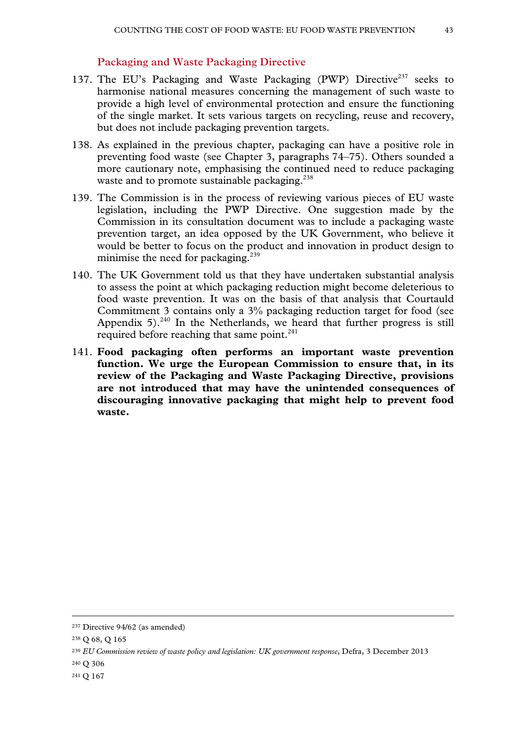### Packaging and Waste Packaging Directive

137. The EU's Packaging and Waste Packaging (PWP) Directive[237] seeks to harmonise national measures concerning the management of such waste to provide a high level of environmental protection and ensure the functioning of the single market. It sets various targets on recycling, reuse and recovery, but does not include packaging prevention targets.

138. As explained in the previous chapter, packaging can have a positive role in preventing food waste (see Chapter 3, paragraphs 74–75). Others sounded a more cautionary note, emphasising the continued need to reduce packaging waste and to promote sustainable packaging.[238]

139. The Commission is in the process of reviewing various pieces of EU waste legislation, including the PWP Directive. One suggestion made by the Commission in its consultation document was to include a packaging waste prevention target, an idea opposed by the UK Government, who believe it would be better to focus on the product and innovation in product design to minimise the need for packaging.[239]

140. The UK Government told us that they have undertaken substantial analysis to assess the point at which packaging reduction might become deleterious to food waste prevention. It was on the basis of that analysis that Courtauld Commitment 3 contains only a 3% packaging reduction target for food (see Appendix 5).[240] In the Netherlands, we heard that further progress is still required before reaching that same point.[241]

141. **Food packaging often performs an important waste prevention function. We urge the European Commission to ensure that, in its review of the Packaging and Waste Packaging Directive, provisions are not introduced that may have the unintended consequences of discouraging innovative packaging that might help to prevent food waste.**

---

[237] Directive 94/62 (as amended)

[238] Q 68, Q 165

[239] *EU Commission review of waste policy and legislation: UK government response*, Defra, 3 December 2013

[240] Q 306

[241] Q 167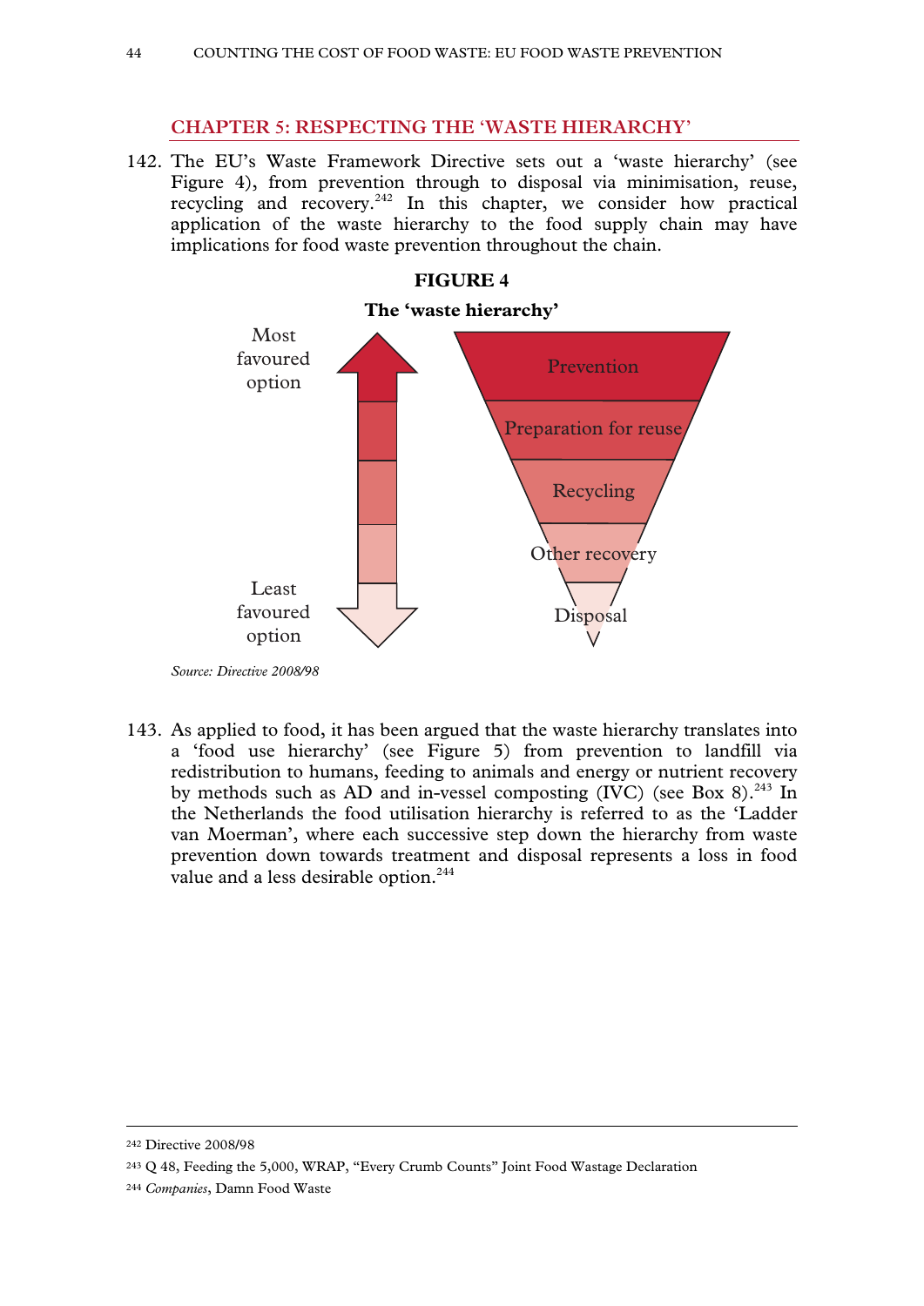## CHAPTER 5: RESPECTING THE 'WASTE HIERARCHY'

142. The EU's Waste Framework Directive sets out a 'waste hierarchy' (see Figure 4), from prevention through to disposal via minimisation, reuse, recycling and recovery.[242] In this chapter, we consider how practical application of the waste hierarchy to the food supply chain may have implications for food waste prevention throughout the chain.

**FIGURE 4**

**The 'waste hierarchy'**

Most favoured option

Prevention

Preparation for reuse

Recycling

Other recovery

Disposal

Least favoured option

*Source: Directive 2008/98*

143. As applied to food, it has been argued that the waste hierarchy translates into a 'food use hierarchy' (see Figure 5) from prevention to landfill via redistribution to humans, feeding to animals and energy or nutrient recovery by methods such as AD and in-vessel composting (IVC) (see Box 8).[243] In the Netherlands the food utilisation hierarchy is referred to as the 'Ladder van Moerman', where each successive step down the hierarchy from waste prevention down towards treatment and disposal represents a loss in food value and a less desirable option.[244]

---

[242] Directive 2008/98

[243] Q 48, Feeding the 5,000, WRAP, "Every Crumb Counts" Joint Food Wastage Declaration

[244] *Companies*, Damn Food Waste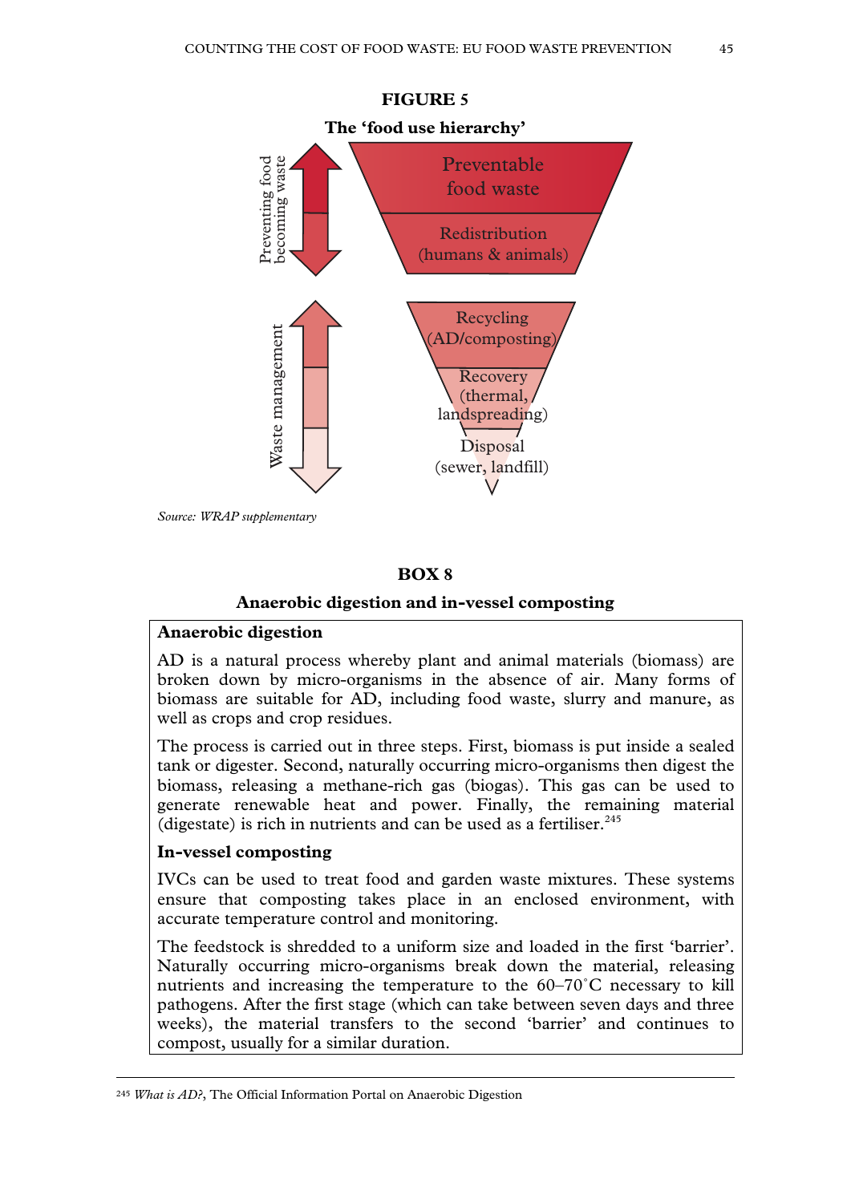**FIGURE 5**

**The 'food use hierarchy'**

Preventing food becoming waste

Preventable food waste

Redistribution (humans & animals)

Waste management

Recycling (AD/composting)

Recovery (thermal, landspreading)

Disposal (sewer, landfill)

*Source: WRAP supplementary*

**BOX 8**

**Anaerobic digestion and in-vessel composting**

**Anaerobic digestion**

AD is a natural process whereby plant and animal materials (biomass) are broken down by micro-organisms in the absence of air. Many forms of biomass are suitable for AD, including food waste, slurry and manure, as well as crops and crop residues.

The process is carried out in three steps. First, biomass is put inside a sealed tank or digester. Second, naturally occurring micro-organisms then digest the biomass, releasing a methane-rich gas (biogas). This gas can be used to generate renewable heat and power. Finally, the remaining material (digestate) is rich in nutrients and can be used as a fertiliser.[245]

**In-vessel composting**

IVCs can be used to treat food and garden waste mixtures. These systems ensure that composting takes place in an enclosed environment, with accurate temperature control and monitoring.

The feedstock is shredded to a uniform size and loaded in the first 'barrier'. Naturally occurring micro-organisms break down the material, releasing nutrients and increasing the temperature to the 60–70°C necessary to kill pathogens. After the first stage (which can take between seven days and three weeks), the material transfers to the second 'barrier' and continues to compost, usually for a similar duration.

---

[245] *What is AD?*, The Official Information Portal on Anaerobic Digestion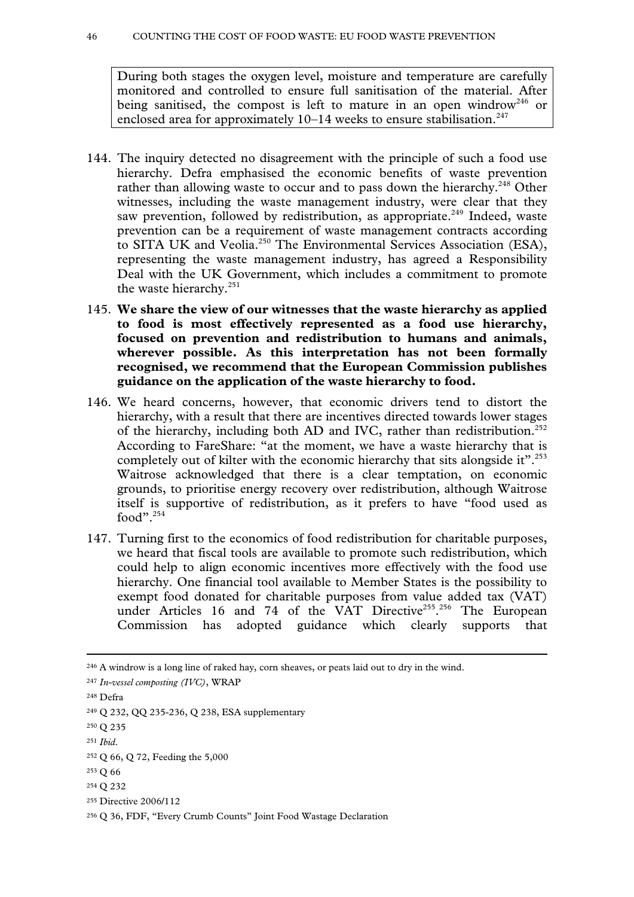During both stages the oxygen level, moisture and temperature are carefully monitored and controlled to ensure full sanitisation of the material. After being sanitised, the compost is left to mature in an open windrow[246] or enclosed area for approximately 10–14 weeks to ensure stabilisation.[247]

144. The inquiry detected no disagreement with the principle of such a food use hierarchy. Defra emphasised the economic benefits of waste prevention rather than allowing waste to occur and to pass down the hierarchy.[248] Other witnesses, including the waste management industry, were clear that they saw prevention, followed by redistribution, as appropriate.[249] Indeed, waste prevention can be a requirement of waste management contracts according to SITA UK and Veolia.[250] The Environmental Services Association (ESA), representing the waste management industry, has agreed a Responsibility Deal with the UK Government, which includes a commitment to promote the waste hierarchy.[251]

145. **We share the view of our witnesses that the waste hierarchy as applied to food is most effectively represented as a food use hierarchy, focused on prevention and redistribution to humans and animals, wherever possible. As this interpretation has not been formally recognised, we recommend that the European Commission publishes guidance on the application of the waste hierarchy to food.**

146. We heard concerns, however, that economic drivers tend to distort the hierarchy, with a result that there are incentives directed towards lower stages of the hierarchy, including both AD and IVC, rather than redistribution.[252] According to FareShare: "at the moment, we have a waste hierarchy that is completely out of kilter with the economic hierarchy that sits alongside it".[253] Waitrose acknowledged that there is a clear temptation, on economic grounds, to prioritise energy recovery over redistribution, although Waitrose itself is supportive of redistribution, as it prefers to have "food used as food".[254]

147. Turning first to the economics of food redistribution for charitable purposes, we heard that fiscal tools are available to promote such redistribution, which could help to align economic incentives more effectively with the food use hierarchy. One financial tool available to Member States is the possibility to exempt food donated for charitable purposes from value added tax (VAT) under Articles 16 and 74 of the VAT Directive[255].[256] The European Commission has adopted guidance which clearly supports that

---

[246] A windrow is a long line of raked hay, corn sheaves, or peats laid out to dry in the wind.

[247] *In-vessel composting (IVC)*, WRAP

[248] Defra

[249] Q 232, QQ 235-236, Q 238, ESA supplementary

[250] Q 235

[251] *Ibid*.

[252] Q 66, Q 72, Feeding the 5,000

[253] Q 66

[254] Q 232

[255] Directive 2006/112

[256] Q 36, FDF, "Every Crumb Counts" Joint Food Wastage Declaration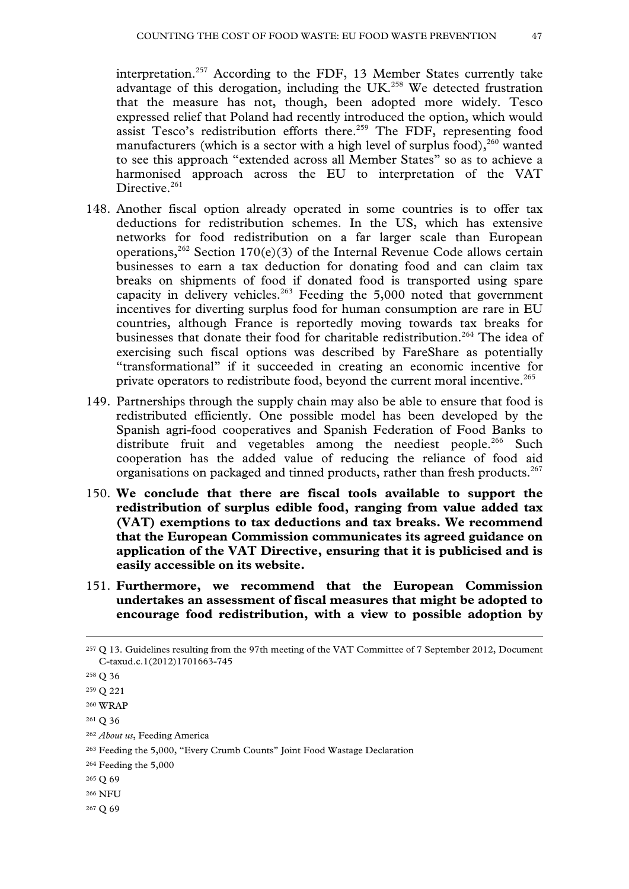interpretation.[257] According to the FDF, 13 Member States currently take advantage of this derogation, including the UK.[258] We detected frustration that the measure has not, though, been adopted more widely. Tesco expressed relief that Poland had recently introduced the option, which would assist Tesco's redistribution efforts there.[259] The FDF, representing food manufacturers (which is a sector with a high level of surplus food),[260] wanted to see this approach "extended across all Member States" so as to achieve a harmonised approach across the EU to interpretation of the VAT Directive.[261]

148. Another fiscal option already operated in some countries is to offer tax deductions for redistribution schemes. In the US, which has extensive networks for food redistribution on a far larger scale than European operations,[262] Section 170(e)(3) of the Internal Revenue Code allows certain businesses to earn a tax deduction for donating food and can claim tax breaks on shipments of food if donated food is transported using spare capacity in delivery vehicles.[263] Feeding the 5,000 noted that government incentives for diverting surplus food for human consumption are rare in EU countries, although France is reportedly moving towards tax breaks for businesses that donate their food for charitable redistribution.[264] The idea of exercising such fiscal options was described by FareShare as potentially "transformational" if it succeeded in creating an economic incentive for private operators to redistribute food, beyond the current moral incentive.[265]

149. Partnerships through the supply chain may also be able to ensure that food is redistributed efficiently. One possible model has been developed by the Spanish agri-food cooperatives and Spanish Federation of Food Banks to distribute fruit and vegetables among the neediest people.[266] Such cooperation has the added value of reducing the reliance of food aid organisations on packaged and tinned products, rather than fresh products.[267]

150. **We conclude that there are fiscal tools available to support the redistribution of surplus edible food, ranging from value added tax (VAT) exemptions to tax deductions and tax breaks. We recommend that the European Commission communicates its agreed guidance on application of the VAT Directive, ensuring that it is publicised and is easily accessible on its website.**

151. **Furthermore, we recommend that the European Commission undertakes an assessment of fiscal measures that might be adopted to encourage food redistribution, with a view to possible adoption by**

---

[257] Q 13. Guidelines resulting from the 97th meeting of the VAT Committee of 7 September 2012, Document C-taxud.c.1(2012)1701663-745

[258] Q 36

[259] Q 221

[260] WRAP

[261] Q 36

[262] *About us*, Feeding America

[263] Feeding the 5,000, "Every Crumb Counts" Joint Food Wastage Declaration

[264] Feeding the 5,000

[265] Q 69

[266] NFU

[267] Q 69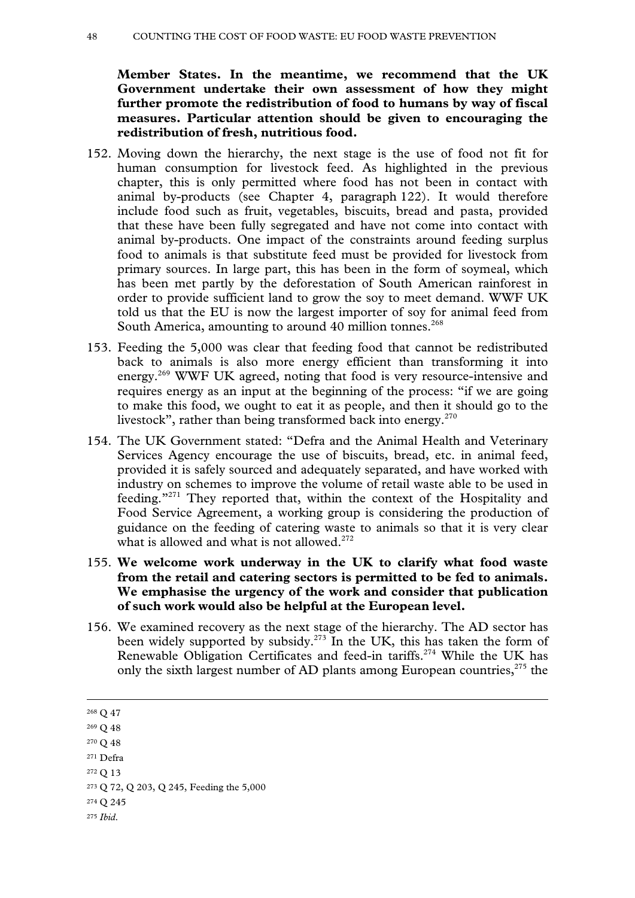**Member States. In the meantime, we recommend that the UK Government undertake their own assessment of how they might further promote the redistribution of food to humans by way of fiscal measures. Particular attention should be given to encouraging the redistribution of fresh, nutritious food.**

152. Moving down the hierarchy, the next stage is the use of food not fit for human consumption for livestock feed. As highlighted in the previous chapter, this is only permitted where food has not been in contact with animal by-products (see Chapter 4, paragraph 122). It would therefore include food such as fruit, vegetables, biscuits, bread and pasta, provided that these have been fully segregated and have not come into contact with animal by-products. One impact of the constraints around feeding surplus food to animals is that substitute feed must be provided for livestock from primary sources. In large part, this has been in the form of soymeal, which has been met partly by the deforestation of South American rainforest in order to provide sufficient land to grow the soy to meet demand. WWF UK told us that the EU is now the largest importer of soy for animal feed from South America, amounting to around 40 million tonnes.[268]

153. Feeding the 5,000 was clear that feeding food that cannot be redistributed back to animals is also more energy efficient than transforming it into energy.[269] WWF UK agreed, noting that food is very resource-intensive and requires energy as an input at the beginning of the process: "if we are going to make this food, we ought to eat it as people, and then it should go to the livestock", rather than being transformed back into energy.[270]

154. The UK Government stated: "Defra and the Animal Health and Veterinary Services Agency encourage the use of biscuits, bread, etc. in animal feed, provided it is safely sourced and adequately separated, and have worked with industry on schemes to improve the volume of retail waste able to be used in feeding."[271] They reported that, within the context of the Hospitality and Food Service Agreement, a working group is considering the production of guidance on the feeding of catering waste to animals so that it is very clear what is allowed and what is not allowed.[272]

155. **We welcome work underway in the UK to clarify what food waste from the retail and catering sectors is permitted to be fed to animals. We emphasise the urgency of the work and consider that publication of such work would also be helpful at the European level.**

156. We examined recovery as the next stage of the hierarchy. The AD sector has been widely supported by subsidy.[273] In the UK, this has taken the form of Renewable Obligation Certificates and feed-in tariffs.[274] While the UK has only the sixth largest number of AD plants among European countries,[275] the

---

[268] Q 47

[269] Q 48

[270] Q 48

[271] Defra

[272] Q 13

[273] Q 72, Q 203, Q 245, Feeding the 5,000

[274] Q 245

[275] *Ibid.*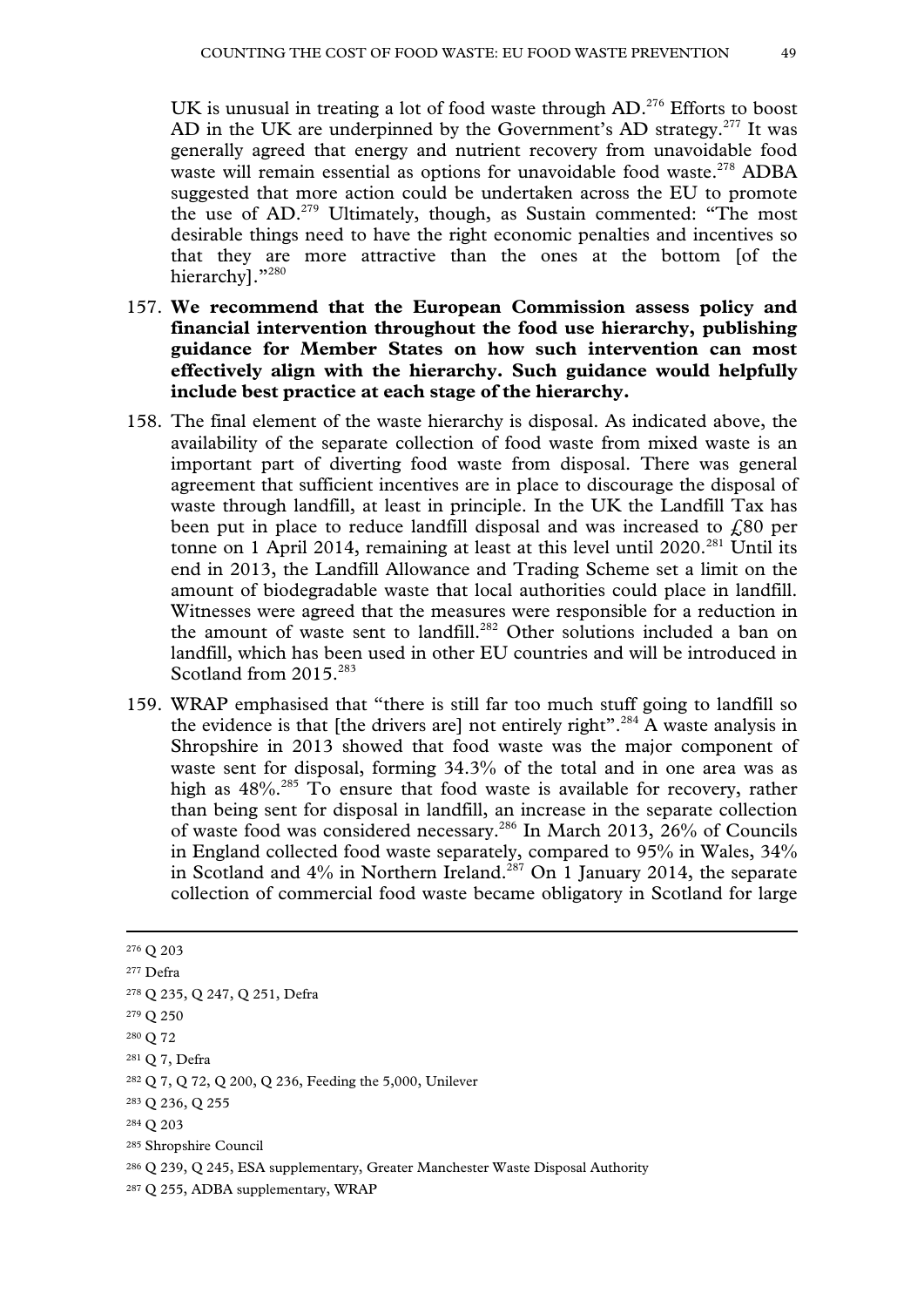UK is unusual in treating a lot of food waste through AD.[276] Efforts to boost AD in the UK are underpinned by the Government's AD strategy.[277] It was generally agreed that energy and nutrient recovery from unavoidable food waste will remain essential as options for unavoidable food waste.[278] ADBA suggested that more action could be undertaken across the EU to promote the use of AD.[279] Ultimately, though, as Sustain commented: "The most desirable things need to have the right economic penalties and incentives so that they are more attractive than the ones at the bottom [of the hierarchy]."[280]

157. **We recommend that the European Commission assess policy and financial intervention throughout the food use hierarchy, publishing guidance for Member States on how such intervention can most effectively align with the hierarchy. Such guidance would helpfully include best practice at each stage of the hierarchy.**

158. The final element of the waste hierarchy is disposal. As indicated above, the availability of the separate collection of food waste from mixed waste is an important part of diverting food waste from disposal. There was general agreement that sufficient incentives are in place to discourage the disposal of waste through landfill, at least in principle. In the UK the Landfill Tax has been put in place to reduce landfill disposal and was increased to £80 per tonne on 1 April 2014, remaining at least at this level until 2020.[281] Until its end in 2013, the Landfill Allowance and Trading Scheme set a limit on the amount of biodegradable waste that local authorities could place in landfill. Witnesses were agreed that the measures were responsible for a reduction in the amount of waste sent to landfill.[282] Other solutions included a ban on landfill, which has been used in other EU countries and will be introduced in Scotland from 2015.[283]

159. WRAP emphasised that "there is still far too much stuff going to landfill so the evidence is that [the drivers are] not entirely right".[284] A waste analysis in Shropshire in 2013 showed that food waste was the major component of waste sent for disposal, forming 34.3% of the total and in one area was as high as 48%.[285] To ensure that food waste is available for recovery, rather than being sent for disposal in landfill, an increase in the separate collection of waste food was considered necessary.[286] In March 2013, 26% of Councils in England collected food waste separately, compared to 95% in Wales, 34% in Scotland and 4% in Northern Ireland.[287] On 1 January 2014, the separate collection of commercial food waste became obligatory in Scotland for large

---

[276] Q 203

[277] Defra

[278] Q 235, Q 247, Q 251, Defra

[279] Q 250

[280] Q 72

[281] Q 7, Defra

[282] Q 7, Q 72, Q 200, Q 236, Feeding the 5,000, Unilever

[283] Q 236, Q 255

[284] Q 203

[285] Shropshire Council

[286] Q 239, Q 245, ESA supplementary, Greater Manchester Waste Disposal Authority

[287] Q 255, ADBA supplementary, WRAP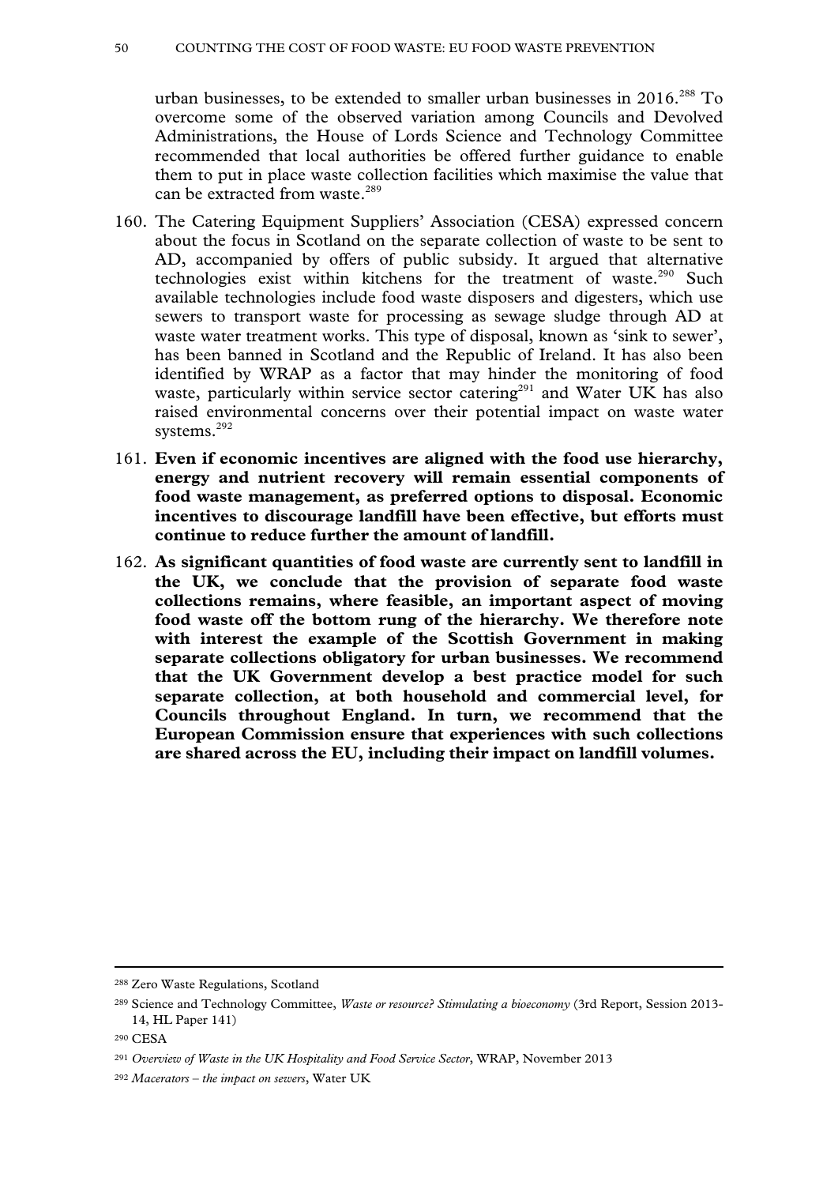urban businesses, to be extended to smaller urban businesses in 2016.[288] To overcome some of the observed variation among Councils and Devolved Administrations, the House of Lords Science and Technology Committee recommended that local authorities be offered further guidance to enable them to put in place waste collection facilities which maximise the value that can be extracted from waste.[289]

160. The Catering Equipment Suppliers' Association (CESA) expressed concern about the focus in Scotland on the separate collection of waste to be sent to AD, accompanied by offers of public subsidy. It argued that alternative technologies exist within kitchens for the treatment of waste.[290] Such available technologies include food waste disposers and digesters, which use sewers to transport waste for processing as sewage sludge through AD at waste water treatment works. This type of disposal, known as 'sink to sewer', has been banned in Scotland and the Republic of Ireland. It has also been identified by WRAP as a factor that may hinder the monitoring of food waste, particularly within service sector catering[291] and Water UK has also raised environmental concerns over their potential impact on waste water systems.[292]

161. **Even if economic incentives are aligned with the food use hierarchy, energy and nutrient recovery will remain essential components of food waste management, as preferred options to disposal. Economic incentives to discourage landfill have been effective, but efforts must continue to reduce further the amount of landfill.**

162. **As significant quantities of food waste are currently sent to landfill in the UK, we conclude that the provision of separate food waste collections remains, where feasible, an important aspect of moving food waste off the bottom rung of the hierarchy. We therefore note with interest the example of the Scottish Government in making separate collections obligatory for urban businesses. We recommend that the UK Government develop a best practice model for such separate collection, at both household and commercial level, for Councils throughout England. In turn, we recommend that the European Commission ensure that experiences with such collections are shared across the EU, including their impact on landfill volumes.**

---

[288] Zero Waste Regulations, Scotland

[289] Science and Technology Committee, *Waste or resource? Stimulating a bioeconomy* (3rd Report, Session 2013-14, HL Paper 141)

[290] CESA

[291] *Overview of Waste in the UK Hospitality and Food Service Sector*, WRAP, November 2013

[292] *Macerators – the impact on sewers*, Water UK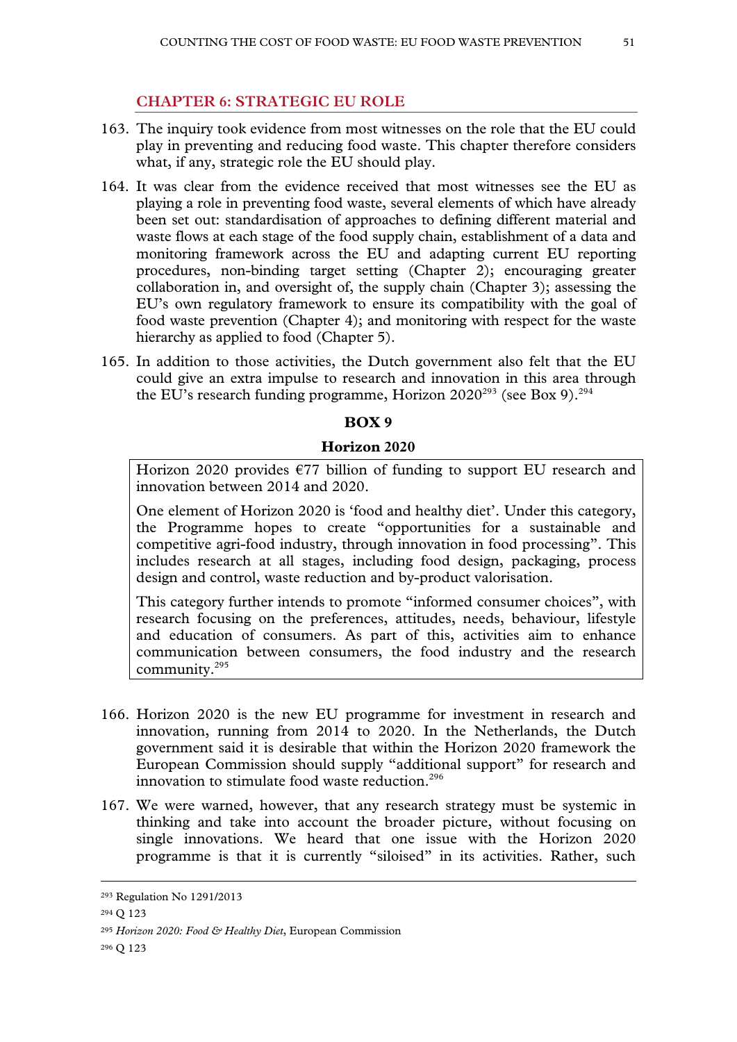## CHAPTER 6: STRATEGIC EU ROLE

163. The inquiry took evidence from most witnesses on the role that the EU could play in preventing and reducing food waste. This chapter therefore considers what, if any, strategic role the EU should play.

164. It was clear from the evidence received that most witnesses see the EU as playing a role in preventing food waste, several elements of which have already been set out: standardisation of approaches to defining different material and waste flows at each stage of the food supply chain, establishment of a data and monitoring framework across the EU and adapting current EU reporting procedures, non-binding target setting (Chapter 2); encouraging greater collaboration in, and oversight of, the supply chain (Chapter 3); assessing the EU's own regulatory framework to ensure its compatibility with the goal of food waste prevention (Chapter 4); and monitoring with respect for the waste hierarchy as applied to food (Chapter 5).

165. In addition to those activities, the Dutch government also felt that the EU could give an extra impulse to research and innovation in this area through the EU's research funding programme, Horizon 2020[293] (see Box 9).[294]

**BOX 9**

**Horizon 2020**

Horizon 2020 provides €77 billion of funding to support EU research and innovation between 2014 and 2020.

One element of Horizon 2020 is 'food and healthy diet'. Under this category, the Programme hopes to create "opportunities for a sustainable and competitive agri-food industry, through innovation in food processing". This includes research at all stages, including food design, packaging, process design and control, waste reduction and by-product valorisation.

This category further intends to promote "informed consumer choices", with research focusing on the preferences, attitudes, needs, behaviour, lifestyle and education of consumers. As part of this, activities aim to enhance communication between consumers, the food industry and the research community.[295]

166. Horizon 2020 is the new EU programme for investment in research and innovation, running from 2014 to 2020. In the Netherlands, the Dutch government said it is desirable that within the Horizon 2020 framework the European Commission should supply "additional support" for research and innovation to stimulate food waste reduction.[296]

167. We were warned, however, that any research strategy must be systemic in thinking and take into account the broader picture, without focusing on single innovations. We heard that one issue with the Horizon 2020 programme is that it is currently "siloised" in its activities. Rather, such

---

[293] Regulation No 1291/2013

[294] Q 123

[295] *Horizon 2020: Food & Healthy Diet*, European Commission

[296] Q 123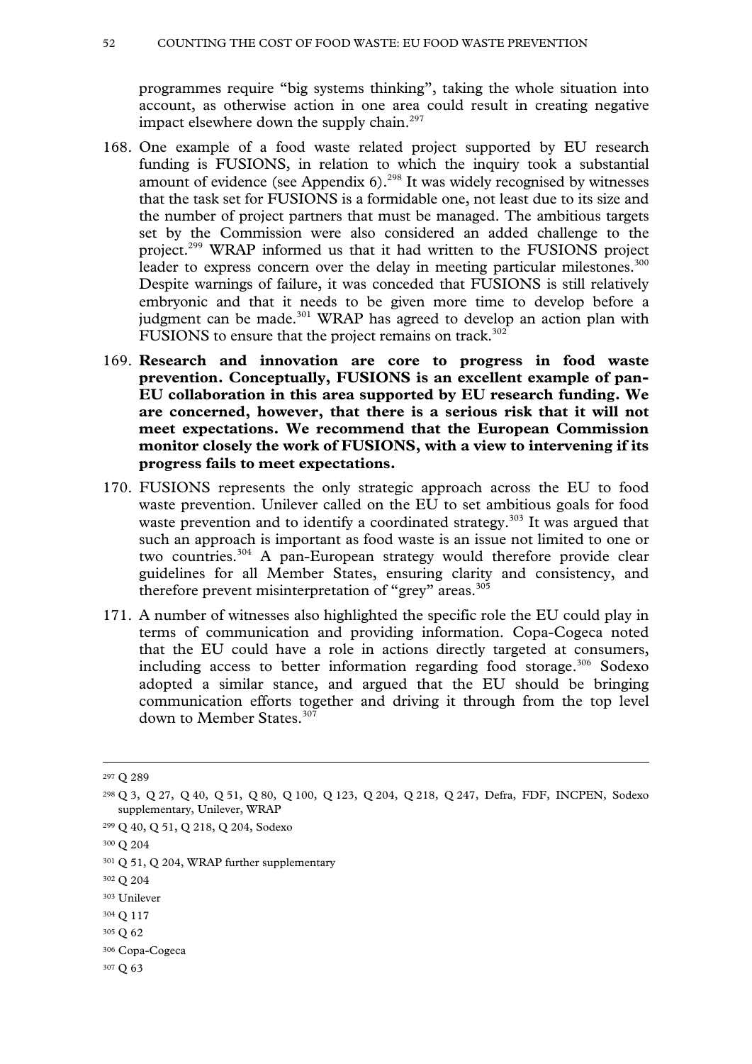programmes require "big systems thinking", taking the whole situation into account, as otherwise action in one area could result in creating negative impact elsewhere down the supply chain.[297]

168. One example of a food waste related project supported by EU research funding is FUSIONS, in relation to which the inquiry took a substantial amount of evidence (see Appendix 6).[298] It was widely recognised by witnesses that the task set for FUSIONS is a formidable one, not least due to its size and the number of project partners that must be managed. The ambitious targets set by the Commission were also considered an added challenge to the project.[299] WRAP informed us that it had written to the FUSIONS project leader to express concern over the delay in meeting particular milestones.[300] Despite warnings of failure, it was conceded that FUSIONS is still relatively embryonic and that it needs to be given more time to develop before a judgment can be made.[301] WRAP has agreed to develop an action plan with FUSIONS to ensure that the project remains on track.[302]

169. **Research and innovation are core to progress in food waste prevention. Conceptually, FUSIONS is an excellent example of pan-EU collaboration in this area supported by EU research funding. We are concerned, however, that there is a serious risk that it will not meet expectations. We recommend that the European Commission monitor closely the work of FUSIONS, with a view to intervening if its progress fails to meet expectations.**

170. FUSIONS represents the only strategic approach across the EU to food waste prevention. Unilever called on the EU to set ambitious goals for food waste prevention and to identify a coordinated strategy.[303] It was argued that such an approach is important as food waste is an issue not limited to one or two countries.[304] A pan-European strategy would therefore provide clear guidelines for all Member States, ensuring clarity and consistency, and therefore prevent misinterpretation of "grey" areas.[305]

171. A number of witnesses also highlighted the specific role the EU could play in terms of communication and providing information. Copa-Cogeca noted that the EU could have a role in actions directly targeted at consumers, including access to better information regarding food storage.[306] Sodexo adopted a similar stance, and argued that the EU should be bringing communication efforts together and driving it through from the top level down to Member States.[307]

---

[297] Q 289

[298] Q 3, Q 27, Q 40, Q 51, Q 80, Q 100, Q 123, Q 204, Q 218, Q 247, Defra, FDF, INCPEN, Sodexo supplementary, Unilever, WRAP

[299] Q 40, Q 51, Q 218, Q 204, Sodexo

[300] Q 204

[301] Q 51, Q 204, WRAP further supplementary

[302] Q 204

[303] Unilever

[304] Q 117

[305] Q 62

[306] Copa-Cogeca

[307] Q 63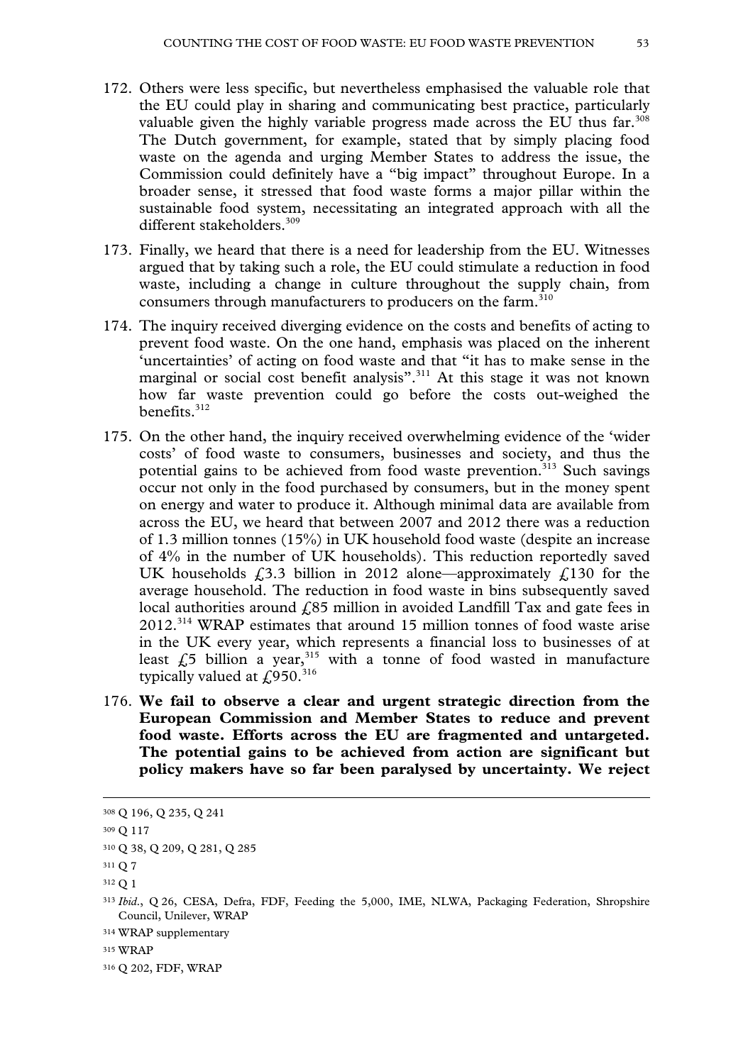172. Others were less specific, but nevertheless emphasised the valuable role that the EU could play in sharing and communicating best practice, particularly valuable given the highly variable progress made across the EU thus far.[308] The Dutch government, for example, stated that by simply placing food waste on the agenda and urging Member States to address the issue, the Commission could definitely have a "big impact" throughout Europe. In a broader sense, it stressed that food waste forms a major pillar within the sustainable food system, necessitating an integrated approach with all the different stakeholders.[309]

173. Finally, we heard that there is a need for leadership from the EU. Witnesses argued that by taking such a role, the EU could stimulate a reduction in food waste, including a change in culture throughout the supply chain, from consumers through manufacturers to producers on the farm.[310]

174. The inquiry received diverging evidence on the costs and benefits of acting to prevent food waste. On the one hand, emphasis was placed on the inherent 'uncertainties' of acting on food waste and that "it has to make sense in the marginal or social cost benefit analysis".[311] At this stage it was not known how far waste prevention could go before the costs out-weighed the benefits.[312]

175. On the other hand, the inquiry received overwhelming evidence of the 'wider costs' of food waste to consumers, businesses and society, and thus the potential gains to be achieved from food waste prevention.[313] Such savings occur not only in the food purchased by consumers, but in the money spent on energy and water to produce it. Although minimal data are available from across the EU, we heard that between 2007 and 2012 there was a reduction of 1.3 million tonnes (15%) in UK household food waste (despite an increase of 4% in the number of UK households). This reduction reportedly saved UK households £3.3 billion in 2012 alone—approximately £130 for the average household. The reduction in food waste in bins subsequently saved local authorities around £85 million in avoided Landfill Tax and gate fees in 2012.[314] WRAP estimates that around 15 million tonnes of food waste arise in the UK every year, which represents a financial loss to businesses of at least £5 billion a year,[315] with a tonne of food wasted in manufacture typically valued at £950.[316]

176. **We fail to observe a clear and urgent strategic direction from the European Commission and Member States to reduce and prevent food waste. Efforts across the EU are fragmented and untargeted. The potential gains to be achieved from action are significant but policy makers have so far been paralysed by uncertainty. We reject**

---

[308] Q 196, Q 235, Q 241

[309] Q 117

[310] Q 38, Q 209, Q 281, Q 285

[311] Q 7

[312] Q 1

[313] *Ibid*., Q 26, CESA, Defra, FDF, Feeding the 5,000, IME, NLWA, Packaging Federation, Shropshire Council, Unilever, WRAP

[314] WRAP supplementary

[315] WRAP

[316] Q 202, FDF, WRAP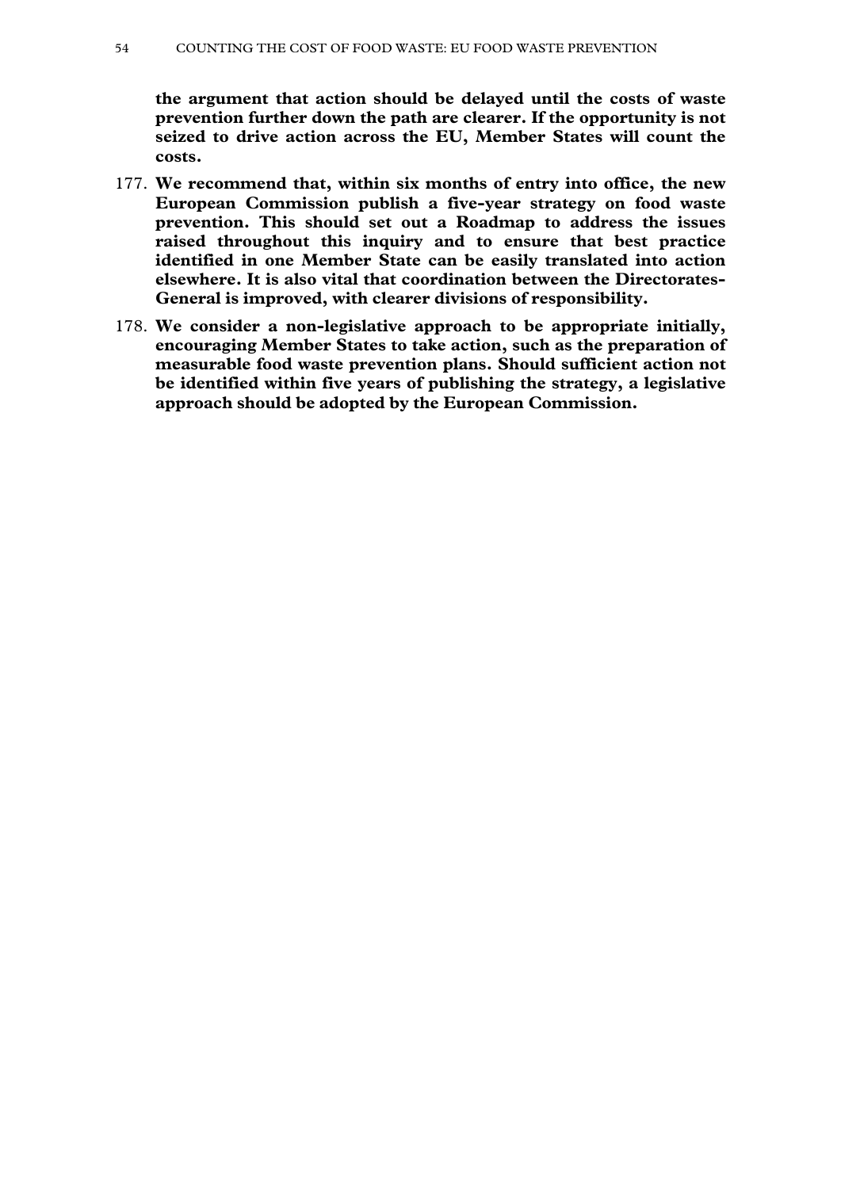**the argument that action should be delayed until the costs of waste prevention further down the path are clearer. If the opportunity is not seized to drive action across the EU, Member States will count the costs.**

177. **We recommend that, within six months of entry into office, the new European Commission publish a five-year strategy on food waste prevention. This should set out a Roadmap to address the issues raised throughout this inquiry and to ensure that best practice identified in one Member State can be easily translated into action elsewhere. It is also vital that coordination between the Directorates-General is improved, with clearer divisions of responsibility.**

178. **We consider a non-legislative approach to be appropriate initially, encouraging Member States to take action, such as the preparation of measurable food waste prevention plans. Should sufficient action not be identified within five years of publishing the strategy, a legislative approach should be adopted by the European Commission.**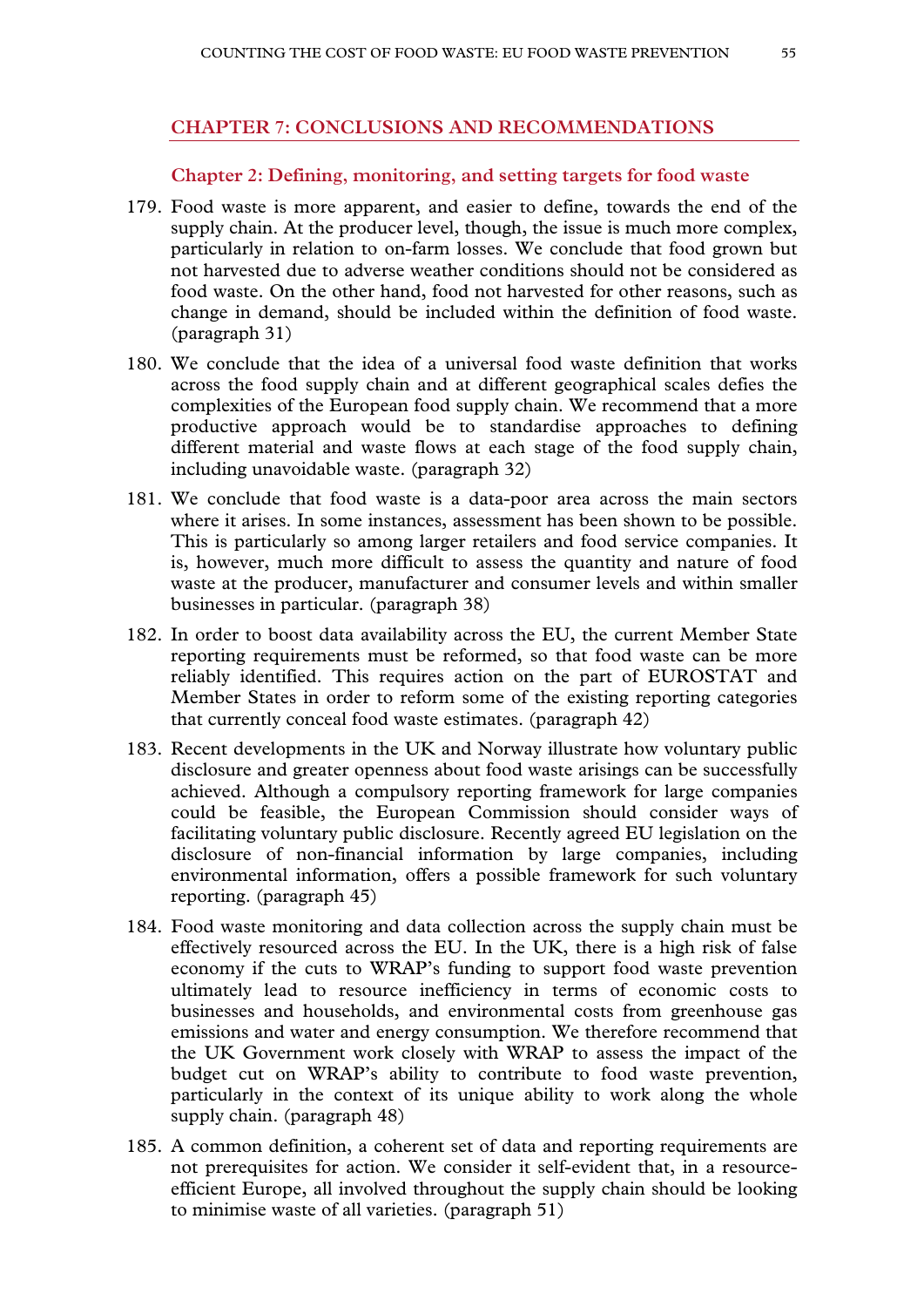## CHAPTER 7: CONCLUSIONS AND RECOMMENDATIONS

### Chapter 2: Defining, monitoring, and setting targets for food waste

179. Food waste is more apparent, and easier to define, towards the end of the supply chain. At the producer level, though, the issue is much more complex, particularly in relation to on-farm losses. We conclude that food grown but not harvested due to adverse weather conditions should not be considered as food waste. On the other hand, food not harvested for other reasons, such as change in demand, should be included within the definition of food waste. (paragraph 31)

180. We conclude that the idea of a universal food waste definition that works across the food supply chain and at different geographical scales defies the complexities of the European food supply chain. We recommend that a more productive approach would be to standardise approaches to defining different material and waste flows at each stage of the food supply chain, including unavoidable waste. (paragraph 32)

181. We conclude that food waste is a data-poor area across the main sectors where it arises. In some instances, assessment has been shown to be possible. This is particularly so among larger retailers and food service companies. It is, however, much more difficult to assess the quantity and nature of food waste at the producer, manufacturer and consumer levels and within smaller businesses in particular. (paragraph 38)

182. In order to boost data availability across the EU, the current Member State reporting requirements must be reformed, so that food waste can be more reliably identified. This requires action on the part of EUROSTAT and Member States in order to reform some of the existing reporting categories that currently conceal food waste estimates. (paragraph 42)

183. Recent developments in the UK and Norway illustrate how voluntary public disclosure and greater openness about food waste arisings can be successfully achieved. Although a compulsory reporting framework for large companies could be feasible, the European Commission should consider ways of facilitating voluntary public disclosure. Recently agreed EU legislation on the disclosure of non-financial information by large companies, including environmental information, offers a possible framework for such voluntary reporting. (paragraph 45)

184. Food waste monitoring and data collection across the supply chain must be effectively resourced across the EU. In the UK, there is a high risk of false economy if the cuts to WRAP's funding to support food waste prevention ultimately lead to resource inefficiency in terms of economic costs to businesses and households, and environmental costs from greenhouse gas emissions and water and energy consumption. We therefore recommend that the UK Government work closely with WRAP to assess the impact of the budget cut on WRAP's ability to contribute to food waste prevention, particularly in the context of its unique ability to work along the whole supply chain. (paragraph 48)

185. A common definition, a coherent set of data and reporting requirements are not prerequisites for action. We consider it self-evident that, in a resource-efficient Europe, all involved throughout the supply chain should be looking to minimise waste of all varieties. (paragraph 51)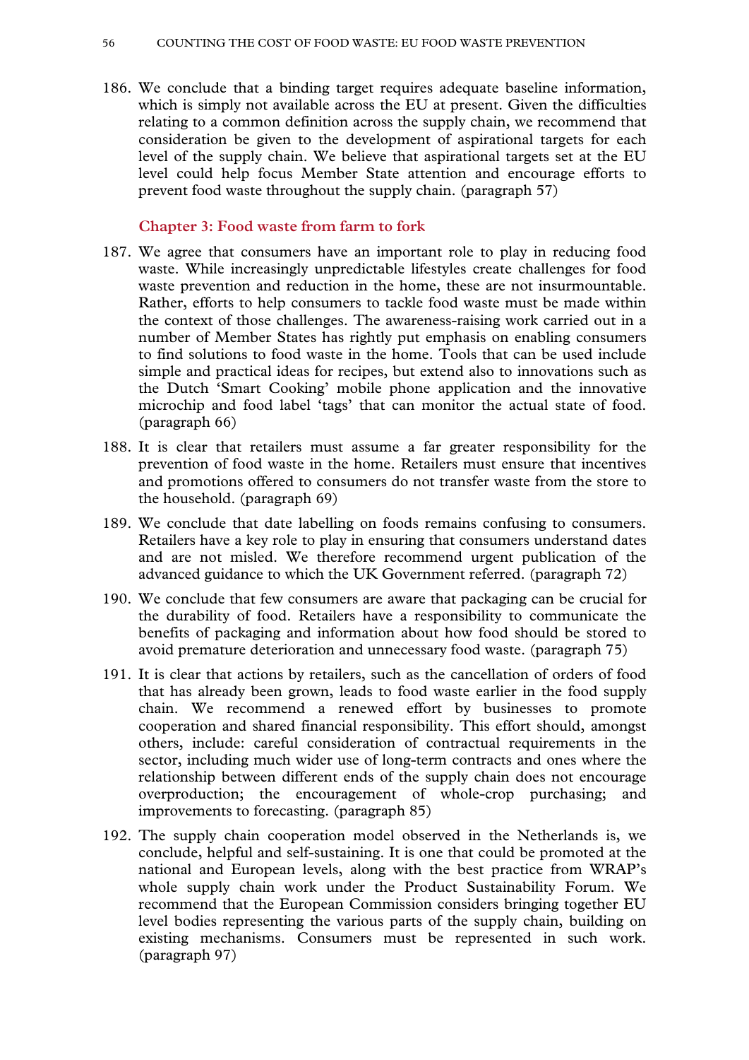186. We conclude that a binding target requires adequate baseline information, which is simply not available across the EU at present. Given the difficulties relating to a common definition across the supply chain, we recommend that consideration be given to the development of aspirational targets for each level of the supply chain. We believe that aspirational targets set at the EU level could help focus Member State attention and encourage efforts to prevent food waste throughout the supply chain. (paragraph 57)

### Chapter 3: Food waste from farm to fork

187. We agree that consumers have an important role to play in reducing food waste. While increasingly unpredictable lifestyles create challenges for food waste prevention and reduction in the home, these are not insurmountable. Rather, efforts to help consumers to tackle food waste must be made within the context of those challenges. The awareness-raising work carried out in a number of Member States has rightly put emphasis on enabling consumers to find solutions to food waste in the home. Tools that can be used include simple and practical ideas for recipes, but extend also to innovations such as the Dutch 'Smart Cooking' mobile phone application and the innovative microchip and food label 'tags' that can monitor the actual state of food. (paragraph 66)

188. It is clear that retailers must assume a far greater responsibility for the prevention of food waste in the home. Retailers must ensure that incentives and promotions offered to consumers do not transfer waste from the store to the household. (paragraph 69)

189. We conclude that date labelling on foods remains confusing to consumers. Retailers have a key role to play in ensuring that consumers understand dates and are not misled. We therefore recommend urgent publication of the advanced guidance to which the UK Government referred. (paragraph 72)

190. We conclude that few consumers are aware that packaging can be crucial for the durability of food. Retailers have a responsibility to communicate the benefits of packaging and information about how food should be stored to avoid premature deterioration and unnecessary food waste. (paragraph 75)

191. It is clear that actions by retailers, such as the cancellation of orders of food that has already been grown, leads to food waste earlier in the food supply chain. We recommend a renewed effort by businesses to promote cooperation and shared financial responsibility. This effort should, amongst others, include: careful consideration of contractual requirements in the sector, including much wider use of long-term contracts and ones where the relationship between different ends of the supply chain does not encourage overproduction; the encouragement of whole-crop purchasing; and improvements to forecasting. (paragraph 85)

192. The supply chain cooperation model observed in the Netherlands is, we conclude, helpful and self-sustaining. It is one that could be promoted at the national and European levels, along with the best practice from WRAP's whole supply chain work under the Product Sustainability Forum. We recommend that the European Commission considers bringing together EU level bodies representing the various parts of the supply chain, building on existing mechanisms. Consumers must be represented in such work. (paragraph 97)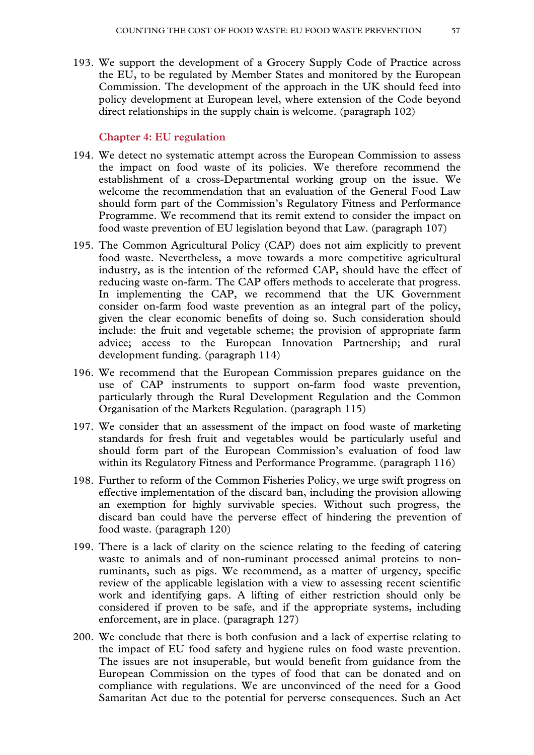193. We support the development of a Grocery Supply Code of Practice across the EU, to be regulated by Member States and monitored by the European Commission. The development of the approach in the UK should feed into policy development at European level, where extension of the Code beyond direct relationships in the supply chain is welcome. (paragraph 102)

### Chapter 4: EU regulation

194. We detect no systematic attempt across the European Commission to assess the impact on food waste of its policies. We therefore recommend the establishment of a cross-Departmental working group on the issue. We welcome the recommendation that an evaluation of the General Food Law should form part of the Commission's Regulatory Fitness and Performance Programme. We recommend that its remit extend to consider the impact on food waste prevention of EU legislation beyond that Law. (paragraph 107)

195. The Common Agricultural Policy (CAP) does not aim explicitly to prevent food waste. Nevertheless, a move towards a more competitive agricultural industry, as is the intention of the reformed CAP, should have the effect of reducing waste on-farm. The CAP offers methods to accelerate that progress. In implementing the CAP, we recommend that the UK Government consider on-farm food waste prevention as an integral part of the policy, given the clear economic benefits of doing so. Such consideration should include: the fruit and vegetable scheme; the provision of appropriate farm advice; access to the European Innovation Partnership; and rural development funding. (paragraph 114)

196. We recommend that the European Commission prepares guidance on the use of CAP instruments to support on-farm food waste prevention, particularly through the Rural Development Regulation and the Common Organisation of the Markets Regulation. (paragraph 115)

197. We consider that an assessment of the impact on food waste of marketing standards for fresh fruit and vegetables would be particularly useful and should form part of the European Commission's evaluation of food law within its Regulatory Fitness and Performance Programme. (paragraph 116)

198. Further to reform of the Common Fisheries Policy, we urge swift progress on effective implementation of the discard ban, including the provision allowing an exemption for highly survivable species. Without such progress, the discard ban could have the perverse effect of hindering the prevention of food waste. (paragraph 120)

199. There is a lack of clarity on the science relating to the feeding of catering waste to animals and of non-ruminant processed animal proteins to non-ruminants, such as pigs. We recommend, as a matter of urgency, specific review of the applicable legislation with a view to assessing recent scientific work and identifying gaps. A lifting of either restriction should only be considered if proven to be safe, and if the appropriate systems, including enforcement, are in place. (paragraph 127)

200. We conclude that there is both confusion and a lack of expertise relating to the impact of EU food safety and hygiene rules on food waste prevention. The issues are not insuperable, but would benefit from guidance from the European Commission on the types of food that can be donated and on compliance with regulations. We are unconvinced of the need for a Good Samaritan Act due to the potential for perverse consequences. Such an Act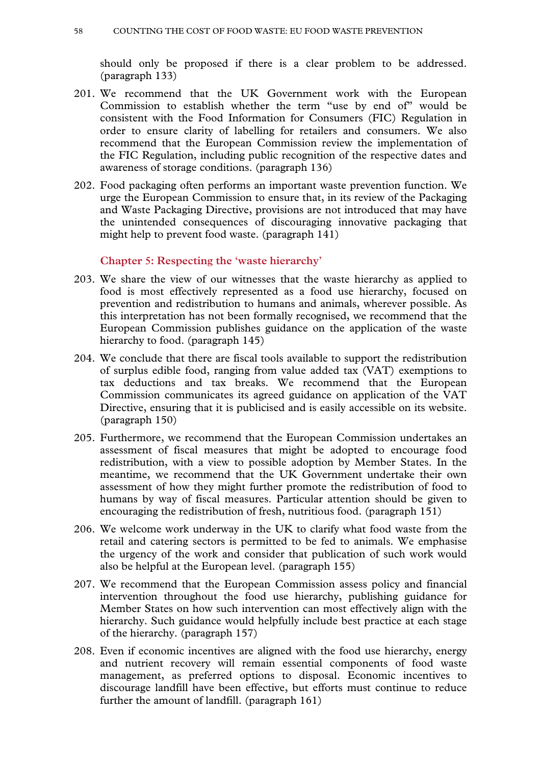should only be proposed if there is a clear problem to be addressed. (paragraph 133)

201. We recommend that the UK Government work with the European Commission to establish whether the term "use by end of" would be consistent with the Food Information for Consumers (FIC) Regulation in order to ensure clarity of labelling for retailers and consumers. We also recommend that the European Commission review the implementation of the FIC Regulation, including public recognition of the respective dates and awareness of storage conditions. (paragraph 136)

202. Food packaging often performs an important waste prevention function. We urge the European Commission to ensure that, in its review of the Packaging and Waste Packaging Directive, provisions are not introduced that may have the unintended consequences of discouraging innovative packaging that might help to prevent food waste. (paragraph 141)

### Chapter 5: Respecting the 'waste hierarchy'

203. We share the view of our witnesses that the waste hierarchy as applied to food is most effectively represented as a food use hierarchy, focused on prevention and redistribution to humans and animals, wherever possible. As this interpretation has not been formally recognised, we recommend that the European Commission publishes guidance on the application of the waste hierarchy to food. (paragraph 145)

204. We conclude that there are fiscal tools available to support the redistribution of surplus edible food, ranging from value added tax (VAT) exemptions to tax deductions and tax breaks. We recommend that the European Commission communicates its agreed guidance on application of the VAT Directive, ensuring that it is publicised and is easily accessible on its website. (paragraph 150)

205. Furthermore, we recommend that the European Commission undertakes an assessment of fiscal measures that might be adopted to encourage food redistribution, with a view to possible adoption by Member States. In the meantime, we recommend that the UK Government undertake their own assessment of how they might further promote the redistribution of food to humans by way of fiscal measures. Particular attention should be given to encouraging the redistribution of fresh, nutritious food. (paragraph 151)

206. We welcome work underway in the UK to clarify what food waste from the retail and catering sectors is permitted to be fed to animals. We emphasise the urgency of the work and consider that publication of such work would also be helpful at the European level. (paragraph 155)

207. We recommend that the European Commission assess policy and financial intervention throughout the food use hierarchy, publishing guidance for Member States on how such intervention can most effectively align with the hierarchy. Such guidance would helpfully include best practice at each stage of the hierarchy. (paragraph 157)

208. Even if economic incentives are aligned with the food use hierarchy, energy and nutrient recovery will remain essential components of food waste management, as preferred options to disposal. Economic incentives to discourage landfill have been effective, but efforts must continue to reduce further the amount of landfill. (paragraph 161)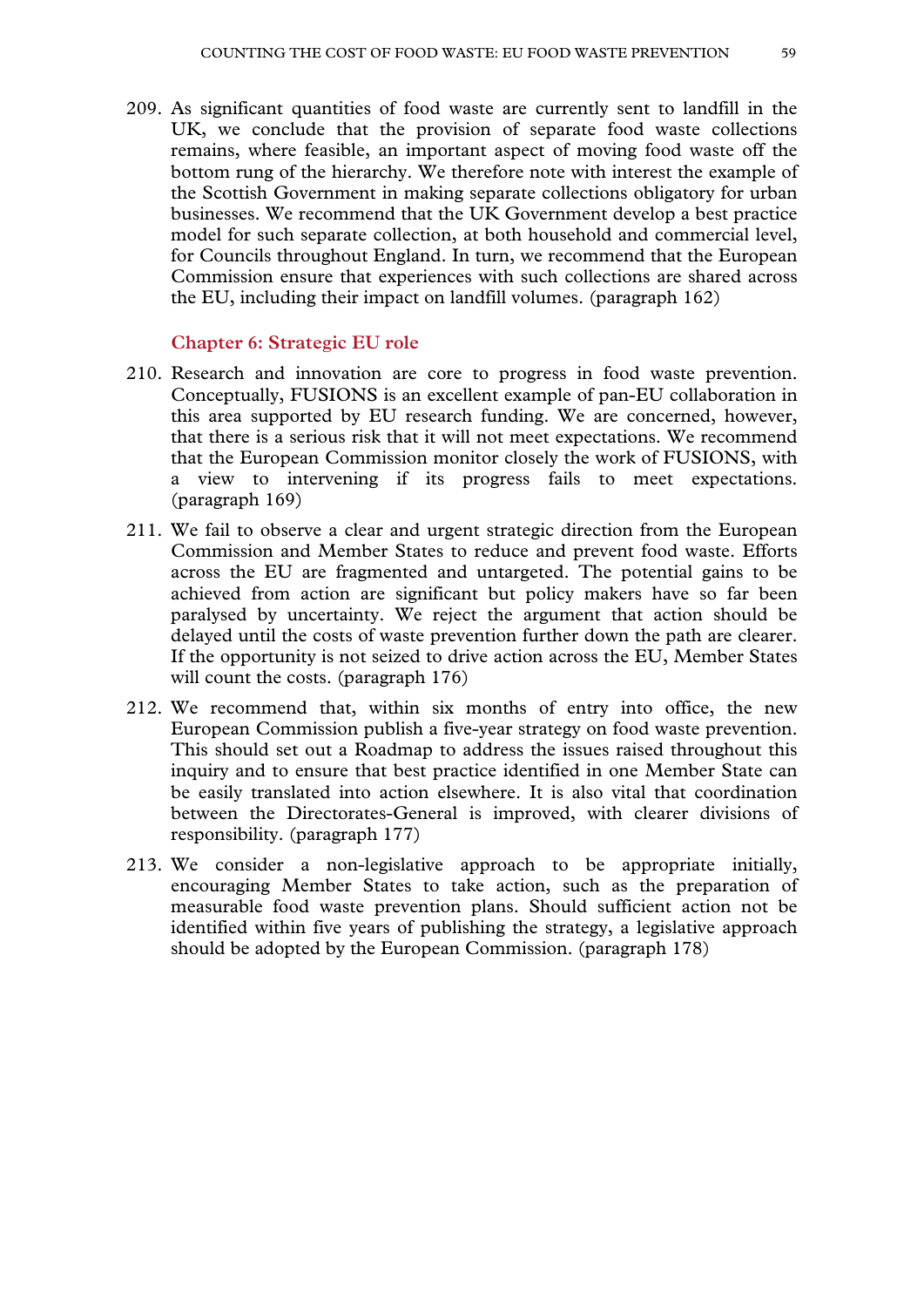209. As significant quantities of food waste are currently sent to landfill in the UK, we conclude that the provision of separate food waste collections remains, where feasible, an important aspect of moving food waste off the bottom rung of the hierarchy. We therefore note with interest the example of the Scottish Government in making separate collections obligatory for urban businesses. We recommend that the UK Government develop a best practice model for such separate collection, at both household and commercial level, for Councils throughout England. In turn, we recommend that the European Commission ensure that experiences with such collections are shared across the EU, including their impact on landfill volumes. (paragraph 162)

### Chapter 6: Strategic EU role

210. Research and innovation are core to progress in food waste prevention. Conceptually, FUSIONS is an excellent example of pan-EU collaboration in this area supported by EU research funding. We are concerned, however, that there is a serious risk that it will not meet expectations. We recommend that the European Commission monitor closely the work of FUSIONS, with a view to intervening if its progress fails to meet expectations. (paragraph 169)

211. We fail to observe a clear and urgent strategic direction from the European Commission and Member States to reduce and prevent food waste. Efforts across the EU are fragmented and untargeted. The potential gains to be achieved from action are significant but policy makers have so far been paralysed by uncertainty. We reject the argument that action should be delayed until the costs of waste prevention further down the path are clearer. If the opportunity is not seized to drive action across the EU, Member States will count the costs. (paragraph 176)

212. We recommend that, within six months of entry into office, the new European Commission publish a five-year strategy on food waste prevention. This should set out a Roadmap to address the issues raised throughout this inquiry and to ensure that best practice identified in one Member State can be easily translated into action elsewhere. It is also vital that coordination between the Directorates-General is improved, with clearer divisions of responsibility. (paragraph 177)

213. We consider a non-legislative approach to be appropriate initially, encouraging Member States to take action, such as the preparation of measurable food waste prevention plans. Should sufficient action not be identified within five years of publishing the strategy, a legislative approach should be adopted by the European Commission. (paragraph 178)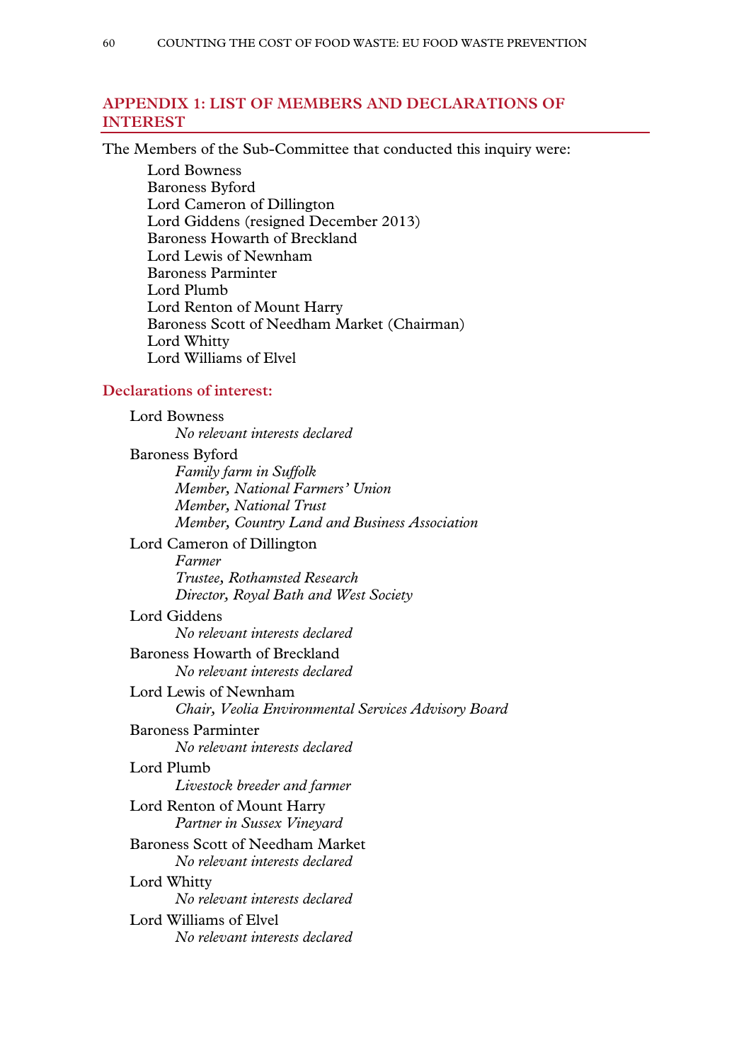## APPENDIX 1: LIST OF MEMBERS AND DECLARATIONS OF INTEREST

The Members of the Sub-Committee that conducted this inquiry were:

Lord Bowness
Baroness Byford
Lord Cameron of Dillington
Lord Giddens (resigned December 2013)
Baroness Howarth of Breckland
Lord Lewis of Newnham
Baroness Parminter
Lord Plumb
Lord Renton of Mount Harry
Baroness Scott of Needham Market (Chairman)
Lord Whitty
Lord Williams of Elvel

### Declarations of interest:

Lord Bowness
*No relevant interests declared*

Baroness Byford
*Family farm in Suffolk*
*Member, National Farmers' Union*
*Member, National Trust*
*Member, Country Land and Business Association*

Lord Cameron of Dillington
*Farmer*
*Trustee, Rothamsted Research*
*Director, Royal Bath and West Society*

Lord Giddens
*No relevant interests declared*

Baroness Howarth of Breckland
*No relevant interests declared*

Lord Lewis of Newnham
*Chair, Veolia Environmental Services Advisory Board*

Baroness Parminter
*No relevant interests declared*

Lord Plumb
*Livestock breeder and farmer*

Lord Renton of Mount Harry
*Partner in Sussex Vineyard*

Baroness Scott of Needham Market
*No relevant interests declared*

Lord Whitty
*No relevant interests declared*

Lord Williams of Elvel
*No relevant interests declared*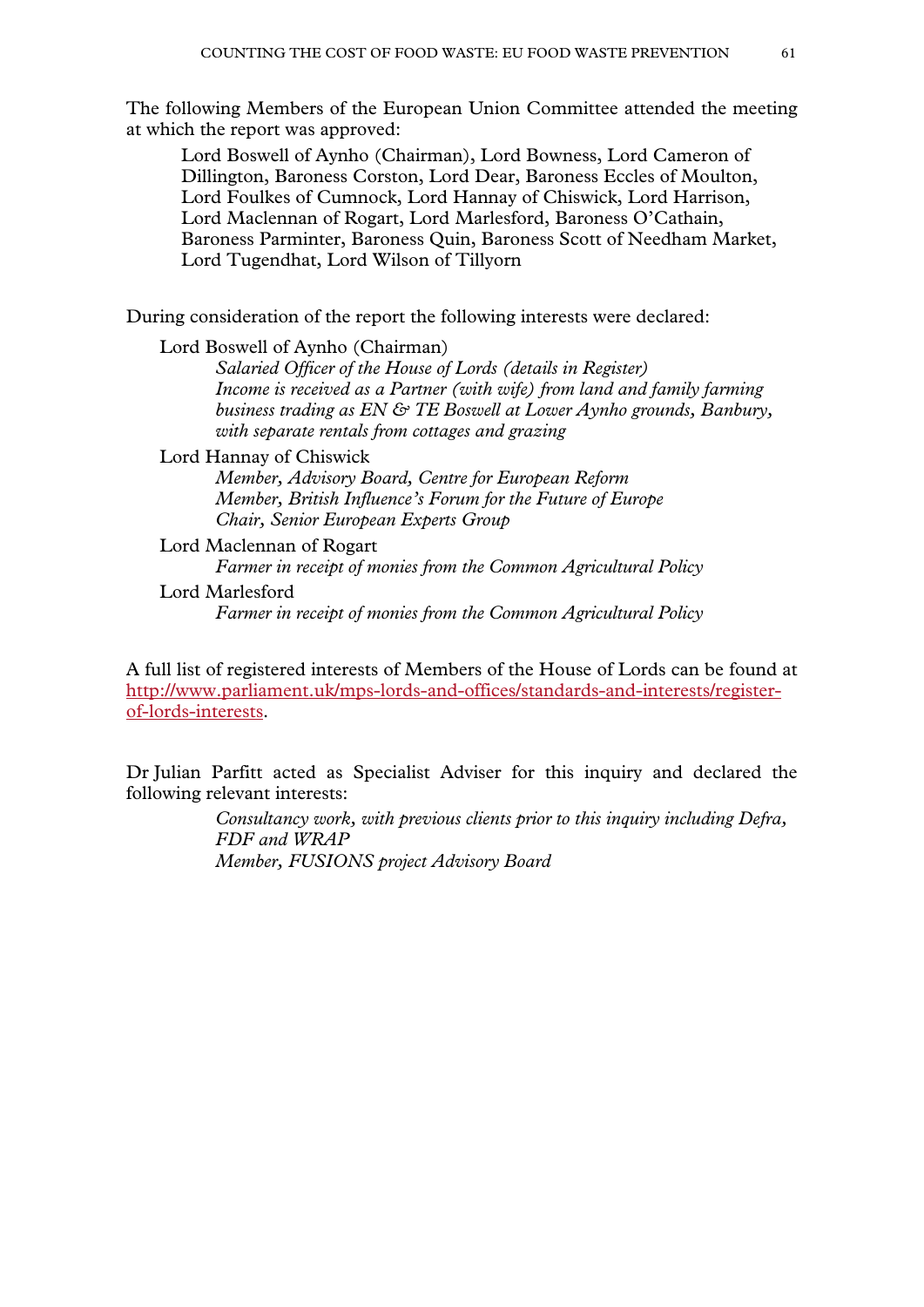The following Members of the European Union Committee attended the meeting at which the report was approved:

> Lord Boswell of Aynho (Chairman), Lord Bowness, Lord Cameron of Dillington, Baroness Corston, Lord Dear, Baroness Eccles of Moulton, Lord Foulkes of Cumnock, Lord Hannay of Chiswick, Lord Harrison, Lord Maclennan of Rogart, Lord Marlesford, Baroness O'Cathain, Baroness Parminter, Baroness Quin, Baroness Scott of Needham Market, Lord Tugendhat, Lord Wilson of Tillyorn

During consideration of the report the following interests were declared:

Lord Boswell of Aynho (Chairman)
*Salaried Officer of the House of Lords (details in Register)*
*Income is received as a Partner (with wife) from land and family farming business trading as EN & TE Boswell at Lower Aynho grounds, Banbury, with separate rentals from cottages and grazing*

Lord Hannay of Chiswick
*Member, Advisory Board, Centre for European Reform*
*Member, British Influence's Forum for the Future of Europe*
*Chair, Senior European Experts Group*

Lord Maclennan of Rogart
*Farmer in receipt of monies from the Common Agricultural Policy*

Lord Marlesford
*Farmer in receipt of monies from the Common Agricultural Policy*

A full list of registered interests of Members of the House of Lords can be found at http://www.parliament.uk/mps-lords-and-offices/standards-and-interests/register-of-lords-interests.

Dr Julian Parfitt acted as Specialist Adviser for this inquiry and declared the following relevant interests:

*Consultancy work, with previous clients prior to this inquiry including Defra, FDF and WRAP*
*Member, FUSIONS project Advisory Board*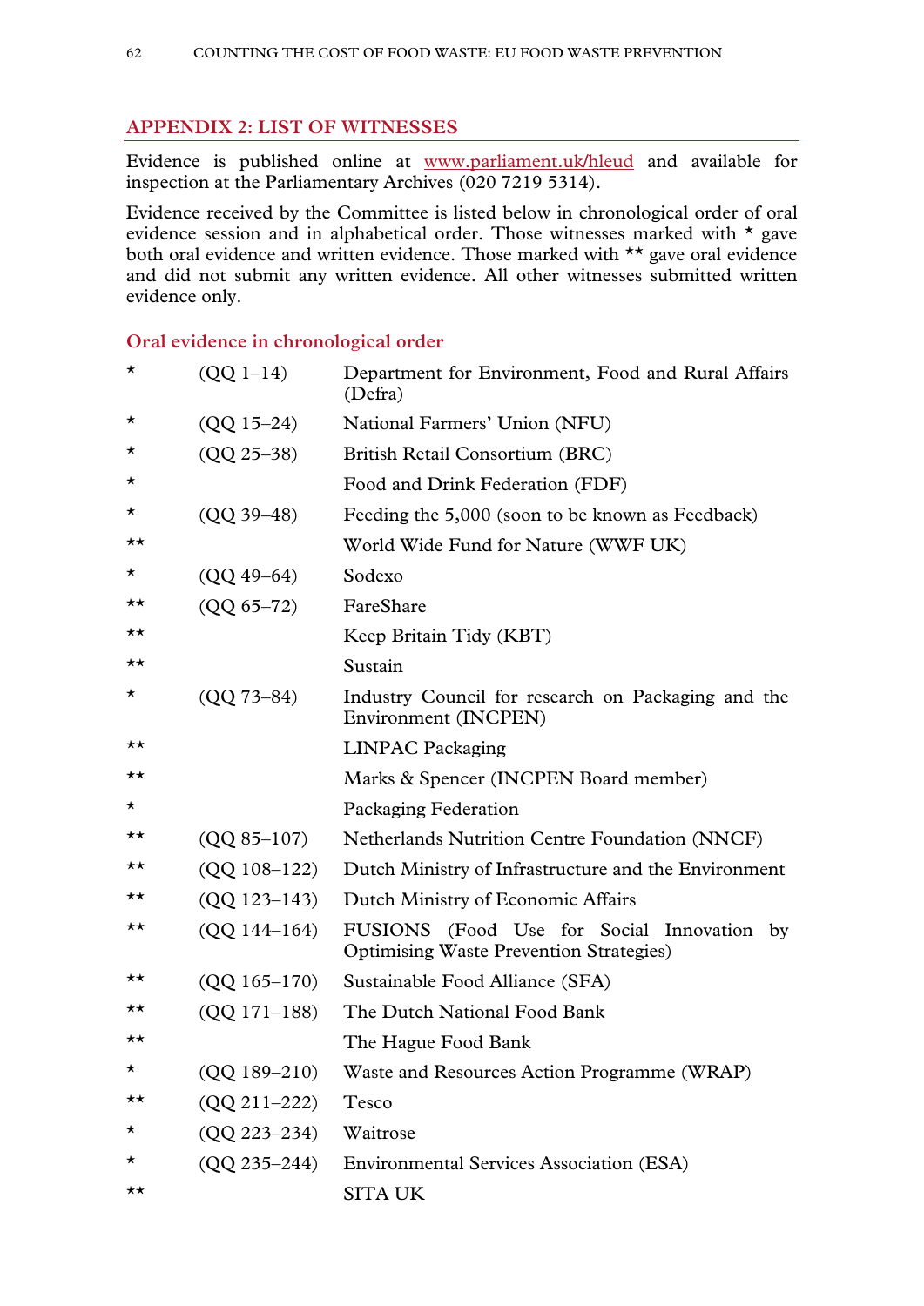## APPENDIX 2: LIST OF WITNESSES

Evidence is published online at www.parliament.uk/hleud and available for inspection at the Parliamentary Archives (020 7219 5314).

Evidence received by the Committee is listed below in chronological order of oral evidence session and in alphabetical order. Those witnesses marked with * gave both oral evidence and written evidence. Those marked with ** gave oral evidence and did not submit any written evidence. All other witnesses submitted written evidence only.

### Oral evidence in chronological order

| | | |
|---|---|---|
| * | (QQ 1–14) | Department for Environment, Food and Rural Affairs (Defra) |
| * | (QQ 15–24) | National Farmers' Union (NFU) |
| * | (QQ 25–38) | British Retail Consortium (BRC) |
| * | | Food and Drink Federation (FDF) |
| * | (QQ 39–48) | Feeding the 5,000 (soon to be known as Feedback) |
| ** | | World Wide Fund for Nature (WWF UK) |
| * | (QQ 49–64) | Sodexo |
| ** | (QQ 65–72) | FareShare |
| ** | | Keep Britain Tidy (KBT) |
| ** | | Sustain |
| * | (QQ 73–84) | Industry Council for research on Packaging and the Environment (INCPEN) |
| ** | | LINPAC Packaging |
| ** | | Marks & Spencer (INCPEN Board member) |
| * | | Packaging Federation |
| ** | (QQ 85–107) | Netherlands Nutrition Centre Foundation (NNCF) |
| ** | (QQ 108–122) | Dutch Ministry of Infrastructure and the Environment |
| ** | (QQ 123–143) | Dutch Ministry of Economic Affairs |
| ** | (QQ 144–164) | FUSIONS (Food Use for Social Innovation by Optimising Waste Prevention Strategies) |
| ** | (QQ 165–170) | Sustainable Food Alliance (SFA) |
| ** | (QQ 171–188) | The Dutch National Food Bank |
| ** | | The Hague Food Bank |
| * | (QQ 189–210) | Waste and Resources Action Programme (WRAP) |
| ** | (QQ 211–222) | Tesco |
| * | (QQ 223–234) | Waitrose |
| * | (QQ 235–244) | Environmental Services Association (ESA) |
| ** | | SITA UK |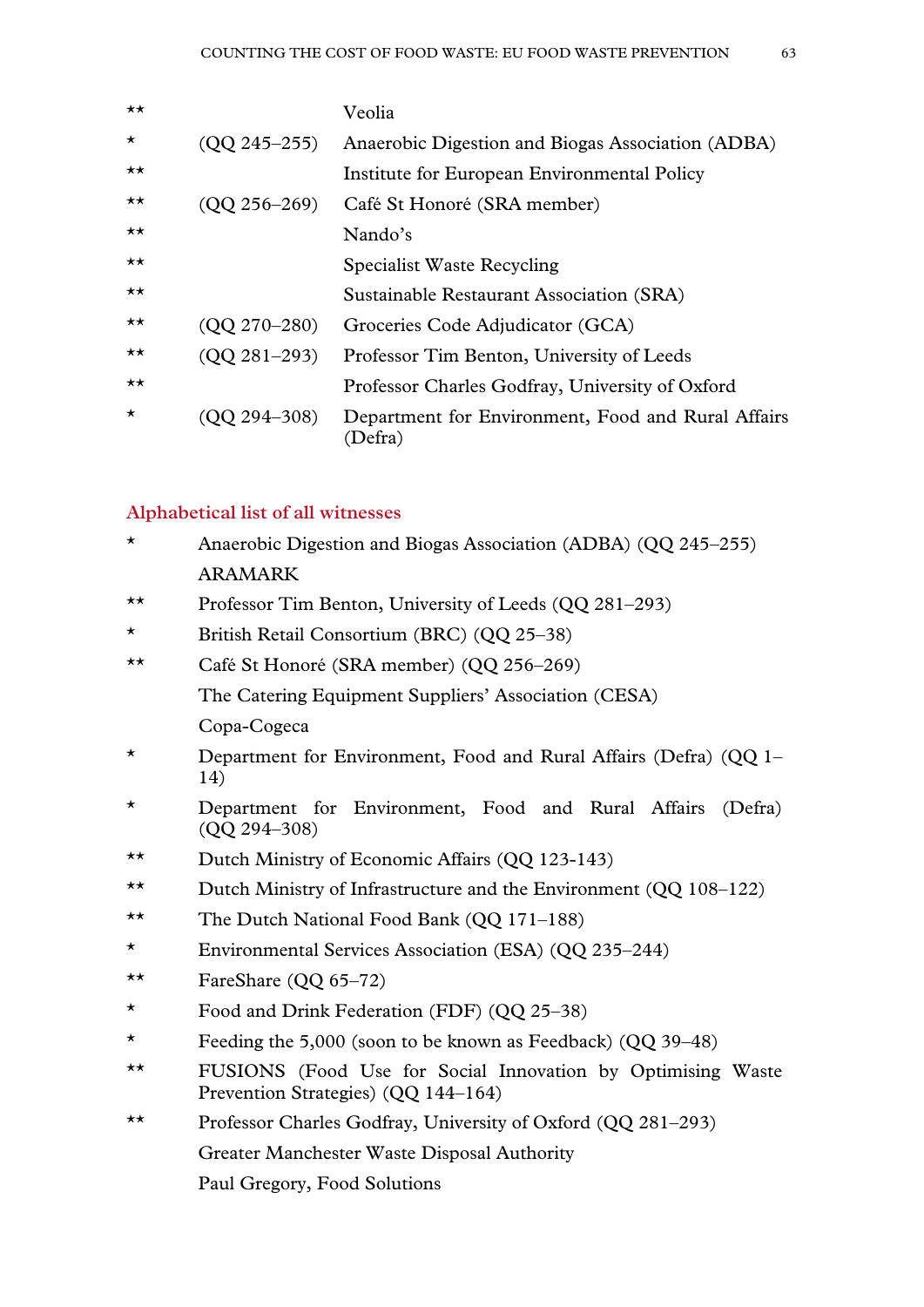| | | |
|---|---|---|
| ** | | Veolia |
| * | (QQ 245–255) | Anaerobic Digestion and Biogas Association (ADBA) |
| ** | | Institute for European Environmental Policy |
| ** | (QQ 256–269) | Café St Honoré (SRA member) |
| ** | | Nando's |
| ** | | Specialist Waste Recycling |
| ** | | Sustainable Restaurant Association (SRA) |
| ** | (QQ 270–280) | Groceries Code Adjudicator (GCA) |
| ** | (QQ 281–293) | Professor Tim Benton, University of Leeds |
| ** | | Professor Charles Godfray, University of Oxford |
| * | (QQ 294–308) | Department for Environment, Food and Rural Affairs (Defra) |

## Alphabetical list of all witnesses

| | |
|---|---|
| * | Anaerobic Digestion and Biogas Association (ADBA) (QQ 245–255) |
| | ARAMARK |
| ** | Professor Tim Benton, University of Leeds (QQ 281–293) |
| * | British Retail Consortium (BRC) (QQ 25–38) |
| ** | Café St Honoré (SRA member) (QQ 256–269) |
| | The Catering Equipment Suppliers' Association (CESA) |
| | Copa-Cogeca |
| * | Department for Environment, Food and Rural Affairs (Defra) (QQ 1–14) |
| * | Department for Environment, Food and Rural Affairs (Defra) (QQ 294–308) |
| ** | Dutch Ministry of Economic Affairs (QQ 123-143) |
| ** | Dutch Ministry of Infrastructure and the Environment (QQ 108–122) |
| ** | The Dutch National Food Bank (QQ 171–188) |
| * | Environmental Services Association (ESA) (QQ 235–244) |
| ** | FareShare (QQ 65–72) |
| * | Food and Drink Federation (FDF) (QQ 25–38) |
| * | Feeding the 5,000 (soon to be known as Feedback) (QQ 39–48) |
| ** | FUSIONS (Food Use for Social Innovation by Optimising Waste Prevention Strategies) (QQ 144–164) |
| ** | Professor Charles Godfray, University of Oxford (QQ 281–293) |
| | Greater Manchester Waste Disposal Authority |
| | Paul Gregory, Food Solutions |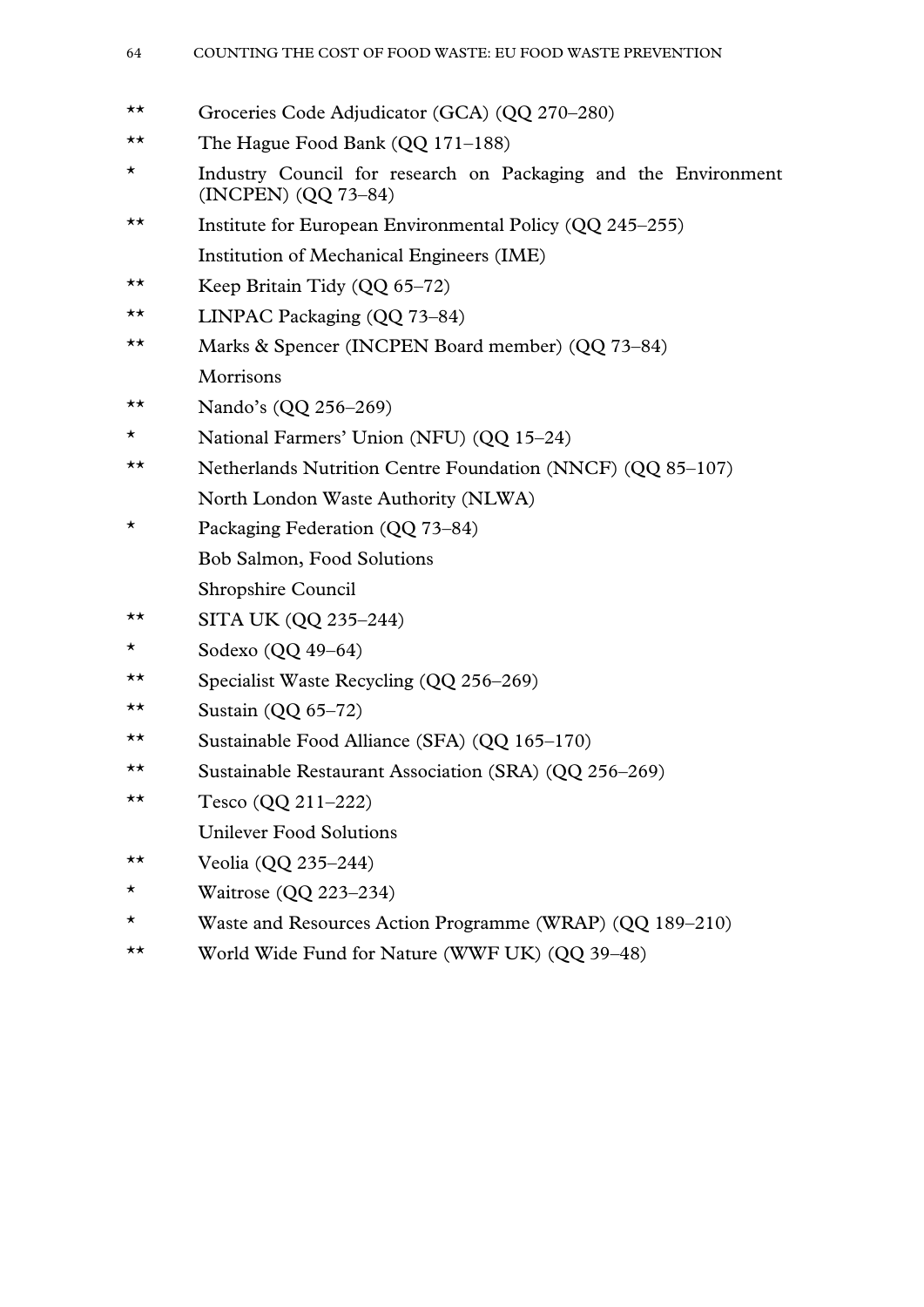** Groceries Code Adjudicator (GCA) (QQ 270–280)

** The Hague Food Bank (QQ 171–188)

* Industry Council for research on Packaging and the Environment (INCPEN) (QQ 73–84)

** Institute for European Environmental Policy (QQ 245–255)

Institution of Mechanical Engineers (IME)

** Keep Britain Tidy (QQ 65–72)

** LINPAC Packaging (QQ 73–84)

** Marks & Spencer (INCPEN Board member) (QQ 73–84)

Morrisons

** Nando's (QQ 256–269)

* National Farmers' Union (NFU) (QQ 15–24)

** Netherlands Nutrition Centre Foundation (NNCF) (QQ 85–107)

North London Waste Authority (NLWA)

* Packaging Federation (QQ 73–84)

Bob Salmon, Food Solutions

Shropshire Council

** SITA UK (QQ 235–244)

* Sodexo (QQ 49–64)

** Specialist Waste Recycling (QQ 256–269)

** Sustain (QQ 65–72)

** Sustainable Food Alliance (SFA) (QQ 165–170)

** Sustainable Restaurant Association (SRA) (QQ 256–269)

** Tesco (QQ 211–222)

Unilever Food Solutions

** Veolia (QQ 235–244)

* Waitrose (QQ 223–234)

* Waste and Resources Action Programme (WRAP) (QQ 189–210)

** World Wide Fund for Nature (WWF UK) (QQ 39–48)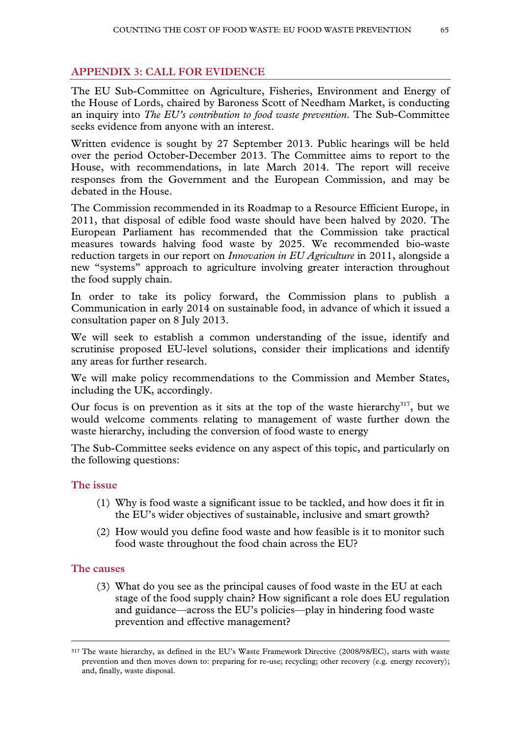## APPENDIX 3: CALL FOR EVIDENCE

The EU Sub-Committee on Agriculture, Fisheries, Environment and Energy of the House of Lords, chaired by Baroness Scott of Needham Market, is conducting an inquiry into *The EU's contribution to food waste prevention*. The Sub-Committee seeks evidence from anyone with an interest.

Written evidence is sought by 27 September 2013. Public hearings will be held over the period October-December 2013. The Committee aims to report to the House, with recommendations, in late March 2014. The report will receive responses from the Government and the European Commission, and may be debated in the House.

The Commission recommended in its Roadmap to a Resource Efficient Europe, in 2011, that disposal of edible food waste should have been halved by 2020. The European Parliament has recommended that the Commission take practical measures towards halving food waste by 2025. We recommended bio-waste reduction targets in our report on *Innovation in EU Agriculture* in 2011, alongside a new "systems" approach to agriculture involving greater interaction throughout the food supply chain.

In order to take its policy forward, the Commission plans to publish a Communication in early 2014 on sustainable food, in advance of which it issued a consultation paper on 8 July 2013.

We will seek to establish a common understanding of the issue, identify and scrutinise proposed EU-level solutions, consider their implications and identify any areas for further research.

We will make policy recommendations to the Commission and Member States, including the UK, accordingly.

Our focus is on prevention as it sits at the top of the waste hierarchy[317], but we would welcome comments relating to management of waste further down the waste hierarchy, including the conversion of food waste to energy

The Sub-Committee seeks evidence on any aspect of this topic, and particularly on the following questions:

### The issue

(1) Why is food waste a significant issue to be tackled, and how does it fit in the EU's wider objectives of sustainable, inclusive and smart growth?

(2) How would you define food waste and how feasible is it to monitor such food waste throughout the food chain across the EU?

### The causes

(3) What do you see as the principal causes of food waste in the EU at each stage of the food supply chain? How significant a role does EU regulation and guidance—across the EU's policies—play in hindering food waste prevention and effective management?

---

[317] The waste hierarchy, as defined in the EU's Waste Framework Directive (2008/98/EC), starts with waste prevention and then moves down to: preparing for re-use; recycling; other recovery (e.g. energy recovery); and, finally, waste disposal.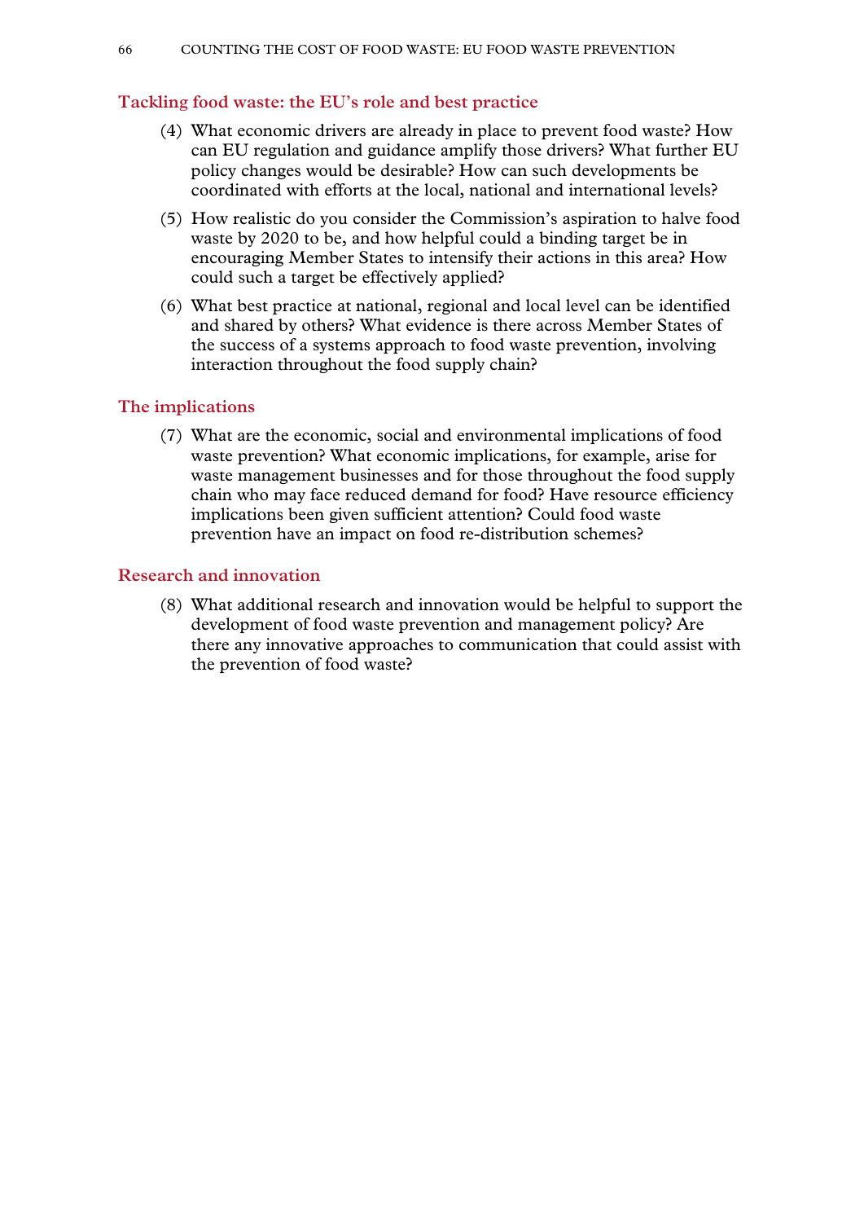### Tackling food waste: the EU's role and best practice

(4) What economic drivers are already in place to prevent food waste? How can EU regulation and guidance amplify those drivers? What further EU policy changes would be desirable? How can such developments be coordinated with efforts at the local, national and international levels?

(5) How realistic do you consider the Commission's aspiration to halve food waste by 2020 to be, and how helpful could a binding target be in encouraging Member States to intensify their actions in this area? How could such a target be effectively applied?

(6) What best practice at national, regional and local level can be identified and shared by others? What evidence is there across Member States of the success of a systems approach to food waste prevention, involving interaction throughout the food supply chain?

### The implications

(7) What are the economic, social and environmental implications of food waste prevention? What economic implications, for example, arise for waste management businesses and for those throughout the food supply chain who may face reduced demand for food? Have resource efficiency implications been given sufficient attention? Could food waste prevention have an impact on food re-distribution schemes?

### Research and innovation

(8) What additional research and innovation would be helpful to support the development of food waste prevention and management policy? Are there any innovative approaches to communication that could assist with the prevention of food waste?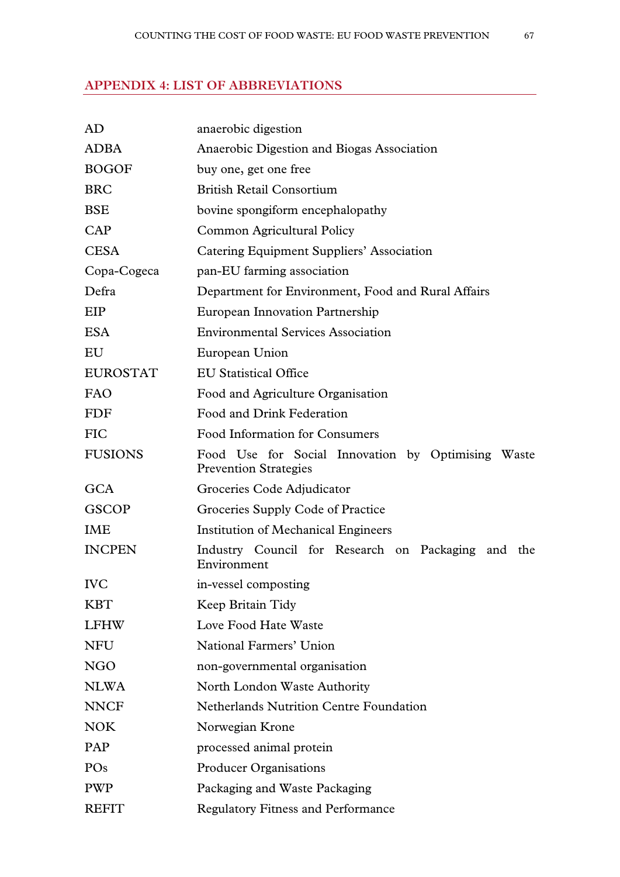## APPENDIX 4: LIST OF ABBREVIATIONS

| | |
|---|---|
| AD | anaerobic digestion |
| ADBA | Anaerobic Digestion and Biogas Association |
| BOGOF | buy one, get one free |
| BRC | British Retail Consortium |
| BSE | bovine spongiform encephalopathy |
| CAP | Common Agricultural Policy |
| CESA | Catering Equipment Suppliers' Association |
| Copa-Cogeca | pan-EU farming association |
| Defra | Department for Environment, Food and Rural Affairs |
| EIP | European Innovation Partnership |
| ESA | Environmental Services Association |
| EU | European Union |
| EUROSTAT | EU Statistical Office |
| FAO | Food and Agriculture Organisation |
| FDF | Food and Drink Federation |
| FIC | Food Information for Consumers |
| FUSIONS | Food Use for Social Innovation by Optimising Waste Prevention Strategies |
| GCA | Groceries Code Adjudicator |
| GSCOP | Groceries Supply Code of Practice |
| IME | Institution of Mechanical Engineers |
| INCPEN | Industry Council for Research on Packaging and the Environment |
| IVC | in-vessel composting |
| KBT | Keep Britain Tidy |
| LFHW | Love Food Hate Waste |
| NFU | National Farmers' Union |
| NGO | non-governmental organisation |
| NLWA | North London Waste Authority |
| NNCF | Netherlands Nutrition Centre Foundation |
| NOK | Norwegian Krone |
| PAP | processed animal protein |
| POs | Producer Organisations |
| PWP | Packaging and Waste Packaging |
| REFIT | Regulatory Fitness and Performance |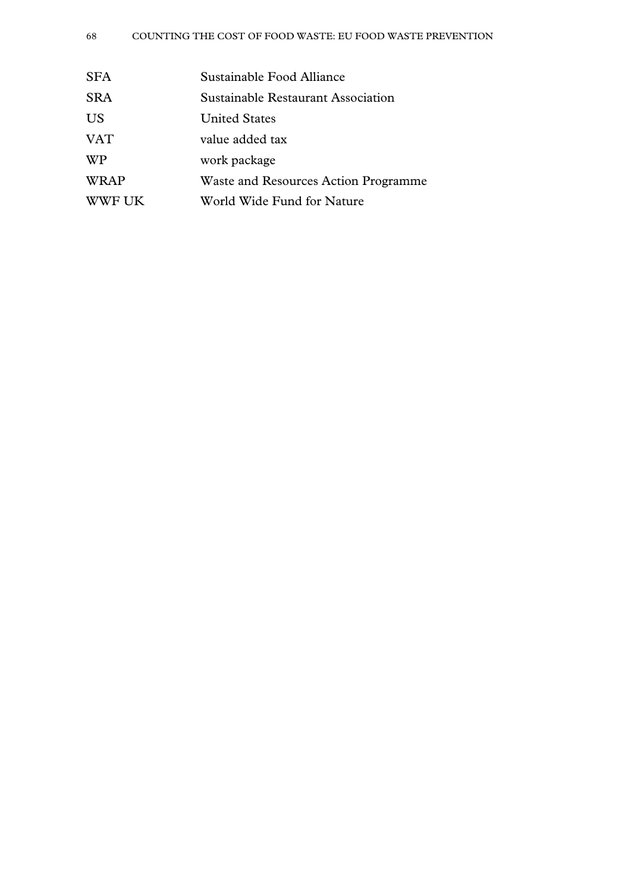| | |
|---|---|
| SFA | Sustainable Food Alliance |
| SRA | Sustainable Restaurant Association |
| US | United States |
| VAT | value added tax |
| WP | work package |
| WRAP | Waste and Resources Action Programme |
| WWF UK | World Wide Fund for Nature |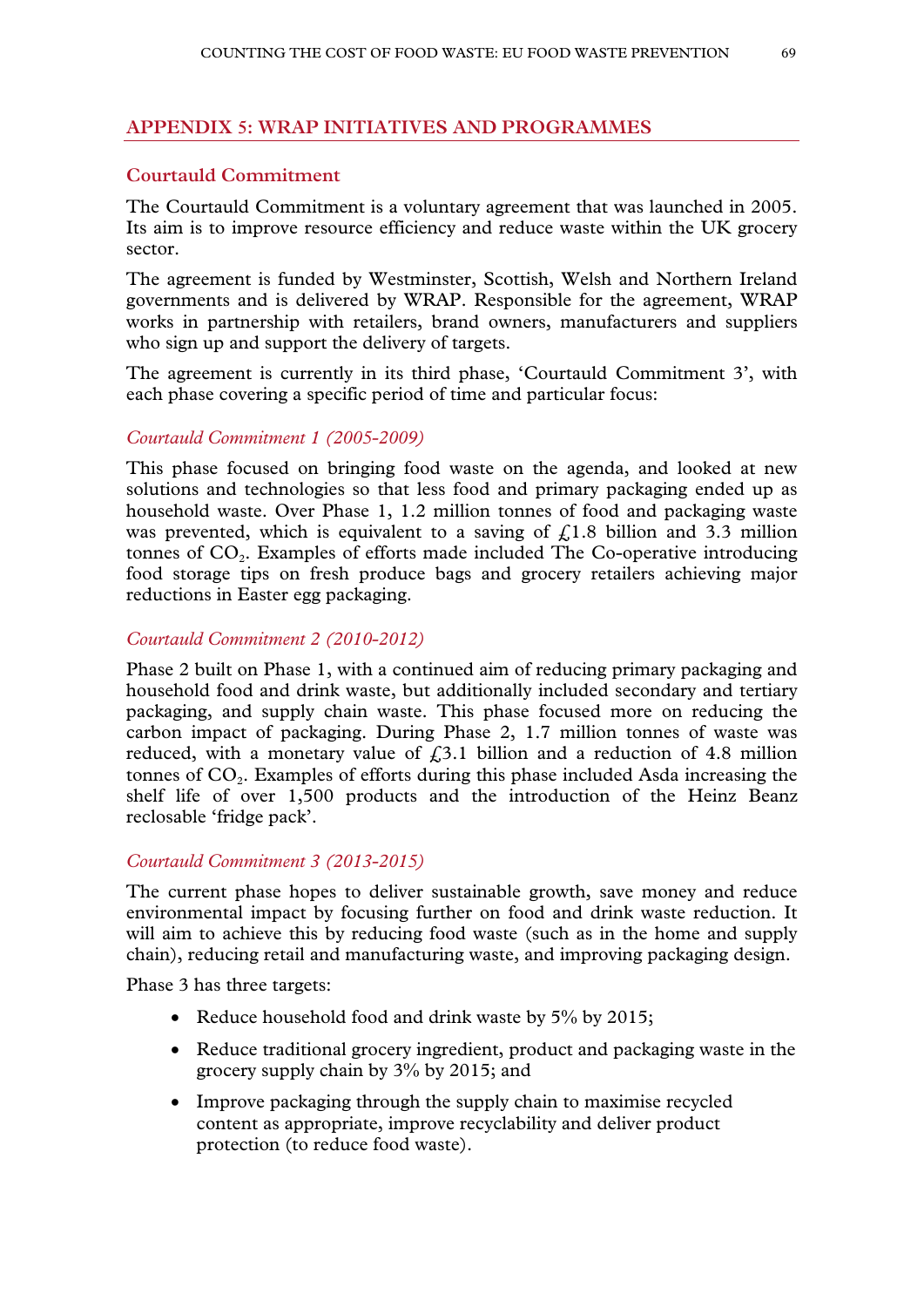## APPENDIX 5: WRAP INITIATIVES AND PROGRAMMES

### Courtauld Commitment

The Courtauld Commitment is a voluntary agreement that was launched in 2005. Its aim is to improve resource efficiency and reduce waste within the UK grocery sector.

The agreement is funded by Westminster, Scottish, Welsh and Northern Ireland governments and is delivered by WRAP. Responsible for the agreement, WRAP works in partnership with retailers, brand owners, manufacturers and suppliers who sign up and support the delivery of targets.

The agreement is currently in its third phase, 'Courtauld Commitment 3', with each phase covering a specific period of time and particular focus:

#### *Courtauld Commitment 1 (2005-2009)*

This phase focused on bringing food waste on the agenda, and looked at new solutions and technologies so that less food and primary packaging ended up as household waste. Over Phase 1, 1.2 million tonnes of food and packaging waste was prevented, which is equivalent to a saving of £1.8 billion and 3.3 million tonnes of $CO_2$. Examples of efforts made included The Co-operative introducing food storage tips on fresh produce bags and grocery retailers achieving major reductions in Easter egg packaging.

#### *Courtauld Commitment 2 (2010-2012)*

Phase 2 built on Phase 1, with a continued aim of reducing primary packaging and household food and drink waste, but additionally included secondary and tertiary packaging, and supply chain waste. This phase focused more on reducing the carbon impact of packaging. During Phase 2, 1.7 million tonnes of waste was reduced, with a monetary value of £3.1 billion and a reduction of 4.8 million tonnes of $CO_2$. Examples of efforts during this phase included Asda increasing the shelf life of over 1,500 products and the introduction of the Heinz Beanz reclosable 'fridge pack'.

#### *Courtauld Commitment 3 (2013-2015)*

The current phase hopes to deliver sustainable growth, save money and reduce environmental impact by focusing further on food and drink waste reduction. It will aim to achieve this by reducing food waste (such as in the home and supply chain), reducing retail and manufacturing waste, and improving packaging design.

Phase 3 has three targets:

- Reduce household food and drink waste by 5% by 2015;
- Reduce traditional grocery ingredient, product and packaging waste in the grocery supply chain by 3% by 2015; and
- Improve packaging through the supply chain to maximise recycled content as appropriate, improve recyclability and deliver product protection (to reduce food waste).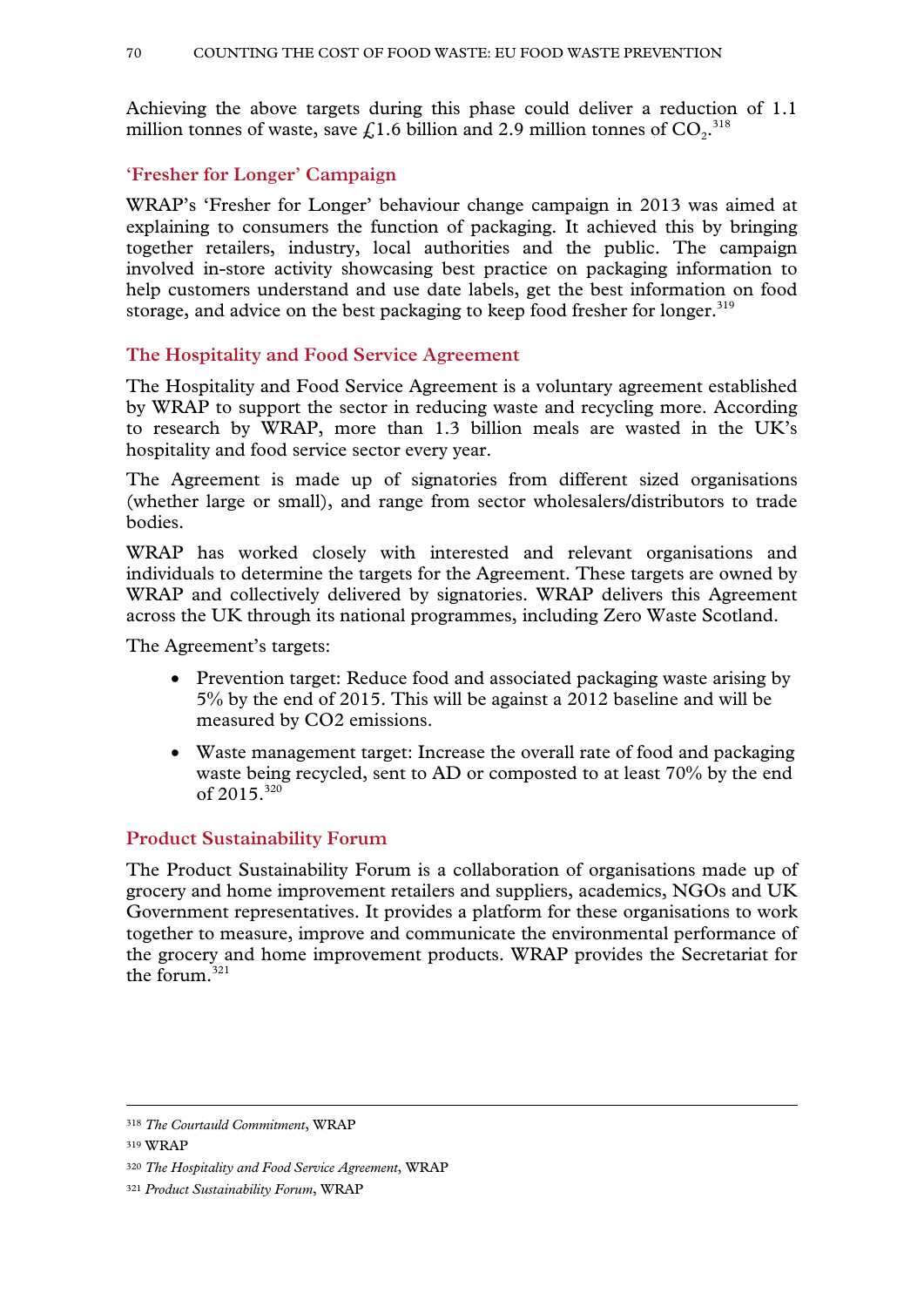Achieving the above targets during this phase could deliver a reduction of 1.1 million tonnes of waste, save £1.6 billion and 2.9 million tonnes of $CO_2$.[318]

### 'Fresher for Longer' Campaign

WRAP's 'Fresher for Longer' behaviour change campaign in 2013 was aimed at explaining to consumers the function of packaging. It achieved this by bringing together retailers, industry, local authorities and the public. The campaign involved in-store activity showcasing best practice on packaging information to help customers understand and use date labels, get the best information on food storage, and advice on the best packaging to keep food fresher for longer.[319]

### The Hospitality and Food Service Agreement

The Hospitality and Food Service Agreement is a voluntary agreement established by WRAP to support the sector in reducing waste and recycling more. According to research by WRAP, more than 1.3 billion meals are wasted in the UK's hospitality and food service sector every year.

The Agreement is made up of signatories from different sized organisations (whether large or small), and range from sector wholesalers/distributors to trade bodies.

WRAP has worked closely with interested and relevant organisations and individuals to determine the targets for the Agreement. These targets are owned by WRAP and collectively delivered by signatories. WRAP delivers this Agreement across the UK through its national programmes, including Zero Waste Scotland.

The Agreement's targets:

- Prevention target: Reduce food and associated packaging waste arising by 5% by the end of 2015. This will be against a 2012 baseline and will be measured by CO2 emissions.
- Waste management target: Increase the overall rate of food and packaging waste being recycled, sent to AD or composted to at least 70% by the end of 2015.[320]

### Product Sustainability Forum

The Product Sustainability Forum is a collaboration of organisations made up of grocery and home improvement retailers and suppliers, academics, NGOs and UK Government representatives. It provides a platform for these organisations to work together to measure, improve and communicate the environmental performance of the grocery and home improvement products. WRAP provides the Secretariat for the forum.[321]

---

[318] *The Courtauld Commitment*, WRAP

[319] WRAP

[320] *The Hospitality and Food Service Agreement*, WRAP

[321] *Product Sustainability Forum*, WRAP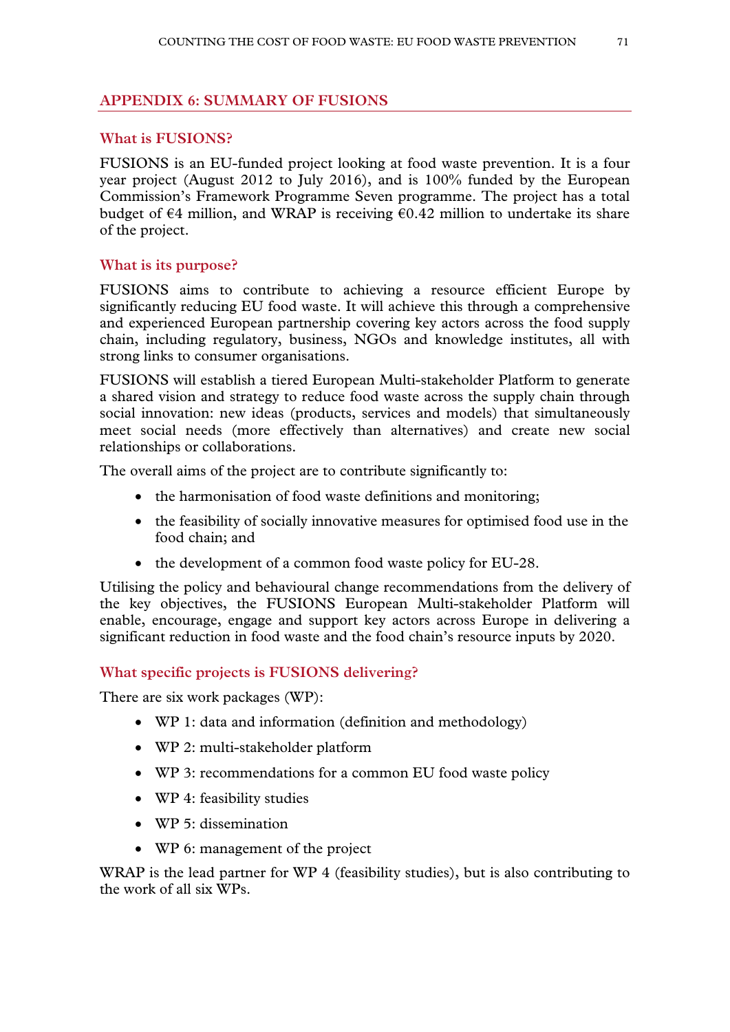## APPENDIX 6: SUMMARY OF FUSIONS

### What is FUSIONS?

FUSIONS is an EU-funded project looking at food waste prevention. It is a four year project (August 2012 to July 2016), and is 100% funded by the European Commission's Framework Programme Seven programme. The project has a total budget of €4 million, and WRAP is receiving €0.42 million to undertake its share of the project.

### What is its purpose?

FUSIONS aims to contribute to achieving a resource efficient Europe by significantly reducing EU food waste. It will achieve this through a comprehensive and experienced European partnership covering key actors across the food supply chain, including regulatory, business, NGOs and knowledge institutes, all with strong links to consumer organisations.

FUSIONS will establish a tiered European Multi-stakeholder Platform to generate a shared vision and strategy to reduce food waste across the supply chain through social innovation: new ideas (products, services and models) that simultaneously meet social needs (more effectively than alternatives) and create new social relationships or collaborations.

The overall aims of the project are to contribute significantly to:

- the harmonisation of food waste definitions and monitoring;
- the feasibility of socially innovative measures for optimised food use in the food chain; and
- the development of a common food waste policy for EU-28.

Utilising the policy and behavioural change recommendations from the delivery of the key objectives, the FUSIONS European Multi-stakeholder Platform will enable, encourage, engage and support key actors across Europe in delivering a significant reduction in food waste and the food chain's resource inputs by 2020.

### What specific projects is FUSIONS delivering?

There are six work packages (WP):

- WP 1: data and information (definition and methodology)
- WP 2: multi-stakeholder platform
- WP 3: recommendations for a common EU food waste policy
- WP 4: feasibility studies
- WP 5: dissemination
- WP 6: management of the project

WRAP is the lead partner for WP 4 (feasibility studies), but is also contributing to the work of all six WPs.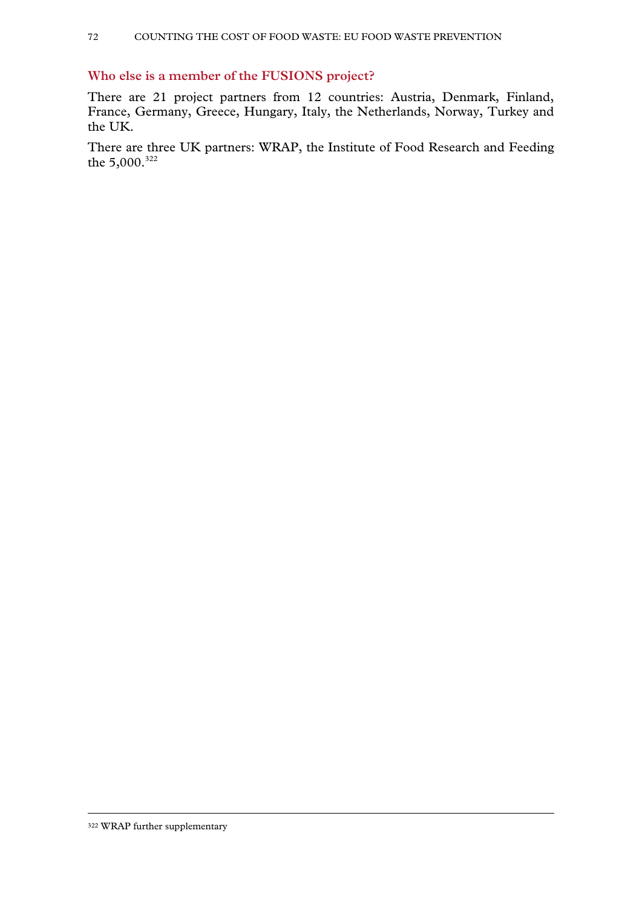### Who else is a member of the FUSIONS project?

There are 21 project partners from 12 countries: Austria, Denmark, Finland, France, Germany, Greece, Hungary, Italy, the Netherlands, Norway, Turkey and the UK.

There are three UK partners: WRAP, the Institute of Food Research and Feeding the 5,000.[322]

---

[322] WRAP further supplementary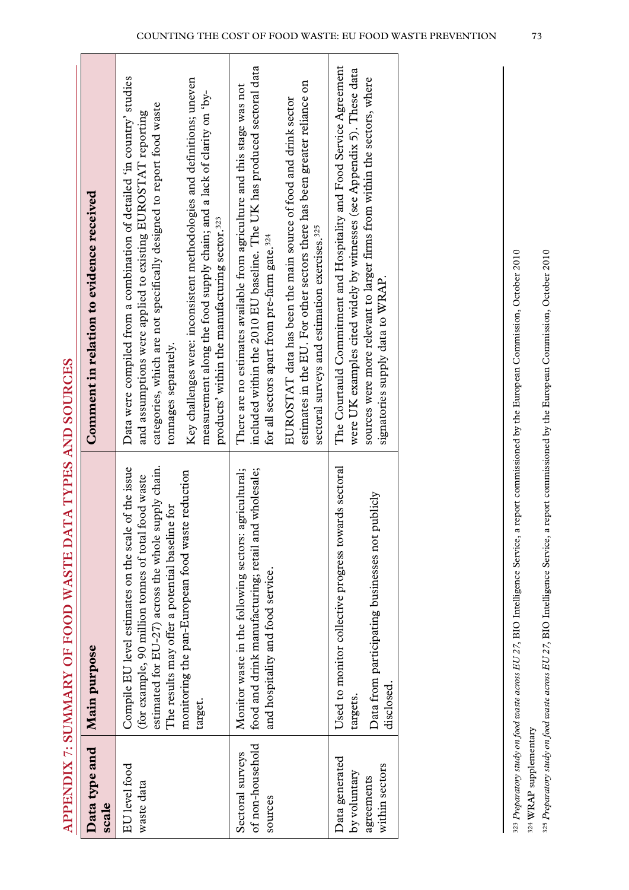# APPENDIX 7: SUMMARY OF FOOD WASTE DATA TYPES AND SOURCES

| Data type and scale | Main purpose | Comment in relation to evidence received |
| --- | --- | --- |
| EU level food waste data | Compile EU level estimates on the scale of the issue (for example, 90 million tonnes of total food waste estimated for EU-27) across the whole supply chain. The results may offer a potential baseline for monitoring the pan-European food waste reduction target. | Data were compiled from a combination of detailed 'in country' studies and assumptions were applied to existing EUROSTAT reporting categories, which are not specifically designed to report food waste tonnages separately.<br><br>Key challenges were: inconsistent methodologies and definitions; uneven measurement along the food supply chain; and a lack of clarity on 'by-products' within the manufacturing sector.[323] |
| Sectoral surveys of non-household sources | Monitor waste in the following sectors: agricultural; food and drink manufacturing; retail and wholesale; and hospitality and food service. | There are no estimates available from agriculture and this stage was not included within the 2010 EU baseline. The UK has produced sectoral data for all sectors apart from pre-farm gate.[324]<br><br>EUROSTAT data has been the main source of food and drink sector estimates in the EU. For other sectors there has been greater reliance on sectoral surveys and estimation exercises.[325] |
| Data generated by voluntary agreements within sectors | Used to monitor collective progress towards sectoral targets.<br><br>Data from participating businesses not publicly disclosed. | The Courtauld Commitment and Hospitality and Food Service Agreement were UK examples cited widely by witnesses (see Appendix 5). These data sources were more relevant to larger firms from within the sectors, where signatories supply data to WRAP. |

[323] *Preparatory study on food waste across EU 27*, BIO Intelligence Service, a report commissioned by the European Commission, October 2010

[324] WRAP supplementary

[325] *Preparatory study on food waste across EU 27*, BIO Intelligence Service, a report commissioned by the European Commission, October 2010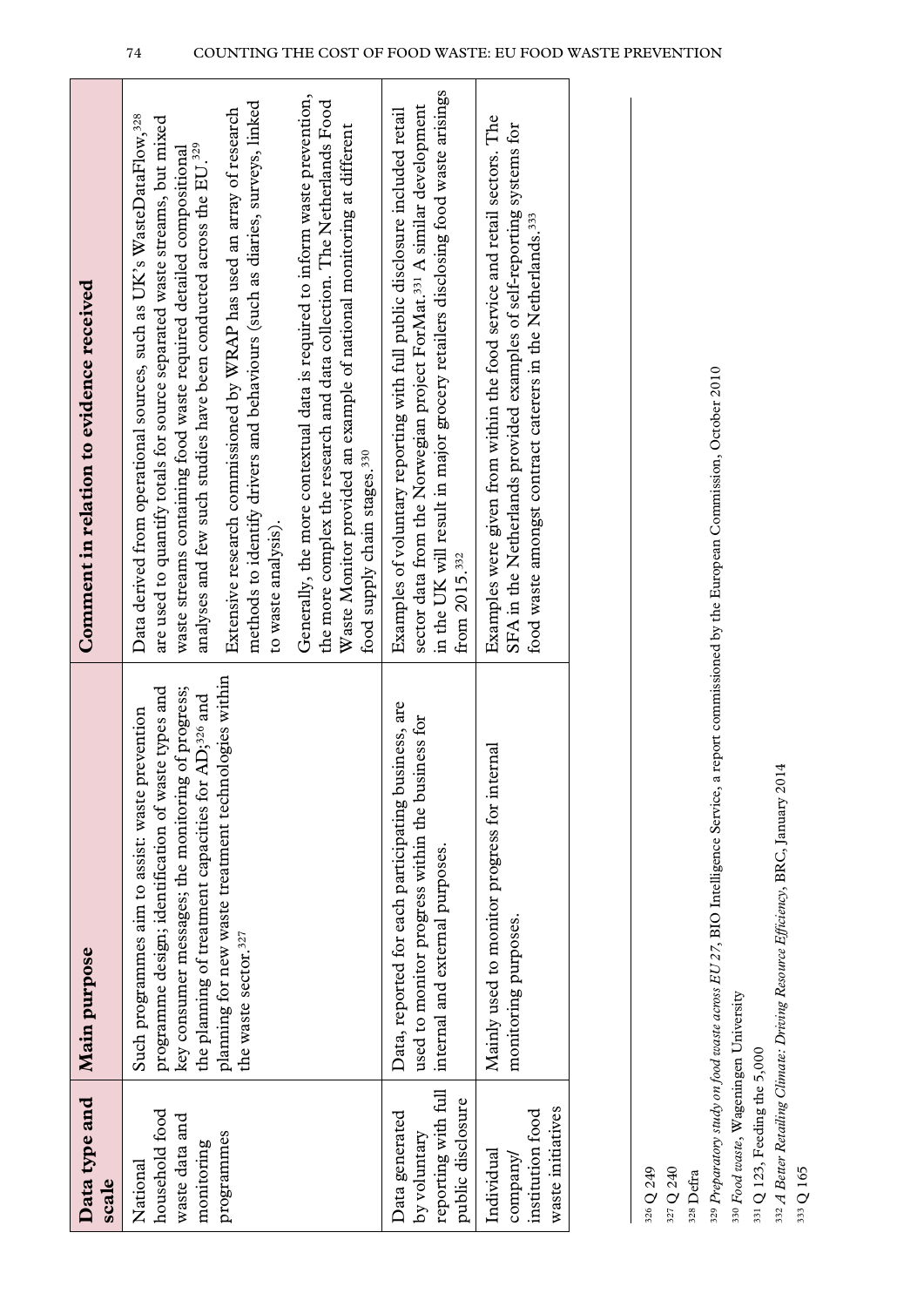| Data type and scale | Main purpose | Comment in relation to evidence received |
|---|---|---|
| National household food waste data and monitoring programmes | Such programmes aim to assist: waste prevention programme design; identification of waste types and key consumer messages; the monitoring of progress; the planning of treatment capacities for AD;[326] and planning for new waste treatment technologies within the waste sector.[327] | Data derived from operational sources, such as UK's WasteDataFlow,[328] are used to quantify totals for source separated waste streams, but mixed waste streams containing food waste required detailed compositional analyses and few such studies have been conducted across the EU.[329] Extensive research commissioned by WRAP has used an array of research methods to identify drivers and behaviours (such as diaries, surveys, linked to waste analysis). Generally, the more contextual data is required to inform waste prevention, the more complex the research and data collection. The Netherlands Food Waste Monitor provided an example of national monitoring at different food supply chain stages.[330] |
| Data generated by voluntary reporting with full public disclosure | Data, reported for each participating business, are used to monitor progress within the business for internal and external purposes. | Examples of voluntary reporting with full public disclosure included retail sector data from the Norwegian project ForMat.[331] A similar development in the UK will result in major grocery retailers disclosing food waste arisings from 2015.[332] |
| Individual company/ institution food waste initiatives | Mainly used to monitor progress for internal monitoring purposes. | Examples were given from within the food service and retail sectors. The SFA in the Netherlands provided examples of self-reporting systems for food waste amongst contract caterers in the Netherlands.[333] |

[326] Q 249

[327] Q 240

[328] Defra

[329] *Preparatory study on food waste across EU 27*, BIO Intelligence Service, a report commissioned by the European Commission, October 2010

[330] *Food waste*, Wageningen University

[331] Q 123, Feeding the 5,000

[332] *A Better Retailing Climate: Driving Resource Efficiency*, BRC, January 2014

[333] Q 165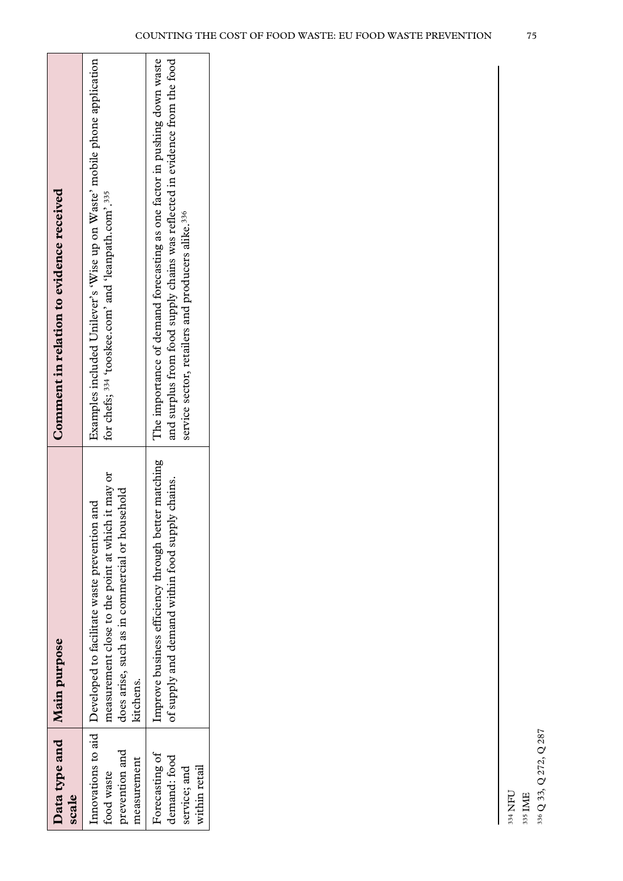| Data type and scale | Main purpose | Comment in relation to evidence received |
|---|---|---|
| Innovations to aid food waste prevention and measurement | Developed to facilitate waste prevention and measurement close to the point at which it may or does arise, such as in commercial or household kitchens. | Examples included Unilever's 'Wise up on Waste' mobile phone application for chefs;[334] 'tooskee.com' and 'leanpath.com'.[335] |
| Forecasting of demand: food service; and within retail | Improve business efficiency through better matching of supply and demand within food supply chains. | The importance of demand forecasting as one factor in pushing down waste and surplus from food supply chains was reflected in evidence from the food service sector, retailers and producers alike.[336] |

[334] NFU

[335] IME

[336] Q 33, Q 272, Q 287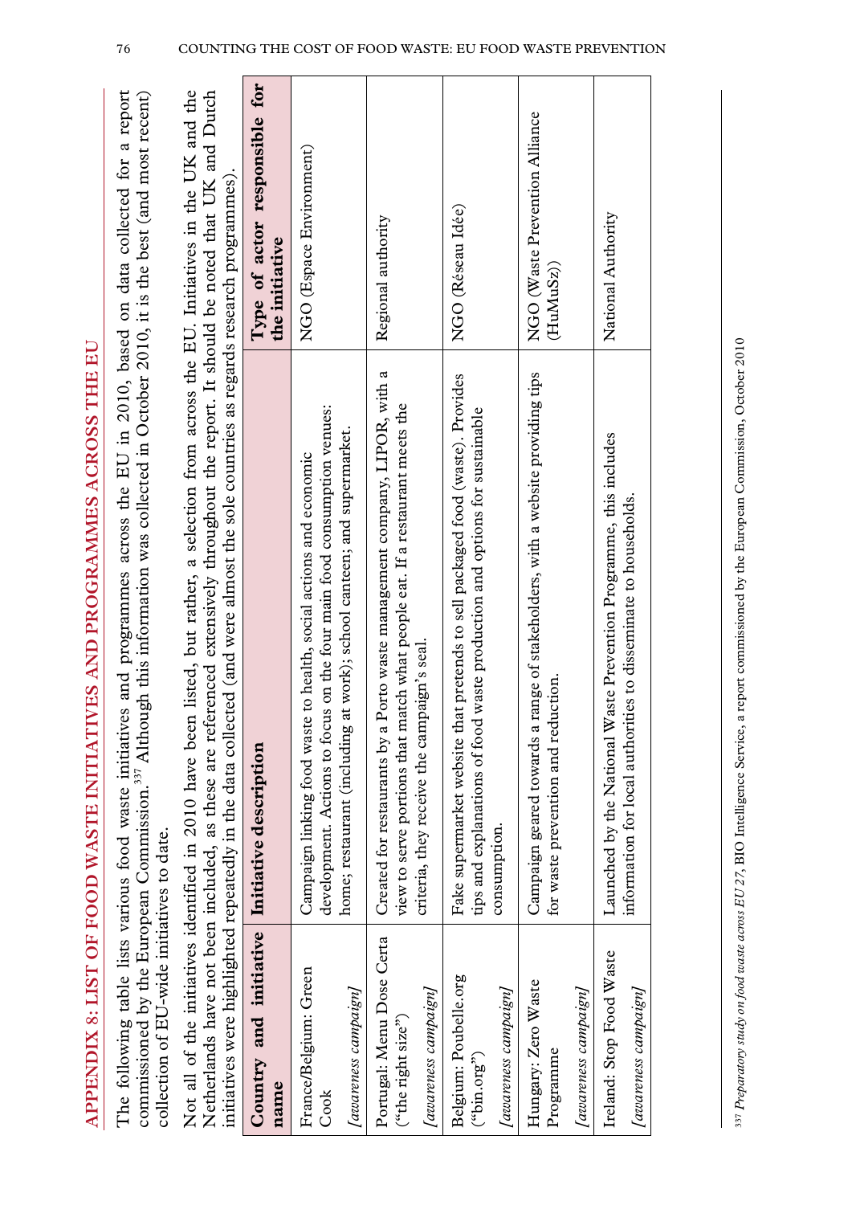# APPENDIX 8: LIST OF FOOD WASTE INITIATIVES AND PROGRAMMES ACROSS THE EU

The following table lists various food waste initiatives and programmes across the EU in 2010, based on data collected for a report commissioned by the European Commission.[337] Although this information was collected in October 2010, it is the best (and most recent) collection of EU-wide initiatives to date.

Not all of the initiatives identified in 2010 have been listed, but rather, a selection from across the EU. Initiatives in the UK and the Netherlands have not been included, as these are referenced extensively throughout the report. It should be noted that UK and Dutch initiatives were highlighted repeatedly in the data collected (and were almost the sole countries as regards research programmes).

| Country and initiative name | Initiative description | Type of actor responsible for the initiative |
|---|---|---|
| France/Belgium: Green Cook<br>*[awareness campaign]* | Campaign linking food waste to health, social actions and economic development. Actions to focus on the four main food consumption venues: home; restaurant (including at work); school canteen; and supermarket. | NGO (Espace Environment) |
| Portugal: Menu Dose Certa ("the right size")<br>*[awareness campaign]* | Created for restaurants by a Porto waste management company, LIPOR, with a view to serve portions that match what people eat. If a restaurant meets the criteria, they receive the campaign's seal. | Regional authority |
| Belgium: Poubelle.org ("bin.org")<br>*[awareness campaign]* | Fake supermarket website that pretends to sell packaged food (waste). Provides tips and explanations of food waste production and options for sustainable consumption. | NGO (Réseau Idée) |
| Hungary: Zero Waste Programme<br>*[awareness campaign]* | Campaign geared towards a range of stakeholders, with a website providing tips for waste prevention and reduction. | NGO (Waste Prevention Alliance (HuMuSz)) |
| Ireland: Stop Food Waste<br>*[awareness campaign]* | Launched by the National Waste Prevention Programme, this includes information for local authorities to disseminate to households. | National Authority |

[337] *Preparatory study on food waste across EU 27*, BIO Intelligence Service, a report commissioned by the European Commission, October 2010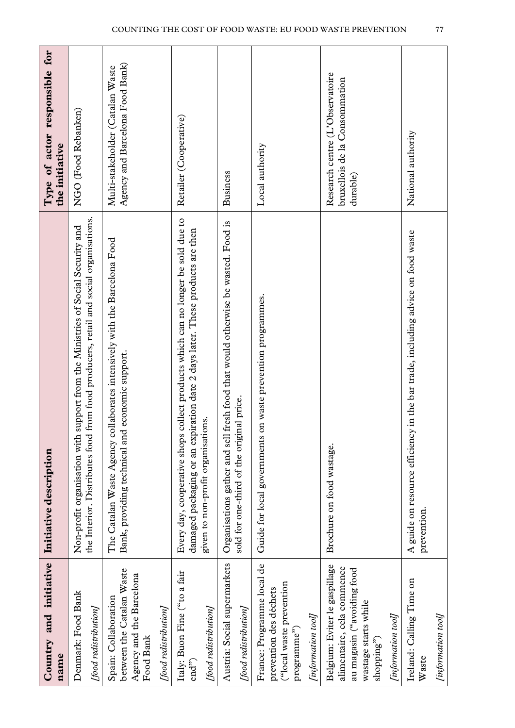| Country and initiative name | Initiative description | Type of actor responsible for the initiative |
|---|---|---|
| Denmark: Food Bank<br>*[food redistribution]* | Non-profit organisation with support from the Ministries of Social Security and the Interior. Distributes food from food producers, retail and social organisations. | NGO (Food Rebanken) |
| Spain: Collaboration between the Catalan Waste Agency and the Barcelona Food Bank<br>*[food redistribution]* | The Catalan Waste Agency collaborates intensively with the Barcelona Food Bank, providing technical and economic support. | Multi-stakeholder (Catalan Waste Agency and Barcelona Food Bank) |
| Italy: Buon Fine ("to a fair end")<br>*[food redistribution]* | Every day, cooperative shops collect products which can no longer be sold due to damaged packaging or an expiration date 2 days later. These products are then given to non-profit organisations. | Retailer (Cooperative) |
| Austria: Social supermarkets<br>*[food redistribution]* | Organisations gather and sell fresh food that would otherwise be wasted. Food is sold for one-third of the original price. | Business |
| France: Programme local de prevention des déchets ("local waste prevention programme")<br>*[information tool]* | Guide for local governments on waste prevention programmes. | Local authority |
| Belgium: Eviter le gaspillage alimentaire, cela commence au magasin ("avoiding food wastage starts while shopping")<br>*[information tool]* | Brochure on food wastage. | Research centre (L'Observatoire bruxellois de la Consommation durable) |
| Ireland: Calling Time on Waste<br>*[information tool]* | A guide on resource efficiency in the bar trade, including advice on food waste prevention. | National authority |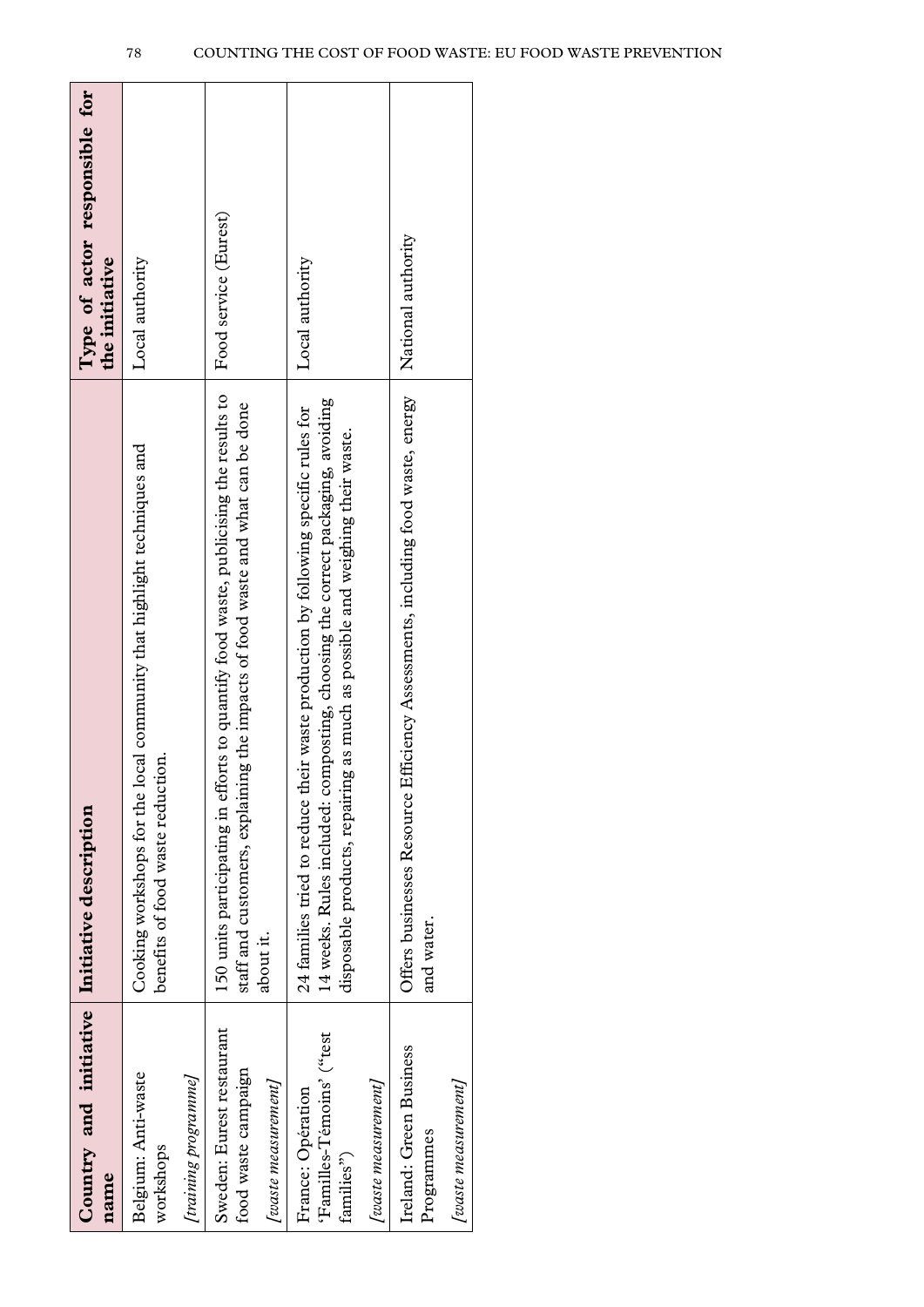| Country and initiative name | Initiative description | Type of actor responsible for the initiative |
| --- | --- | --- |
| Belgium: Anti-waste workshops<br><br>*[training programme]* | Cooking workshops for the local community that highlight techniques and benefits of food waste reduction. | Local authority |
| Sweden: Eurest restaurant food waste campaign<br><br>*[waste measurement]* | 150 units participating in efforts to quantify food waste, publicising the results to staff and customers, explaining the impacts of food waste and what can be done about it. | Food service (Eurest) |
| France: Opération 'Familles-Témoins' ("test families")<br><br>*[waste measurement]* | 24 families tried to reduce their waste production by following specific rules for 14 weeks. Rules included: composting, choosing the correct packaging, avoiding disposable products, repairing as much as possible and weighing their waste. | Local authority |
| Ireland: Green Business Programmes<br><br>*[waste measurement]* | Offers businesses Resource Efficiency Assessments, including food waste, energy and water. | National authority |